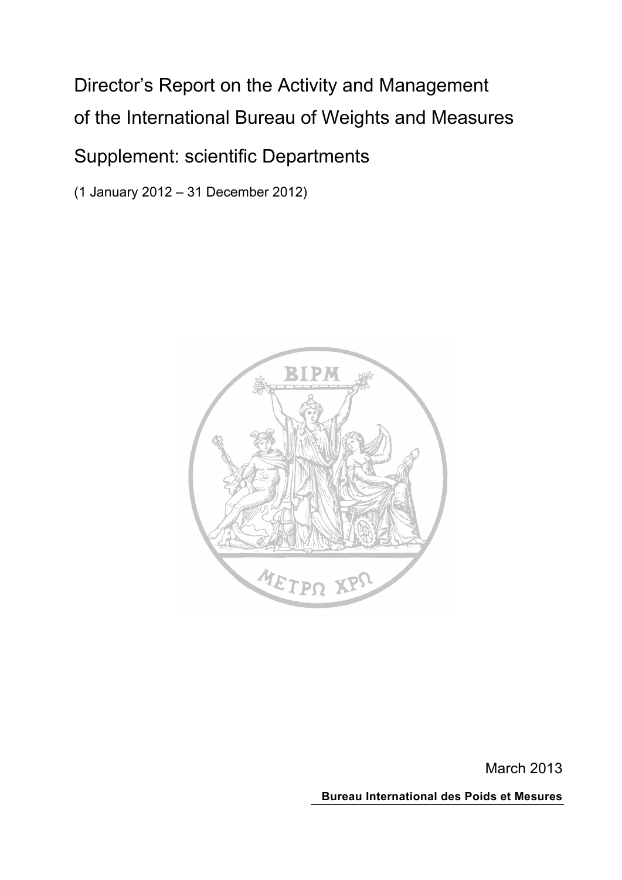# Director's Report on the Activity and Management of the International Bureau of Weights and Measures

## Supplement: scientific Departments

(1 January 2012 – 31 December 2012)

March 2013

**Bureau International des Poids et Mesures**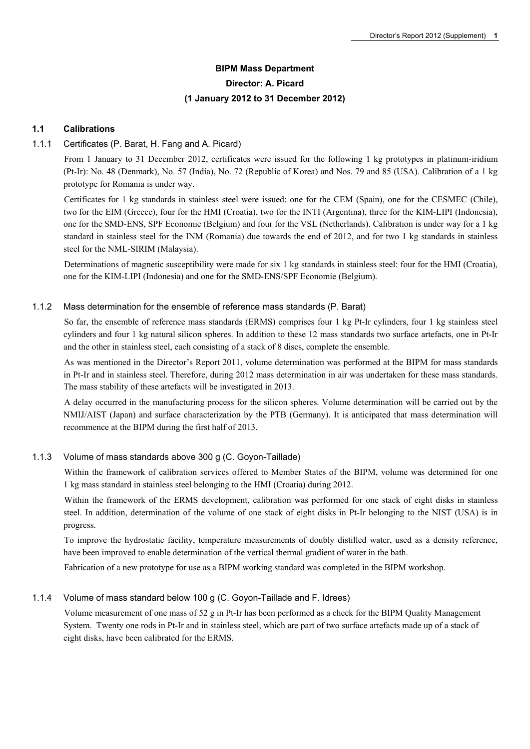# BPM Mass Department

**Director: A. Picard**

**(1 January 2012 to 31 December 2012)**

## 1.1 Calibrations

### 1.1.1 Certificates (P. Barat, H. Fang and A. Picard)

From 1 January to 31 December 2012, certificates were issued for the following 1 kg prototypes in platinum-iridium (Pt-Ir): No. 48 (Denmark), No. 57 (India), No. 72 (Republic of Korea) and Nos. 79 and 85 (USA). Calibration of a 1 kg prototype for Romania is under way.

Certificates for 1 kg standards in stainless steel were issued: one for the CEM (Spain), one for the CESMEC (Chile), two for the EIM (Greece), four for the HMI (Croatia), two for the INTI (Argentina), three for the KIM-LIPI (Indonesia), one for the SMD-ENS, SPF Economie (Belgium) and four for the VSL (Netherlands). Calibration is under way for a 1 kg standard in stainless steel for the INM (Romania) due towards the end of 2012, and for two 1 kg standards in stainless steel for the NML-SIRIM (Malaysia).

Determinations of magnetic susceptibility were made for six 1 kg standards in stainless steel: four for the HMI (Croatia), one for the KIM-LIPI (Indonesia) and one for the SMD-ENS/SPF Economie (Belgium).

### 1.1.2 Mass determination for the ensemble of reference mass standards (P. Barat)

So far, the ensemble of reference mass standards (ERMS) comprises four 1 kg Pt-Ir cylinders, four 1 kg stainless steel cylinders and four 1 kg natural silicon spheres. In addition to these 12 mass standards two surface artefacts, one in Pt-Ir and the other in stainless steel, each consisting of a stack of 8 discs, complete the ensemble.

As was mentioned in the Director's Report 2011, volume determination was performed at the BIPM for mass standards in Pt-Ir and in stainless steel. Therefore, during 2012 mass determination in air was undertaken for these mass standards. The mass stability of these artefacts will be investigated in 2013.

A delay occurred in the manufacturing process for the silicon spheres. Volume determination will be carried out by the NMIJ/AIST (Japan) and surface characterization by the PTB (Germany). It is anticipated that mass determination will recommence at the BIPM during the first half of 2013.

### 1.1.3 Volume of mass standards above 300 g (C. Goyon-Taillade)

Within the framework of calibration services offered to Member States of the BIPM, volume was determined for one 1 kg mass standard in stainless steel belonging to the HMI (Croatia) during 2012.

Within the framework of the ERMS development, calibration was performed for one stack of eight disks in stainless steel. In addition, determination of the volume of one stack of eight disks in Pt-Ir belonging to the NIST (USA) is in progress.

To improve the hydrostatic facility, temperature measurements of doubly distilled water, used as a density reference, have been improved to enable determination of the vertical thermal gradient of water in the bath.

Fabrication of a new prototype for use as a BIPM working standard was completed in the BIPM workshop.

### 1.1.4 Volume of mass standard below 100 g (C. Goyon-Taillade and F. Idrees)

Volume measurement of one mass of 52 g in Pt-Ir has been performed as a check for the BIPM Quality Management System. Twenty one rods in Pt-Ir and in stainless steel, which are part of two surface artefacts made up of a stack of eight disks, have been calibrated for the ERMS.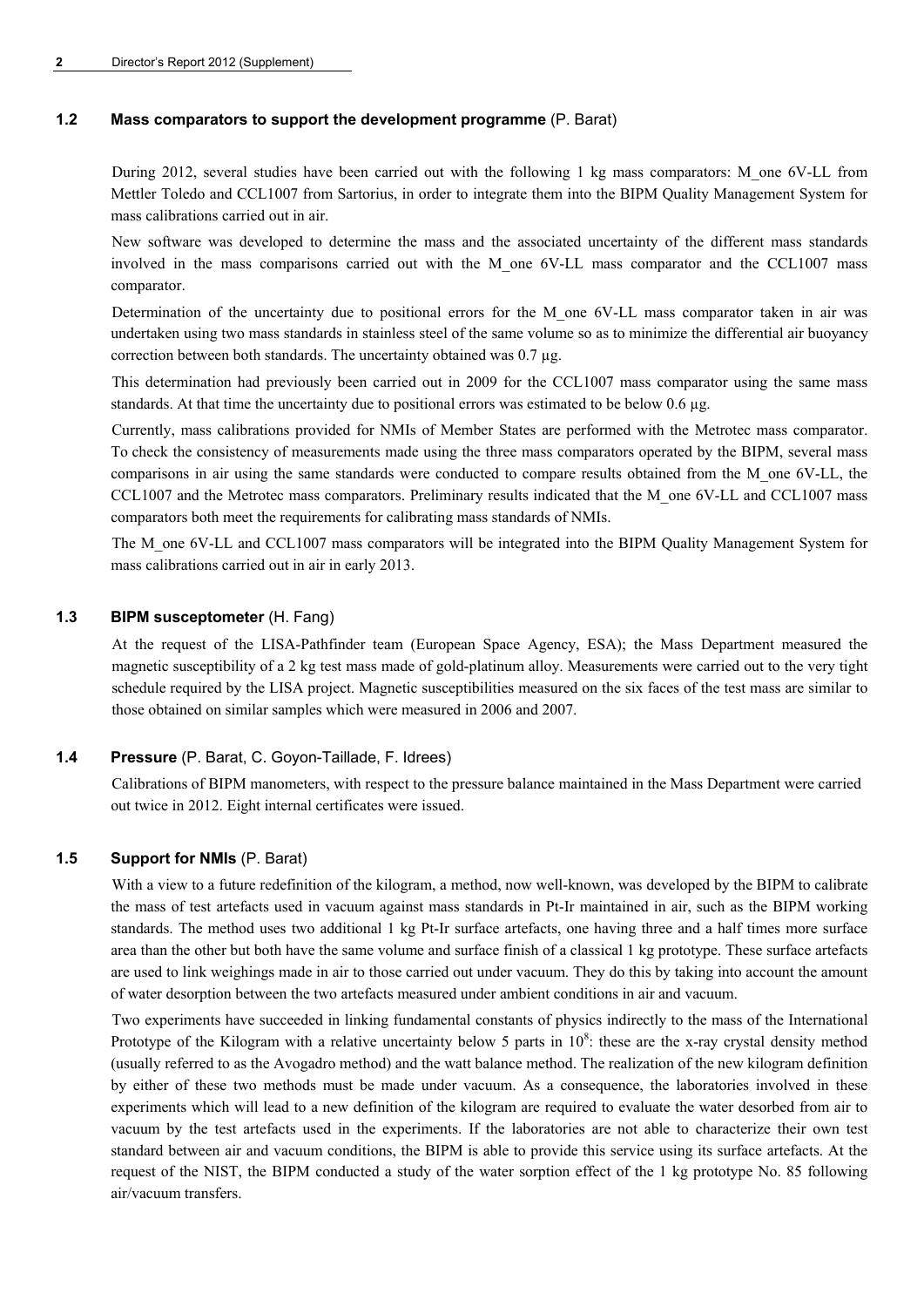### 1.2 Mass comparators to support the development programme (P. Barat)

During 2012, several studies have been carried out with the following 1 kg mass comparators: M_one 6V-LL from Mettler Toledo and CCL1007 from Sartorius, in order to integrate them into the BIPM Quality Management System for mass calibrations carried out in air.

New software was developed to determine the mass and the associated uncertainty of the different mass standards involved in the mass comparisons carried out with the M_one 6V-LL mass comparator and the CCL1007 mass comparator.

Determination of the uncertainty due to positional errors for the M_one 6V-LL mass comparator taken in air was undertaken using two mass standards in stainless steel of the same volume so as to minimize the differential air buoyancy correction between both standards. The uncertainty obtained was 0.7 µg.

This determination had previously been carried out in 2009 for the CCL1007 mass comparator using the same mass standards. At that time the uncertainty due to positional errors was estimated to be below 0.6 µg.

Currently, mass calibrations provided for NMIs of Member States are performed with the Metrotec mass comparator. To check the consistency of measurements made using the three mass comparators operated by the BIPM, several mass comparisons in air using the same standards were conducted to compare results obtained from the M_one 6V-LL, the CCL1007 and the Metrotec mass comparators. Preliminary results indicated that the M_one 6V-LL and CCL1007 mass comparators both meet the requirements for calibrating mass standards of NMIs.

The M_one 6V-LL and CCL1007 mass comparators will be integrated into the BIPM Quality Management System for mass calibrations carried out in air in early 2013.

### 1.3 BIPM susceptometer (H. Fang)

At the request of the LISA-Pathfinder team (European Space Agency, ESA); the Mass Department measured the magnetic susceptibility of a 2 kg test mass made of gold-platinum alloy. Measurements were carried out to the very tight schedule required by the LISA project. Magnetic susceptibilities measured on the six faces of the test mass are similar to those obtained on similar samples which were measured in 2006 and 2007.

### 1.4 Pressure (P. Barat, C. Goyon-Taillade, F. Idrees)

Calibrations of BIPM manometers, with respect to the pressure balance maintained in the Mass Department were carried out twice in 2012. Eight internal certificates were issued.

### 1.5 Support for NMIs (P. Barat)

With a view to a future redefinition of the kilogram, a method, now well-known, was developed by the BIPM to calibrate the mass of test artefacts used in vacuum against mass standards in Pt-Ir maintained in air, such as the BIPM working standards. The method uses two additional 1 kg Pt-Ir surface artefacts, one having three and a half times more surface area than the other but both have the same volume and surface finish of a classical 1 kg prototype. These surface artefacts are used to link weighings made in air to those carried out under vacuum. They do this by taking into account the amount of water desorption between the two artefacts measured under ambient conditions in air and vacuum.

Two experiments have succeeded in linking fundamental constants of physics indirectly to the mass of the International Prototype of the Kilogram with a relative uncertainty below 5 parts in $10^8$: these are the x-ray crystal density method (usually referred to as the Avogadro method) and the watt balance method. The realization of the new kilogram definition by either of these two methods must be made under vacuum. As a consequence, the laboratories involved in these experiments which will lead to a new definition of the kilogram are required to evaluate the water desorbed from air to vacuum by the test artefacts used in the experiments. If the laboratories are not able to characterize their own test standard between air and vacuum conditions, the BIPM is able to provide this service using its surface artefacts. At the request of the NIST, the BIPM conducted a study of the water sorption effect of the 1 kg prototype No. 85 following air/vacuum transfers.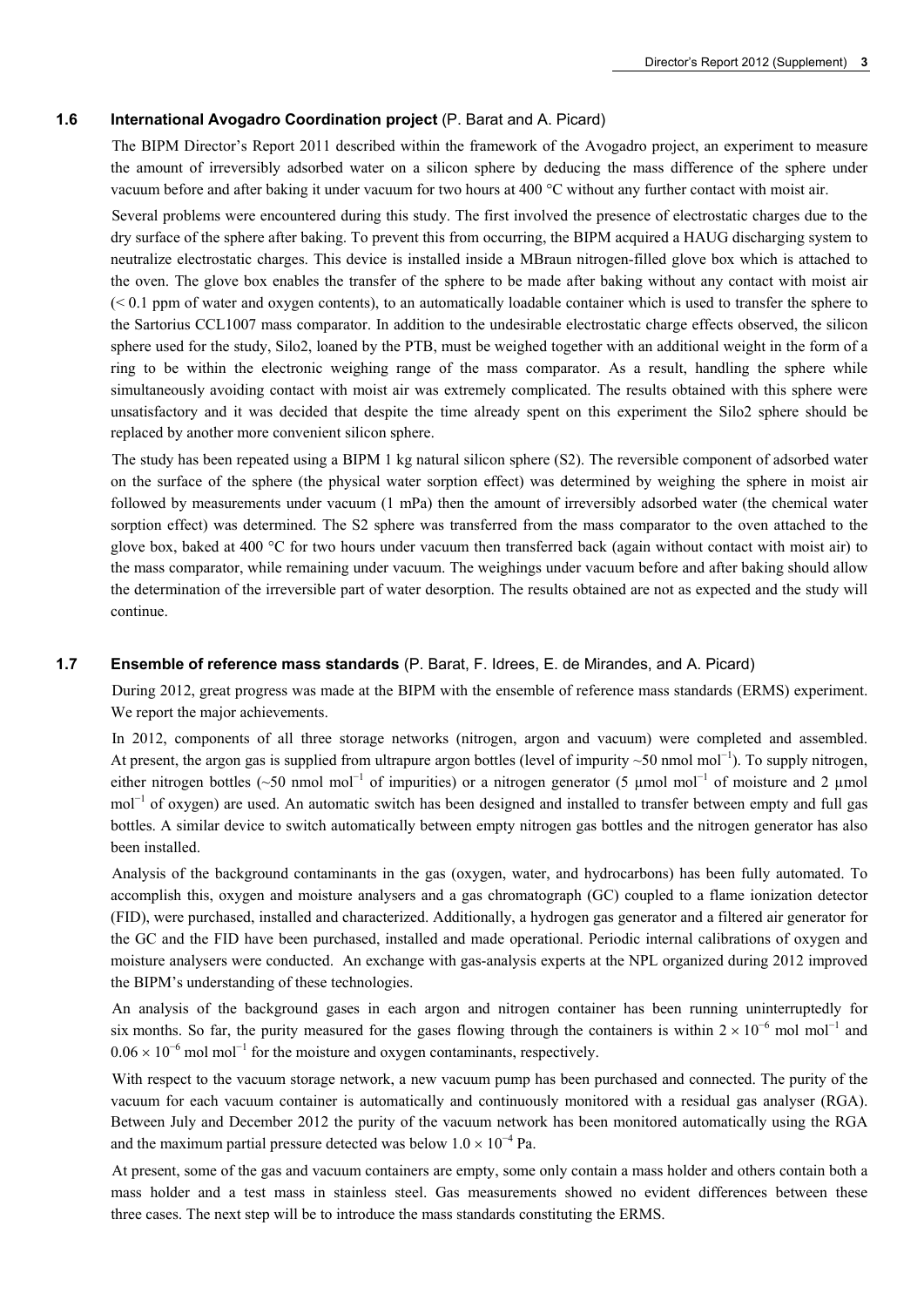### 1.6 International Avogadro Coordination project (P. Barat and A. Picard)

The BIPM Director's Report 2011 described within the framework of the Avogadro project, an experiment to measure the amount of irreversibly adsorbed water on a silicon sphere by deducing the mass difference of the sphere under vacuum before and after baking it under vacuum for two hours at 400 °C without any further contact with moist air.

Several problems were encountered during this study. The first involved the presence of electrostatic charges due to the dry surface of the sphere after baking. To prevent this from occurring, the BIPM acquired a HAUG discharging system to neutralize electrostatic charges. This device is installed inside a MBraun nitrogen-filled glove box which is attached to the oven. The glove box enables the transfer of the sphere to be made after baking without any contact with moist air (< 0.1 ppm of water and oxygen contents), to an automatically loadable container which is used to transfer the sphere to the Sartorius CCL1007 mass comparator. In addition to the undesirable electrostatic charge effects observed, the silicon sphere used for the study, Silo2, loaned by the PTB, must be weighed together with an additional weight in the form of a ring to be within the electronic weighing range of the mass comparator. As a result, handling the sphere while simultaneously avoiding contact with moist air was extremely complicated. The results obtained with this sphere were unsatisfactory and it was decided that despite the time already spent on this experiment the Silo2 sphere should be replaced by another more convenient silicon sphere.

The study has been repeated using a BIPM 1 kg natural silicon sphere (S2). The reversible component of adsorbed water on the surface of the sphere (the physical water sorption effect) was determined by weighing the sphere in moist air followed by measurements under vacuum (1 mPa) then the amount of irreversibly adsorbed water (the chemical water sorption effect) was determined. The S2 sphere was transferred from the mass comparator to the oven attached to the glove box, baked at 400 °C for two hours under vacuum then transferred back (again without contact with moist air) to the mass comparator, while remaining under vacuum. The weighings under vacuum before and after baking should allow the determination of the irreversible part of water desorption. The results obtained are not as expected and the study will continue.

### 1.7 Ensemble of reference mass standards (P. Barat, F. Idrees, E. de Mirandes, and A. Picard)

During 2012, great progress was made at the BIPM with the ensemble of reference mass standards (ERMS) experiment. We report the major achievements.

In 2012, components of all three storage networks (nitrogen, argon and vacuum) were completed and assembled. At present, the argon gas is supplied from ultrapure argon bottles (level of impurity ~50 nmol mol$^{-1}$). To supply nitrogen, either nitrogen bottles (~50 nmol mol$^{-1}$ of impurities) or a nitrogen generator (5 µmol mol$^{-1}$ of moisture and 2 µmol mol$^{-1}$ of oxygen) are used. An automatic switch has been designed and installed to transfer between empty and full gas bottles. A similar device to switch automatically between empty nitrogen gas bottles and the nitrogen generator has also been installed.

Analysis of the background contaminants in the gas (oxygen, water, and hydrocarbons) has been fully automated. To accomplish this, oxygen and moisture analysers and a gas chromatograph (GC) coupled to a flame ionization detector (FID), were purchased, installed and characterized. Additionally, a hydrogen gas generator and a filtered air generator for the GC and the FID have been purchased, installed and made operational. Periodic internal calibrations of oxygen and moisture analysers were conducted. An exchange with gas-analysis experts at the NPL organized during 2012 improved the BIPM's understanding of these technologies.

An analysis of the background gases in each argon and nitrogen container has been running uninterruptedly for six months. So far, the purity measured for the gases flowing through the containers is within $2 \times 10^{-6}$ mol mol$^{-1}$ and $0.06 \times 10^{-6}$ mol mol$^{-1}$ for the moisture and oxygen contaminants, respectively.

With respect to the vacuum storage network, a new vacuum pump has been purchased and connected. The purity of the vacuum for each vacuum container is automatically and continuously monitored with a residual gas analyser (RGA). Between July and December 2012 the purity of the vacuum network has been monitored automatically using the RGA and the maximum partial pressure detected was below $1.0 \times 10^{-4}$ Pa.

At present, some of the gas and vacuum containers are empty, some only contain a mass holder and others contain both a mass holder and a test mass in stainless steel. Gas measurements showed no evident differences between these three cases. The next step will be to introduce the mass standards constituting the ERMS.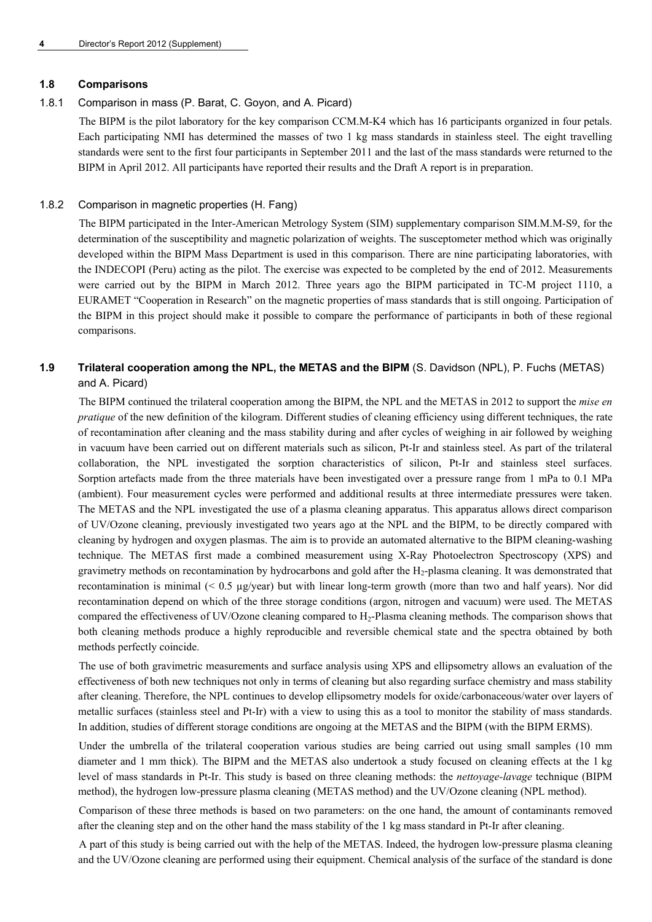### 1.8 Comparisons

#### 1.8.1 Comparison in mass (P. Barat, C. Goyon, and A. Picard)

The BIPM is the pilot laboratory for the key comparison CCM.M-K4 which has 16 participants organized in four petals. Each participating NMI has determined the masses of two 1 kg mass standards in stainless steel. The eight travelling standards were sent to the first four participants in September 2011 and the last of the mass standards were returned to the BIPM in April 2012. All participants have reported their results and the Draft A report is in preparation.

#### 1.8.2 Comparison in magnetic properties (H. Fang)

The BIPM participated in the Inter-American Metrology System (SIM) supplementary comparison SIM.M.M-S9, for the determination of the susceptibility and magnetic polarization of weights. The susceptometer method which was originally developed within the BIPM Mass Department is used in this comparison. There are nine participating laboratories, with the INDECOPI (Peru) acting as the pilot. The exercise was expected to be completed by the end of 2012. Measurements were carried out by the BIPM in March 2012. Three years ago the BIPM participated in TC-M project 1110, a EURAMET "Cooperation in Research" on the magnetic properties of mass standards that is still ongoing. Participation of the BIPM in this project should make it possible to compare the performance of participants in both of these regional comparisons.

### 1.9 Trilateral cooperation among the NPL, the METAS and the BIPM (S. Davidson (NPL), P. Fuchs (METAS) and A. Picard)

The BIPM continued the trilateral cooperation among the BIPM, the NPL and the METAS in 2012 to support the *mise en pratique* of the new definition of the kilogram. Different studies of cleaning efficiency using different techniques, the rate of recontamination after cleaning and the mass stability during and after cycles of weighing in air followed by weighing in vacuum have been carried out on different materials such as silicon, Pt-Ir and stainless steel. As part of the trilateral collaboration, the NPL investigated the sorption characteristics of silicon, Pt-Ir and stainless steel surfaces. Sorption artefacts made from the three materials have been investigated over a pressure range from 1 mPa to 0.1 MPa (ambient). Four measurement cycles were performed and additional results at three intermediate pressures were taken. The METAS and the NPL investigated the use of a plasma cleaning apparatus. This apparatus allows direct comparison of UV/Ozone cleaning, previously investigated two years ago at the NPL and the BIPM, to be directly compared with cleaning by hydrogen and oxygen plasmas. The aim is to provide an automated alternative to the BIPM cleaning-washing technique. The METAS first made a combined measurement using X-Ray Photoelectron Spectroscopy (XPS) and gravimetry methods on recontamination by hydrocarbons and gold after the $H_2$-plasma cleaning. It was demonstrated that recontamination is minimal (< 0.5 µg/year) but with linear long-term growth (more than two and half years). Nor did recontamination depend on which of the three storage conditions (argon, nitrogen and vacuum) were used. The METAS compared the effectiveness of UV/Ozone cleaning compared to $H_2$-Plasma cleaning methods. The comparison shows that both cleaning methods produce a highly reproducible and reversible chemical state and the spectra obtained by both methods perfectly coincide.

The use of both gravimetric measurements and surface analysis using XPS and ellipsometry allows an evaluation of the effectiveness of both new techniques not only in terms of cleaning but also regarding surface chemistry and mass stability after cleaning. Therefore, the NPL continues to develop ellipsometry models for oxide/carbonaceous/water over layers of metallic surfaces (stainless steel and Pt-Ir) with a view to using this as a tool to monitor the stability of mass standards. In addition, studies of different storage conditions are ongoing at the METAS and the BIPM (with the BIPM ERMS).

Under the umbrella of the trilateral cooperation various studies are being carried out using small samples (10 mm diameter and 1 mm thick). The BIPM and the METAS also undertook a study focused on cleaning effects at the 1 kg level of mass standards in Pt-Ir. This study is based on three cleaning methods: the *nettoyage-lavage* technique (BIPM method), the hydrogen low-pressure plasma cleaning (METAS method) and the UV/Ozone cleaning (NPL method).

Comparison of these three methods is based on two parameters: on the one hand, the amount of contaminants removed after the cleaning step and on the other hand the mass stability of the 1 kg mass standard in Pt-Ir after cleaning.

A part of this study is being carried out with the help of the METAS. Indeed, the hydrogen low-pressure plasma cleaning and the UV/Ozone cleaning are performed using their equipment. Chemical analysis of the surface of the standard is done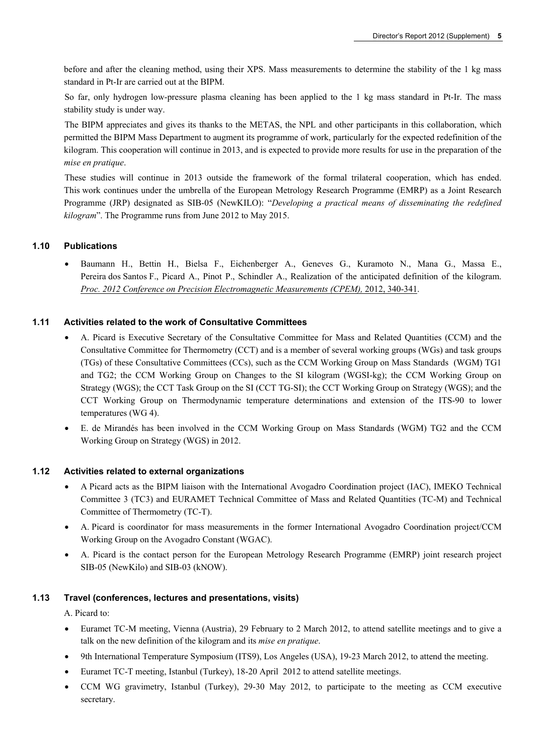before and after the cleaning method, using their XPS. Mass measurements to determine the stability of the 1 kg mass standard in Pt-Ir are carried out at the BIPM.

So far, only hydrogen low-pressure plasma cleaning has been applied to the 1 kg mass standard in Pt-Ir. The mass stability study is under way.

The BIPM appreciates and gives its thanks to the METAS, the NPL and other participants in this collaboration, which permitted the BIPM Mass Department to augment its programme of work, particularly for the expected redefinition of the kilogram. This cooperation will continue in 2013, and is expected to provide more results for use in the preparation of the *mise en pratique*.

These studies will continue in 2013 outside the framework of the formal trilateral cooperation, which has ended. This work continues under the umbrella of the European Metrology Research Programme (EMRP) as a Joint Research Programme (JRP) designated as SIB-05 (NewKILO): "*Developing a practical means of disseminating the redefined kilogram*". The Programme runs from June 2012 to May 2015.

### 1.10 Publications

- Baumann H., Bettin H., Bielsa F., Eichenberger A., Geneves G., Kuramoto N., Mana G., Massa E., Pereira dos Santos F., Picard A., Pinot P., Schindler A., Realization of the anticipated definition of the kilogram. *Proc. 2012 Conference on Precision Electromagnetic Measurements (CPEM),* 2012, 340-341.

### 1.11 Activities related to the work of Consultative Committees

- A. Picard is Executive Secretary of the Consultative Committee for Mass and Related Quantities (CCM) and the Consultative Committee for Thermometry (CCT) and is a member of several working groups (WGs) and task groups (TGs) of these Consultative Committees (CCs), such as the CCM Working Group on Mass Standards (WGM) TG1 and TG2; the CCM Working Group on Changes to the SI kilogram (WGSI-kg); the CCM Working Group on Strategy (WGS); the CCT Task Group on the SI (CCT TG-SI); the CCT Working Group on Strategy (WGS); and the CCT Working Group on Thermodynamic temperature determinations and extension of the ITS-90 to lower temperatures (WG 4).
- E. de Mirandés has been involved in the CCM Working Group on Mass Standards (WGM) TG2 and the CCM Working Group on Strategy (WGS) in 2012.

### 1.12 Activities related to external organizations

- A Picard acts as the BIPM liaison with the International Avogadro Coordination project (IAC), IMEKO Technical Committee 3 (TC3) and EURAMET Technical Committee of Mass and Related Quantities (TC-M) and Technical Committee of Thermometry (TC-T).
- A. Picard is coordinator for mass measurements in the former International Avogadro Coordination project/CCM Working Group on the Avogadro Constant (WGAC).
- A. Picard is the contact person for the European Metrology Research Programme (EMRP) joint research project SIB-05 (NewKilo) and SIB-03 (kNOW).

### 1.13 Travel (conferences, lectures and presentations, visits)

A. Picard to:

- Euramet TC-M meeting, Vienna (Austria), 29 February to 2 March 2012, to attend satellite meetings and to give a talk on the new definition of the kilogram and its *mise en pratique*.
- 9th International Temperature Symposium (ITS9), Los Angeles (USA), 19-23 March 2012, to attend the meeting.
- Euramet TC-T meeting, Istanbul (Turkey), 18-20 April 2012 to attend satellite meetings.
- CCM WG gravimetry, Istanbul (Turkey), 29-30 May 2012, to participate to the meeting as CCM executive secretary.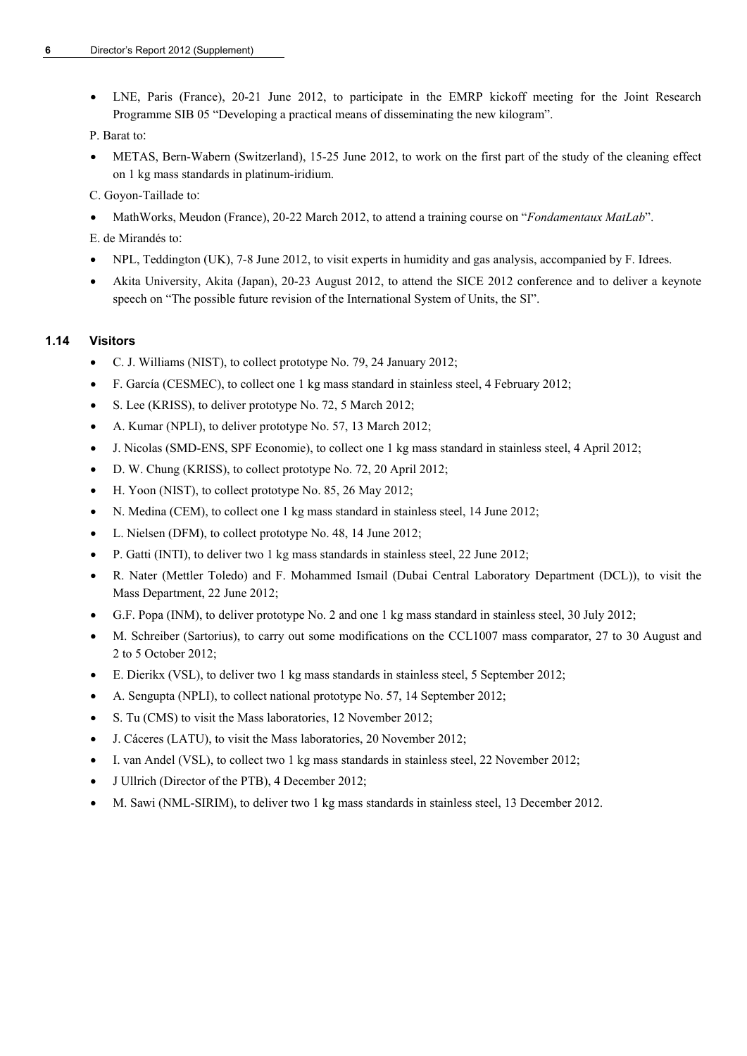- LNE, Paris (France), 20-21 June 2012, to participate in the EMRP kickoff meeting for the Joint Research Programme SIB 05 "Developing a practical means of disseminating the new kilogram".

P. Barat to:

- METAS, Bern-Wabern (Switzerland), 15-25 June 2012, to work on the first part of the study of the cleaning effect on 1 kg mass standards in platinum-iridium.

C. Goyon-Taillade to:

- MathWorks, Meudon (France), 20-22 March 2012, to attend a training course on "*Fondamentaux MatLab*".

E. de Mirandés to:

- NPL, Teddington (UK), 7-8 June 2012, to visit experts in humidity and gas analysis, accompanied by F. Idrees.
- Akita University, Akita (Japan), 20-23 August 2012, to attend the SICE 2012 conference and to deliver a keynote speech on "The possible future revision of the International System of Units, the SI".

### 1.14 Visitors

- C. J. Williams (NIST), to collect prototype No. 79, 24 January 2012;
- F. García (CESMEC), to collect one 1 kg mass standard in stainless steel, 4 February 2012;
- S. Lee (KRISS), to deliver prototype No. 72, 5 March 2012;
- A. Kumar (NPLI), to deliver prototype No. 57, 13 March 2012;
- J. Nicolas (SMD-ENS, SPF Economie), to collect one 1 kg mass standard in stainless steel, 4 April 2012;
- D. W. Chung (KRISS), to collect prototype No. 72, 20 April 2012;
- H. Yoon (NIST), to collect prototype No. 85, 26 May 2012;
- N. Medina (CEM), to collect one 1 kg mass standard in stainless steel, 14 June 2012;
- L. Nielsen (DFM), to collect prototype No. 48, 14 June 2012;
- P. Gatti (INTI), to deliver two 1 kg mass standards in stainless steel, 22 June 2012;
- R. Nater (Mettler Toledo) and F. Mohammed Ismail (Dubai Central Laboratory Department (DCL)), to visit the Mass Department, 22 June 2012;
- G.F. Popa (INM), to deliver prototype No. 2 and one 1 kg mass standard in stainless steel, 30 July 2012;
- M. Schreiber (Sartorius), to carry out some modifications on the CCL1007 mass comparator, 27 to 30 August and 2 to 5 October 2012;
- E. Dierikx (VSL), to deliver two 1 kg mass standards in stainless steel, 5 September 2012;
- A. Sengupta (NPLI), to collect national prototype No. 57, 14 September 2012;
- S. Tu (CMS) to visit the Mass laboratories, 12 November 2012;
- J. Cáceres (LATU), to visit the Mass laboratories, 20 November 2012;
- I. van Andel (VSL), to collect two 1 kg mass standards in stainless steel, 22 November 2012;
- J Ullrich (Director of the PTB), 4 December 2012;
- M. Sawi (NML-SIRIM), to deliver two 1 kg mass standards in stainless steel, 13 December 2012.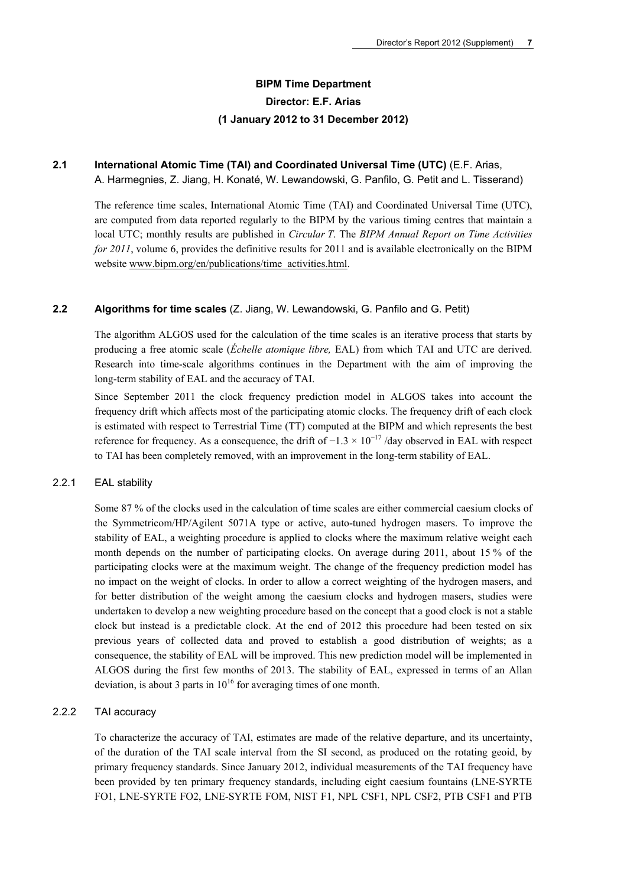**BIPM Time Department**
**Director: E.F. Arias**
**(1 January 2012 to 31 December 2012)**

## 2.1 International Atomic Time (TAI) and Coordinated Universal Time (UTC) (E.F. Arias, A. Harmegnies, Z. Jiang, H. Konaté, W. Lewandowski, G. Panfilo, G. Petit and L. Tisserand)

The reference time scales, International Atomic Time (TAI) and Coordinated Universal Time (UTC), are computed from data reported regularly to the BIPM by the various timing centres that maintain a local UTC; monthly results are published in *Circular T*. The *BIPM Annual Report on Time Activities for 2011*, volume 6, provides the definitive results for 2011 and is available electronically on the BIPM website www.bipm.org/en/publications/time_activities.html.

## 2.2 Algorithms for time scales (Z. Jiang, W. Lewandowski, G. Panfilo and G. Petit)

The algorithm ALGOS used for the calculation of the time scales is an iterative process that starts by producing a free atomic scale (*Échelle atomique libre,* EAL) from which TAI and UTC are derived. Research into time-scale algorithms continues in the Department with the aim of improving the long-term stability of EAL and the accuracy of TAI.

Since September 2011 the clock frequency prediction model in ALGOS takes into account the frequency drift which affects most of the participating atomic clocks. The frequency drift of each clock is estimated with respect to Terrestrial Time (TT) computed at the BIPM and which represents the best reference for frequency. As a consequence, the drift of $-1.3 \times 10^{-17}$ /day observed in EAL with respect to TAI has been completely removed, with an improvement in the long-term stability of EAL.

### 2.2.1 EAL stability

Some 87 % of the clocks used in the calculation of time scales are either commercial caesium clocks of the Symmetricom/HP/Agilent 5071A type or active, auto-tuned hydrogen masers. To improve the stability of EAL, a weighting procedure is applied to clocks where the maximum relative weight each month depends on the number of participating clocks. On average during 2011, about 15 % of the participating clocks were at the maximum weight. The change of the frequency prediction model has no impact on the weight of clocks. In order to allow a correct weighting of the hydrogen masers, and for better distribution of the weight among the caesium clocks and hydrogen masers, studies were undertaken to develop a new weighting procedure based on the concept that a good clock is not a stable clock but instead is a predictable clock. At the end of 2012 this procedure had been tested on six previous years of collected data and proved to establish a good distribution of weights; as a consequence, the stability of EAL will be improved. This new prediction model will be implemented in ALGOS during the first few months of 2013. The stability of EAL, expressed in terms of an Allan deviation, is about 3 parts in $10^{16}$ for averaging times of one month.

### 2.2.2 TAI accuracy

To characterize the accuracy of TAI, estimates are made of the relative departure, and its uncertainty, of the duration of the TAI scale interval from the SI second, as produced on the rotating geoid, by primary frequency standards. Since January 2012, individual measurements of the TAI frequency have been provided by ten primary frequency standards, including eight caesium fountains (LNE-SYRTE FO1, LNE-SYRTE FO2, LNE-SYRTE FOM, NIST F1, NPL CSF1, NPL CSF2, PTB CSF1 and PTB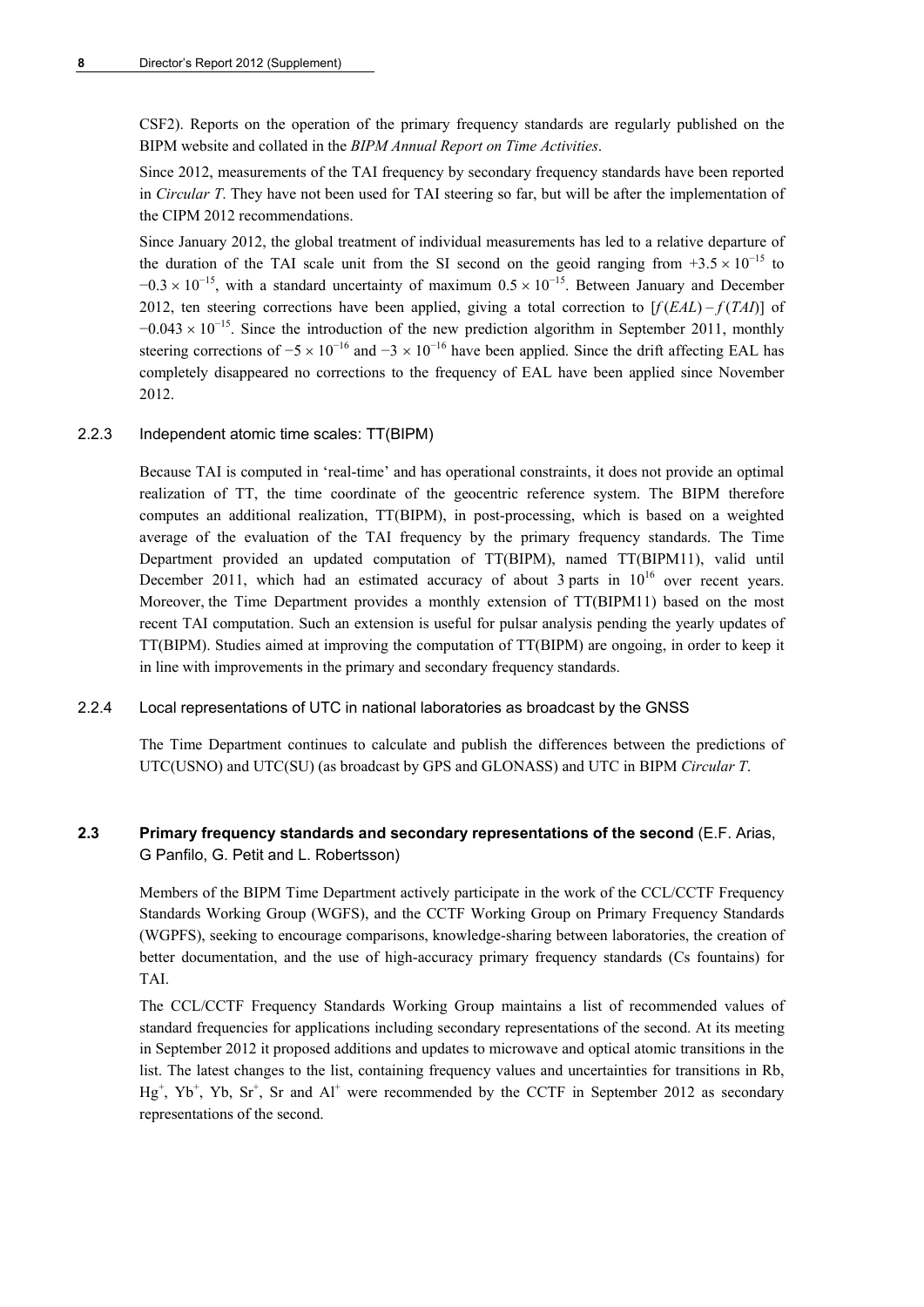CSF2). Reports on the operation of the primary frequency standards are regularly published on the BIPM website and collated in the *BIPM Annual Report on Time Activities*.

Since 2012, measurements of the TAI frequency by secondary frequency standards have been reported in *Circular T*. They have not been used for TAI steering so far, but will be after the implementation of the CIPM 2012 recommendations.

Since January 2012, the global treatment of individual measurements has led to a relative departure of the duration of the TAI scale unit from the SI second on the geoid ranging from $+3.5 \times 10^{-15}$ to $-0.3 \times 10^{-15}$, with a standard uncertainty of maximum $0.5 \times 10^{-15}$. Between January and December 2012, ten steering corrections have been applied, giving a total correction to $[f(EAL) - f(TAI)]$ of $-0.043 \times 10^{-15}$. Since the introduction of the new prediction algorithm in September 2011, monthly steering corrections of $-5 \times 10^{-16}$ and $-3 \times 10^{-16}$ have been applied. Since the drift affecting EAL has completely disappeared no corrections to the frequency of EAL have been applied since November 2012.

### 2.2.3 Independent atomic time scales: TT(BIPM)

Because TAI is computed in 'real-time' and has operational constraints, it does not provide an optimal realization of TT, the time coordinate of the geocentric reference system. The BIPM therefore computes an additional realization, TT(BIPM), in post-processing, which is based on a weighted average of the evaluation of the TAI frequency by the primary frequency standards. The Time Department provided an updated computation of TT(BIPM), named TT(BIPM11), valid until December 2011, which had an estimated accuracy of about 3 parts in $10^{16}$ over recent years. Moreover, the Time Department provides a monthly extension of TT(BIPM11) based on the most recent TAI computation. Such an extension is useful for pulsar analysis pending the yearly updates of TT(BIPM). Studies aimed at improving the computation of TT(BIPM) are ongoing, in order to keep it in line with improvements in the primary and secondary frequency standards.

### 2.2.4 Local representations of UTC in national laboratories as broadcast by the GNSS

The Time Department continues to calculate and publish the differences between the predictions of UTC(USNO) and UTC(SU) (as broadcast by GPS and GLONASS) and UTC in BIPM *Circular T*.

## 2.3 **Primary frequency standards and secondary representations of the second** (E.F. Arias, G Panfilo, G. Petit and L. Robertsson)

Members of the BIPM Time Department actively participate in the work of the CCL/CCTF Frequency Standards Working Group (WGFS), and the CCTF Working Group on Primary Frequency Standards (WGPFS), seeking to encourage comparisons, knowledge-sharing between laboratories, the creation of better documentation, and the use of high-accuracy primary frequency standards (Cs fountains) for TAI.

The CCL/CCTF Frequency Standards Working Group maintains a list of recommended values of standard frequencies for applications including secondary representations of the second. At its meeting in September 2012 it proposed additions and updates to microwave and optical atomic transitions in the list. The latest changes to the list, containing frequency values and uncertainties for transitions in Rb, $Hg^+$, $Yb^+$, Yb, $Sr^+$, Sr and $Al^+$ were recommended by the CCTF in September 2012 as secondary representations of the second.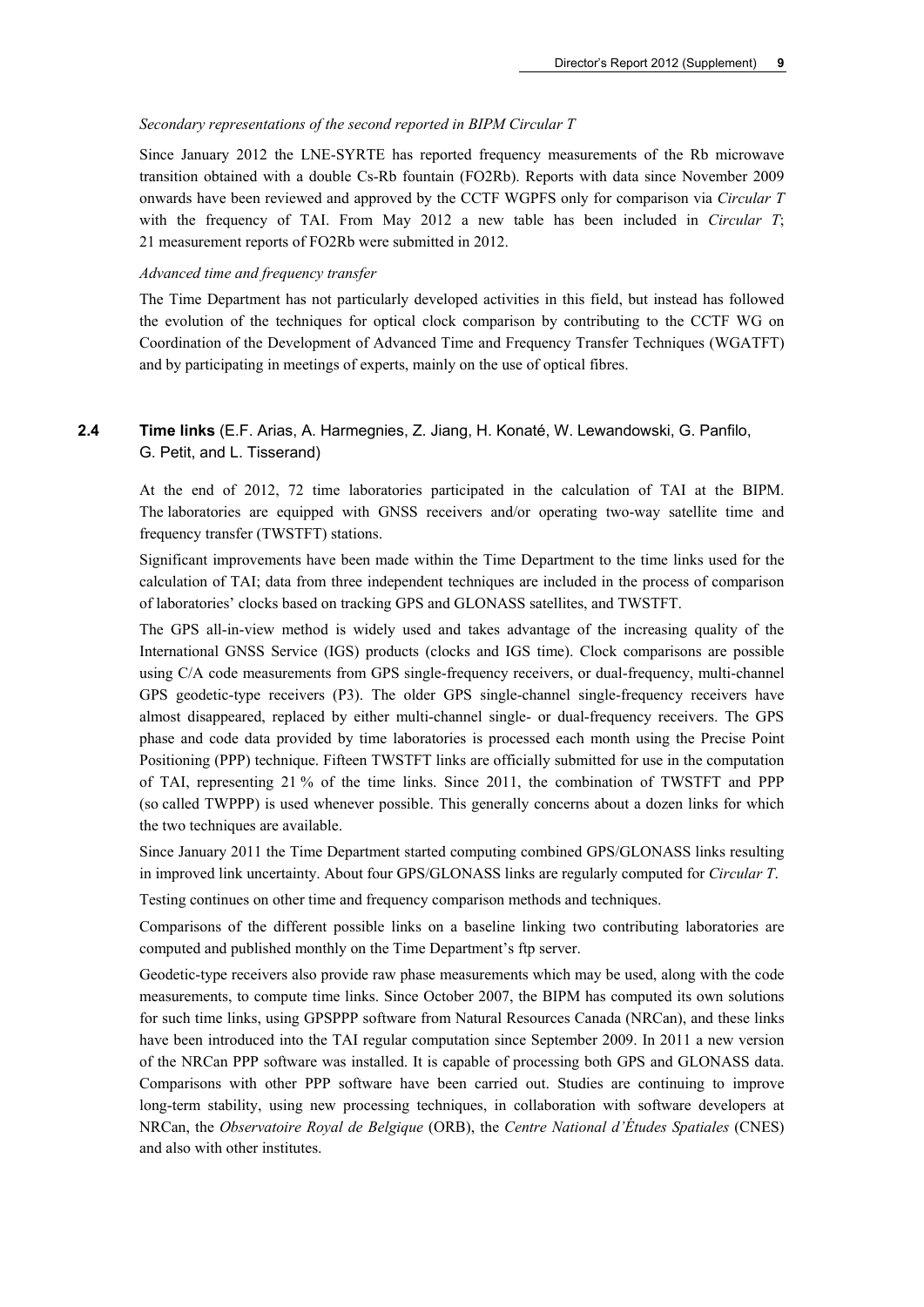*Secondary representations of the second reported in BIPM Circular T*

Since January 2012 the LNE-SYRTE has reported frequency measurements of the Rb microwave transition obtained with a double Cs-Rb fountain (FO2Rb). Reports with data since November 2009 onwards have been reviewed and approved by the CCTF WGPFS only for comparison via *Circular T* with the frequency of TAI. From May 2012 a new table has been included in *Circular T*; 21 measurement reports of FO2Rb were submitted in 2012.

*Advanced time and frequency transfer*

The Time Department has not particularly developed activities in this field, but instead has followed the evolution of the techniques for optical clock comparison by contributing to the CCTF WG on Coordination of the Development of Advanced Time and Frequency Transfer Techniques (WGATFT) and by participating in meetings of experts, mainly on the use of optical fibres.

## 2.4 Time links (E.F. Arias, A. Harmegnies, Z. Jiang, H. Konaté, W. Lewandowski, G. Panfilo, G. Petit, and L. Tisserand)

At the end of 2012, 72 time laboratories participated in the calculation of TAI at the BIPM. The laboratories are equipped with GNSS receivers and/or operating two-way satellite time and frequency transfer (TWSTFT) stations.

Significant improvements have been made within the Time Department to the time links used for the calculation of TAI; data from three independent techniques are included in the process of comparison of laboratories' clocks based on tracking GPS and GLONASS satellites, and TWSTFT.

The GPS all-in-view method is widely used and takes advantage of the increasing quality of the International GNSS Service (IGS) products (clocks and IGS time). Clock comparisons are possible using C/A code measurements from GPS single-frequency receivers, or dual-frequency, multi-channel GPS geodetic-type receivers (P3). The older GPS single-channel single-frequency receivers have almost disappeared, replaced by either multi-channel single- or dual-frequency receivers. The GPS phase and code data provided by time laboratories is processed each month using the Precise Point Positioning (PPP) technique. Fifteen TWSTFT links are officially submitted for use in the computation of TAI, representing 21 % of the time links. Since 2011, the combination of TWSTFT and PPP (so called TWPPP) is used whenever possible. This generally concerns about a dozen links for which the two techniques are available.

Since January 2011 the Time Department started computing combined GPS/GLONASS links resulting in improved link uncertainty. About four GPS/GLONASS links are regularly computed for *Circular T*.

Testing continues on other time and frequency comparison methods and techniques.

Comparisons of the different possible links on a baseline linking two contributing laboratories are computed and published monthly on the Time Department's ftp server.

Geodetic-type receivers also provide raw phase measurements which may be used, along with the code measurements, to compute time links. Since October 2007, the BIPM has computed its own solutions for such time links, using GPSPPP software from Natural Resources Canada (NRCan), and these links have been introduced into the TAI regular computation since September 2009. In 2011 a new version of the NRCan PPP software was installed. It is capable of processing both GPS and GLONASS data. Comparisons with other PPP software have been carried out. Studies are continuing to improve long-term stability, using new processing techniques, in collaboration with software developers at NRCan, the *Observatoire Royal de Belgique* (ORB), the *Centre National d'Études Spatiales* (CNES) and also with other institutes.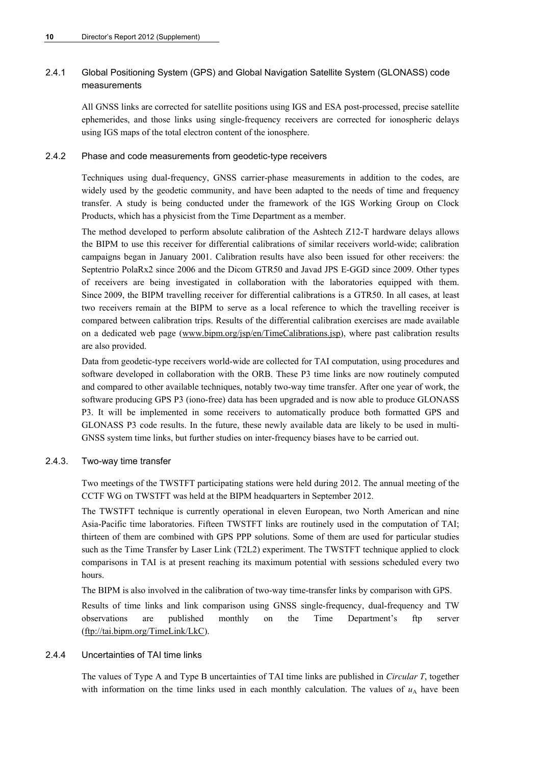### 2.4.1 Global Positioning System (GPS) and Global Navigation Satellite System (GLONASS) code measurements

All GNSS links are corrected for satellite positions using IGS and ESA post-processed, precise satellite ephemerides, and those links using single-frequency receivers are corrected for ionospheric delays using IGS maps of the total electron content of the ionosphere.

### 2.4.2 Phase and code measurements from geodetic-type receivers

Techniques using dual-frequency, GNSS carrier-phase measurements in addition to the codes, are widely used by the geodetic community, and have been adapted to the needs of time and frequency transfer. A study is being conducted under the framework of the IGS Working Group on Clock Products, which has a physicist from the Time Department as a member.

The method developed to perform absolute calibration of the Ashtech Z12-T hardware delays allows the BIPM to use this receiver for differential calibrations of similar receivers world-wide; calibration campaigns began in January 2001. Calibration results have also been issued for other receivers: the Septentrio PolaRx2 since 2006 and the Dicom GTR50 and Javad JPS E-GGD since 2009. Other types of receivers are being investigated in collaboration with the laboratories equipped with them. Since 2009, the BIPM travelling receiver for differential calibrations is a GTR50. In all cases, at least two receivers remain at the BIPM to serve as a local reference to which the travelling receiver is compared between calibration trips. Results of the differential calibration exercises are made available on a dedicated web page (www.bipm.org/jsp/en/TimeCalibrations.jsp), where past calibration results are also provided.

Data from geodetic-type receivers world-wide are collected for TAI computation, using procedures and software developed in collaboration with the ORB. These P3 time links are now routinely computed and compared to other available techniques, notably two-way time transfer. After one year of work, the software producing GPS P3 (iono-free) data has been upgraded and is now able to produce GLONASS P3. It will be implemented in some receivers to automatically produce both formatted GPS and GLONASS P3 code results. In the future, these newly available data are likely to be used in multi-GNSS system time links, but further studies on inter-frequency biases have to be carried out.

### 2.4.3. Two-way time transfer

Two meetings of the TWSTFT participating stations were held during 2012. The annual meeting of the CCTF WG on TWSTFT was held at the BIPM headquarters in September 2012.

The TWSTFT technique is currently operational in eleven European, two North American and nine Asia-Pacific time laboratories. Fifteen TWSTFT links are routinely used in the computation of TAI; thirteen of them are combined with GPS PPP solutions. Some of them are used for particular studies such as the Time Transfer by Laser Link (T2L2) experiment. The TWSTFT technique applied to clock comparisons in TAI is at present reaching its maximum potential with sessions scheduled every two hours.

The BIPM is also involved in the calibration of two-way time-transfer links by comparison with GPS.

Results of time links and link comparison using GNSS single-frequency, dual-frequency and TW observations are published monthly on the Time Department's ftp server (ftp://tai.bipm.org/TimeLink/LkC).

### 2.4.4 Uncertainties of TAI time links

The values of Type A and Type B uncertainties of TAI time links are published in *Circular T*, together with information on the time links used in each monthly calculation. The values of $u_A$ have been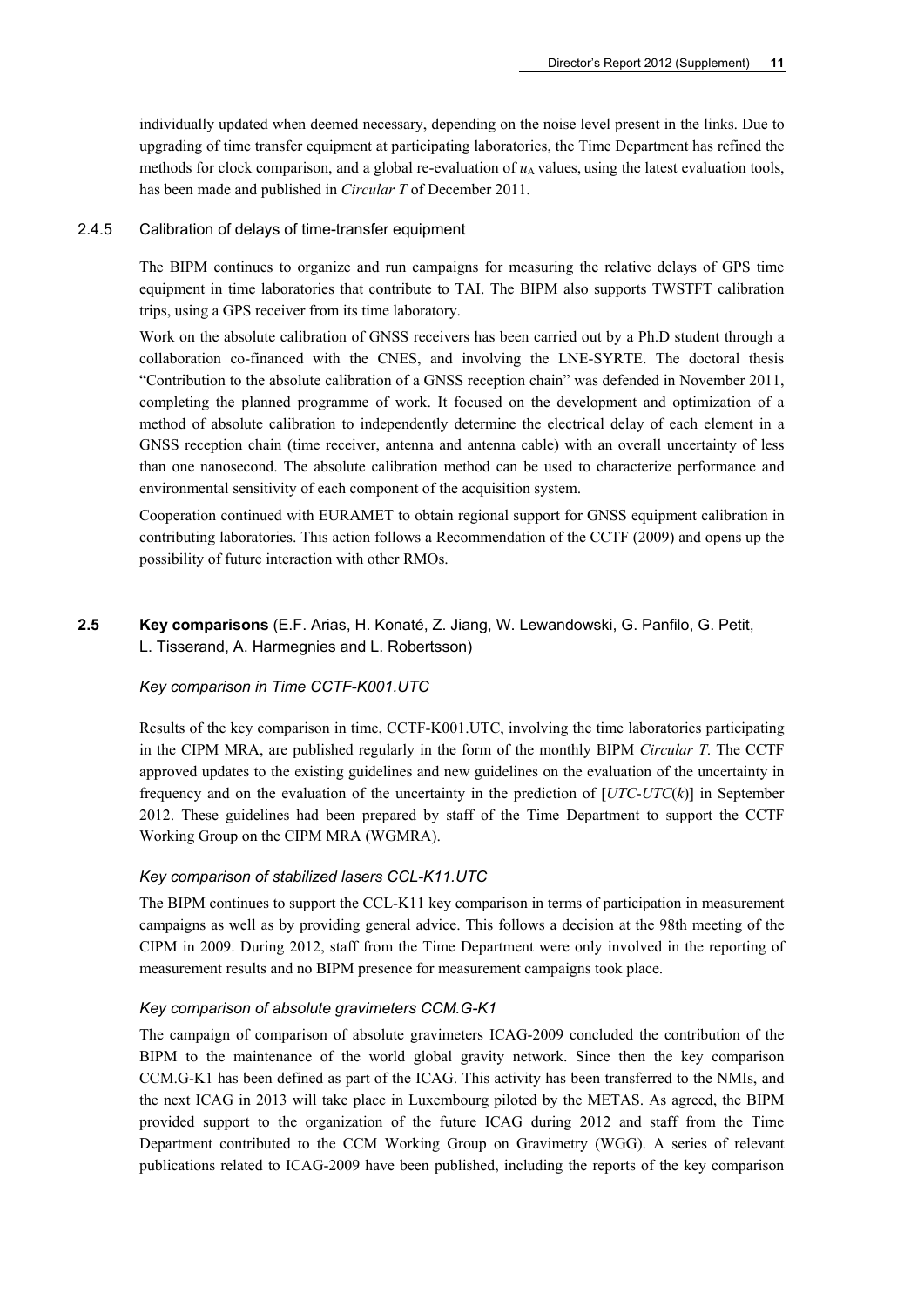individually updated when deemed necessary, depending on the noise level present in the links. Due to upgrading of time transfer equipment at participating laboratories, the Time Department has refined the methods for clock comparison, and a global re-evaluation of $u_A$ values, using the latest evaluation tools, has been made and published in *Circular T* of December 2011.

### 2.4.5 Calibration of delays of time-transfer equipment

The BIPM continues to organize and run campaigns for measuring the relative delays of GPS time equipment in time laboratories that contribute to TAI. The BIPM also supports TWSTFT calibration trips, using a GPS receiver from its time laboratory.

Work on the absolute calibration of GNSS receivers has been carried out by a Ph.D student through a collaboration co-financed with the CNES, and involving the LNE-SYRTE. The doctoral thesis "Contribution to the absolute calibration of a GNSS reception chain" was defended in November 2011, completing the planned programme of work. It focused on the development and optimization of a method of absolute calibration to independently determine the electrical delay of each element in a GNSS reception chain (time receiver, antenna and antenna cable) with an overall uncertainty of less than one nanosecond. The absolute calibration method can be used to characterize performance and environmental sensitivity of each component of the acquisition system.

Cooperation continued with EURAMET to obtain regional support for GNSS equipment calibration in contributing laboratories. This action follows a Recommendation of the CCTF (2009) and opens up the possibility of future interaction with other RMOs.

## 2.5 Key comparisons (E.F. Arias, H. Konaté, Z. Jiang, W. Lewandowski, G. Panfilo, G. Petit, L. Tisserand, A. Harmegnies and L. Robertsson)

*Key comparison in Time CCTF-K001.UTC*

Results of the key comparison in time, CCTF-K001.UTC, involving the time laboratories participating in the CIPM MRA, are published regularly in the form of the monthly BIPM *Circular T*. The CCTF approved updates to the existing guidelines and new guidelines on the evaluation of the uncertainty in frequency and on the evaluation of the uncertainty in the prediction of [*UTC-UTC*(*k*)] in September 2012. These guidelines had been prepared by staff of the Time Department to support the CCTF Working Group on the CIPM MRA (WGMRA).

*Key comparison of stabilized lasers CCL-K11.UTC*

The BIPM continues to support the CCL-K11 key comparison in terms of participation in measurement campaigns as well as by providing general advice. This follows a decision at the 98th meeting of the CIPM in 2009. During 2012, staff from the Time Department were only involved in the reporting of measurement results and no BIPM presence for measurement campaigns took place.

*Key comparison of absolute gravimeters CCM.G-K1*

The campaign of comparison of absolute gravimeters ICAG-2009 concluded the contribution of the BIPM to the maintenance of the world global gravity network. Since then the key comparison CCM.G-K1 has been defined as part of the ICAG. This activity has been transferred to the NMIs, and the next ICAG in 2013 will take place in Luxembourg piloted by the METAS. As agreed, the BIPM provided support to the organization of the future ICAG during 2012 and staff from the Time Department contributed to the CCM Working Group on Gravimetry (WGG). A series of relevant publications related to ICAG-2009 have been published, including the reports of the key comparison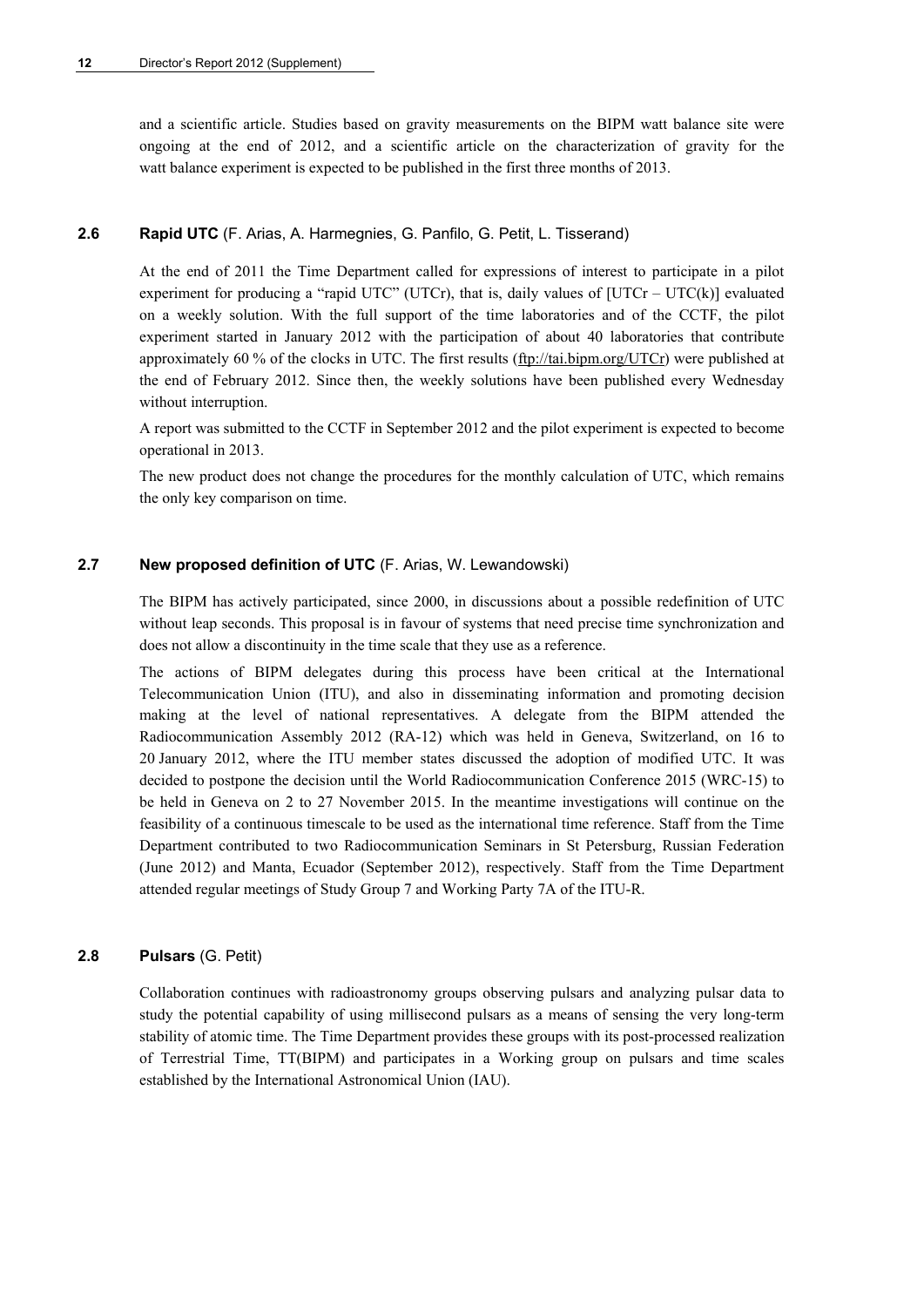and a scientific article. Studies based on gravity measurements on the BIPM watt balance site were ongoing at the end of 2012, and a scientific article on the characterization of gravity for the watt balance experiment is expected to be published in the first three months of 2013.

### 2.6 Rapid UTC (F. Arias, A. Harmegnies, G. Panfilo, G. Petit, L. Tisserand)

At the end of 2011 the Time Department called for expressions of interest to participate in a pilot experiment for producing a "rapid UTC" (UTCr), that is, daily values of [UTCr – UTC(k)] evaluated on a weekly solution. With the full support of the time laboratories and of the CCTF, the pilot experiment started in January 2012 with the participation of about 40 laboratories that contribute approximately 60 % of the clocks in UTC. The first results (ftp://tai.bipm.org/UTCr) were published at the end of February 2012. Since then, the weekly solutions have been published every Wednesday without interruption.

A report was submitted to the CCTF in September 2012 and the pilot experiment is expected to become operational in 2013.

The new product does not change the procedures for the monthly calculation of UTC, which remains the only key comparison on time.

### 2.7 New proposed definition of UTC (F. Arias, W. Lewandowski)

The BIPM has actively participated, since 2000, in discussions about a possible redefinition of UTC without leap seconds. This proposal is in favour of systems that need precise time synchronization and does not allow a discontinuity in the time scale that they use as a reference.

The actions of BIPM delegates during this process have been critical at the International Telecommunication Union (ITU), and also in disseminating information and promoting decision making at the level of national representatives. A delegate from the BIPM attended the Radiocommunication Assembly 2012 (RA-12) which was held in Geneva, Switzerland, on 16 to 20 January 2012, where the ITU member states discussed the adoption of modified UTC. It was decided to postpone the decision until the World Radiocommunication Conference 2015 (WRC-15) to be held in Geneva on 2 to 27 November 2015. In the meantime investigations will continue on the feasibility of a continuous timescale to be used as the international time reference. Staff from the Time Department contributed to two Radiocommunication Seminars in St Petersburg, Russian Federation (June 2012) and Manta, Ecuador (September 2012), respectively. Staff from the Time Department attended regular meetings of Study Group 7 and Working Party 7A of the ITU-R.

### 2.8 Pulsars (G. Petit)

Collaboration continues with radioastronomy groups observing pulsars and analyzing pulsar data to study the potential capability of using millisecond pulsars as a means of sensing the very long-term stability of atomic time. The Time Department provides these groups with its post-processed realization of Terrestrial Time, TT(BIPM) and participates in a Working group on pulsars and time scales established by the International Astronomical Union (IAU).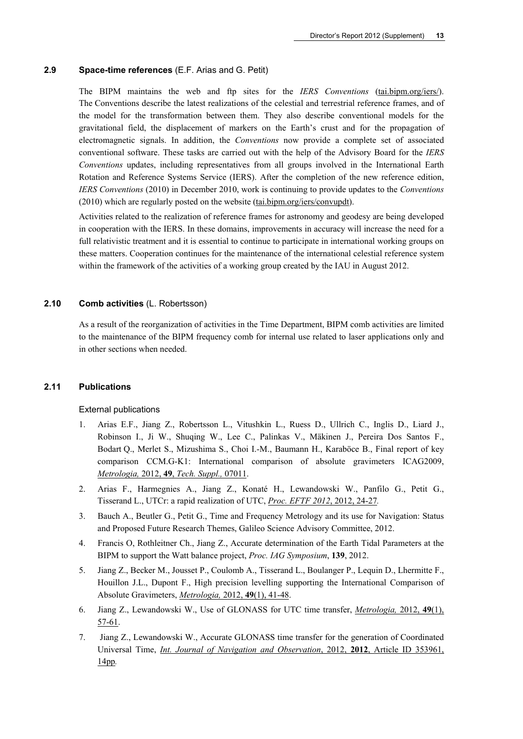### 2.9 Space-time references (E.F. Arias and G. Petit)

The BIPM maintains the web and ftp sites for the *IERS Conventions* (tai.bipm.org/iers/). The Conventions describe the latest realizations of the celestial and terrestrial reference frames, and of the model for the transformation between them. They also describe conventional models for the gravitational field, the displacement of markers on the Earth's crust and for the propagation of electromagnetic signals. In addition, the *Conventions* now provide a complete set of associated conventional software. These tasks are carried out with the help of the Advisory Board for the *IERS Conventions* updates, including representatives from all groups involved in the International Earth Rotation and Reference Systems Service (IERS). After the completion of the new reference edition, *IERS Conventions* (2010) in December 2010, work is continuing to provide updates to the *Conventions* (2010) which are regularly posted on the website (tai.bipm.org/iers/convupdt).

Activities related to the realization of reference frames for astronomy and geodesy are being developed in cooperation with the IERS. In these domains, improvements in accuracy will increase the need for a full relativistic treatment and it is essential to continue to participate in international working groups on these matters. Cooperation continues for the maintenance of the international celestial reference system within the framework of the activities of a working group created by the IAU in August 2012.

### 2.10 Comb activities (L. Robertsson)

As a result of the reorganization of activities in the Time Department, BIPM comb activities are limited to the maintenance of the BIPM frequency comb for internal use related to laser applications only and in other sections when needed.

### 2.11 Publications

External publications

1. Arias E.F., Jiang Z., Robertsson L., Vitushkin L., Ruess D., Ullrich C., Inglis D., Liard J., Robinson I., Ji W., Shuqing W., Lee C., Palinkas V., Mäkinen J., Pereira Dos Santos F., Bodart Q., Merlet S., Mizushima S., Choi I.-M., Baumann H., Karaböce B., Final report of key comparison CCM.G-K1: International comparison of absolute gravimeters ICAG2009, *Metrologia,* 2012, **49**, *Tech. Suppl.,* 07011.
2. Arias F., Harmegnies A., Jiang Z., Konaté H., Lewandowski W., Panfilo G., Petit G., Tisserand L., UTCr: a rapid realization of UTC, *Proc. EFTF 2012*, 2012, 24-27*.*
3. Bauch A., Beutler G., Petit G., Time and Frequency Metrology and its use for Navigation: Status and Proposed Future Research Themes, Galileo Science Advisory Committee, 2012.
4. Francis O, Rothleitner Ch., Jiang Z., Accurate determination of the Earth Tidal Parameters at the BIPM to support the Watt balance project, *Proc. IAG Symposium*, **139**, 2012.
5. Jiang Z., Becker M., Jousset P., Coulomb A., Tisserand L., Boulanger P., Lequin D., Lhermitte F., Houillon J.L., Dupont F., High precision levelling supporting the International Comparison of Absolute Gravimeters, *Metrologia,* 2012, **49**(1), 41-48.
6. Jiang Z., Lewandowski W., Use of GLONASS for UTC time transfer, *Metrologia,* 2012, **49**(1), 57-61.
7. Jiang Z., Lewandowski W., Accurate GLONASS time transfer for the generation of Coordinated Universal Time, *Int. Journal of Navigation and Observation*, 2012, **2012**, Article ID 353961, 14pp*.*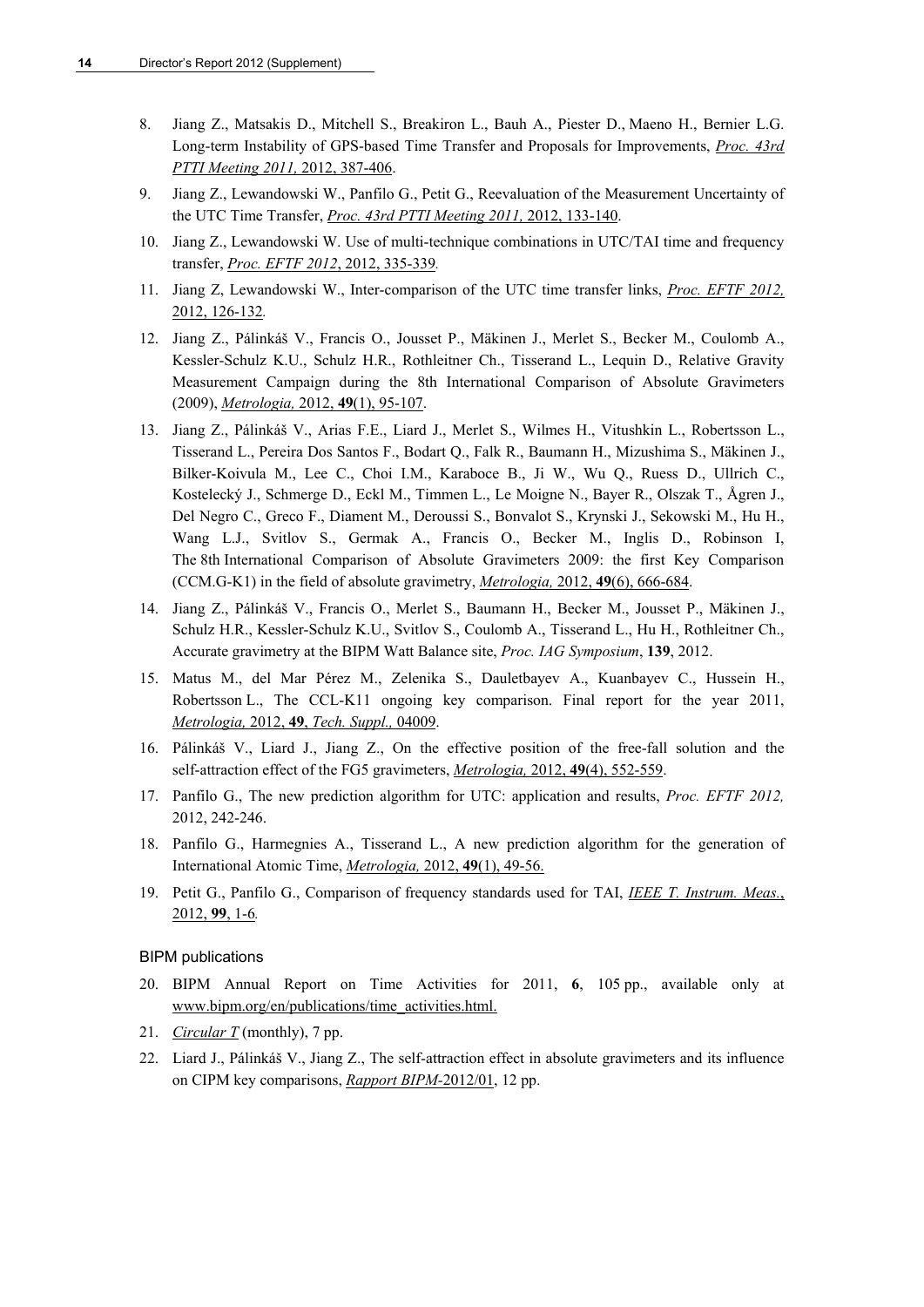8. Jiang Z., Matsakis D., Mitchell S., Breakiron L., Bauh A., Piester D., Maeno H., Bernier L.G. Long-term Instability of GPS-based Time Transfer and Proposals for Improvements, *Proc. 43rd PTTI Meeting 2011,* 2012, 387-406.

9. Jiang Z., Lewandowski W., Panfilo G., Petit G., Reevaluation of the Measurement Uncertainty of the UTC Time Transfer, *Proc. 43rd PTTI Meeting 2011,* 2012, 133-140.

10. Jiang Z., Lewandowski W. Use of multi-technique combinations in UTC/TAI time and frequency transfer, *Proc. EFTF 2012*, 2012, 335-339*.*

11. Jiang Z, Lewandowski W., Inter-comparison of the UTC time transfer links, *Proc. EFTF 2012,* 2012, 126-132*.*

12. Jiang Z., Pálinkáš V., Francis O., Jousset P., Mäkinen J., Merlet S., Becker M., Coulomb A., Kessler-Schulz K.U., Schulz H.R., Rothleitner Ch., Tisserand L., Lequin D., Relative Gravity Measurement Campaign during the 8th International Comparison of Absolute Gravimeters (2009), *Metrologia,* 2012, **49**(1), 95-107.

13. Jiang Z., Pálinkáš V., Arias F.E., Liard J., Merlet S., Wilmes H., Vitushkin L., Robertsson L., Tisserand L., Pereira Dos Santos F., Bodart Q., Falk R., Baumann H., Mizushima S., Mäkinen J., Bilker-Koivula M., Lee C., Choi I.M., Karaboce B., Ji W., Wu Q., Ruess D., Ullrich C., Kostelecký J., Schmerge D., Eckl M., Timmen L., Le Moigne N., Bayer R., Olszak T., Ågren J., Del Negro C., Greco F., Diament M., Deroussi S., Bonvalot S., Krynski J., Sekowski M., Hu H., Wang L.J., Svitlov S., Germak A., Francis O., Becker M., Inglis D., Robinson I, The 8th International Comparison of Absolute Gravimeters 2009: the first Key Comparison (CCM.G-K1) in the field of absolute gravimetry, *Metrologia,* 2012, **49**(6), 666-684.

14. Jiang Z., Pálinkáš V., Francis O., Merlet S., Baumann H., Becker M., Jousset P., Mäkinen J., Schulz H.R., Kessler-Schulz K.U., Svitlov S., Coulomb A., Tisserand L., Hu H., Rothleitner Ch., Accurate gravimetry at the BIPM Watt Balance site, *Proc. IAG Symposium*, **139**, 2012.

15. Matus M., del Mar Pérez M., Zelenika S., Dauletbayev A., Kuanbayev C., Hussein H., Robertsson L., The CCL-K11 ongoing key comparison. Final report for the year 2011, *Metrologia,* 2012, **49**, *Tech. Suppl.,* 04009.

16. Pálinkáš V., Liard J., Jiang Z., On the effective position of the free-fall solution and the self-attraction effect of the FG5 gravimeters, *Metrologia,* 2012, **49**(4), 552-559.

17. Panfilo G., The new prediction algorithm for UTC: application and results, *Proc. EFTF 2012,* 2012, 242-246.

18. Panfilo G., Harmegnies A., Tisserand L., A new prediction algorithm for the generation of International Atomic Time, *Metrologia,* 2012, **49**(1), 49-56.

19. Petit G., Panfilo G., Comparison of frequency standards used for TAI, *IEEE T. Instrum. Meas.*, 2012, **99**, 1-6*.*

BIPM publications

20. BIPM Annual Report on Time Activities for 2011, **6**, 105 pp., available only at www.bipm.org/en/publications/time_activities.html.

21. *Circular T* (monthly), 7 pp.

22. Liard J., Pálinkáš V., Jiang Z., The self-attraction effect in absolute gravimeters and its influence on CIPM key comparisons, *Rapport BIPM*-2012/01, 12 pp.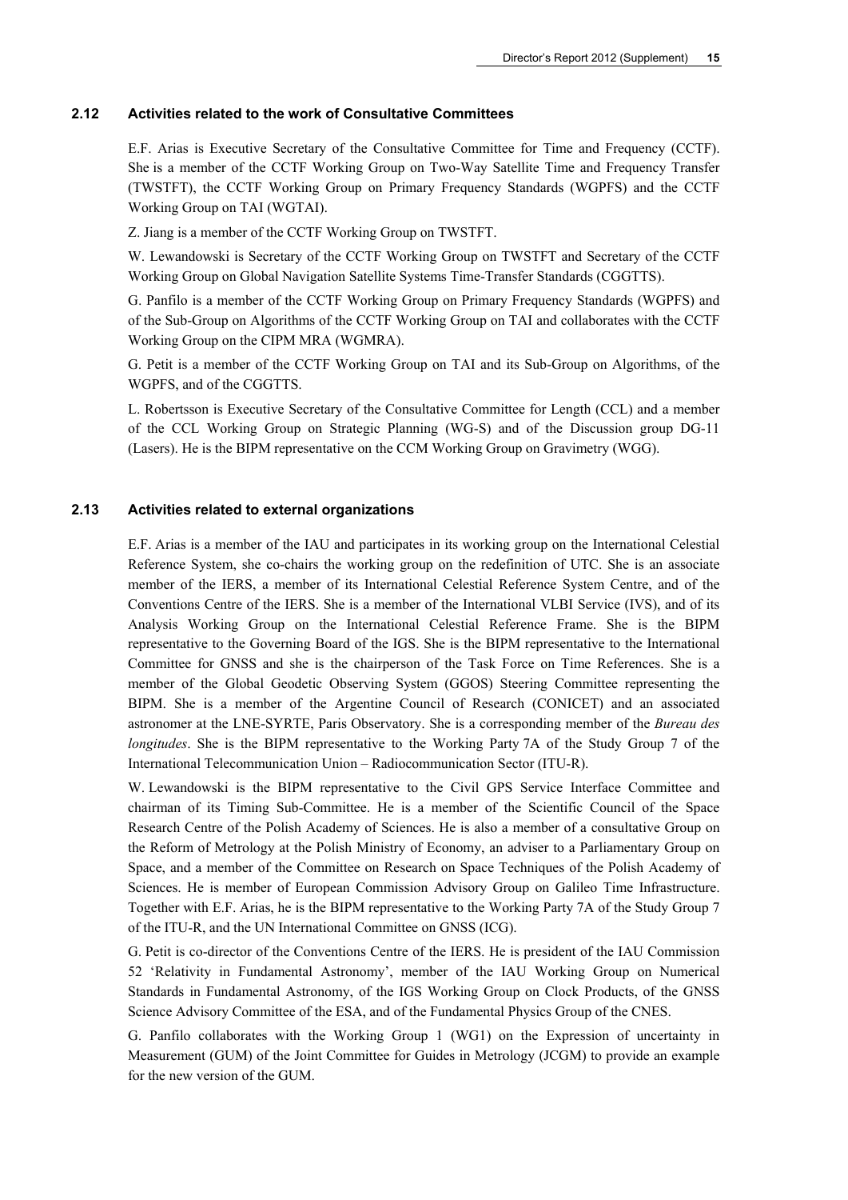## 2.12 Activities related to the work of Consultative Committees

E.F. Arias is Executive Secretary of the Consultative Committee for Time and Frequency (CCTF). She is a member of the CCTF Working Group on Two-Way Satellite Time and Frequency Transfer (TWSTFT), the CCTF Working Group on Primary Frequency Standards (WGPFS) and the CCTF Working Group on TAI (WGTAI).

Z. Jiang is a member of the CCTF Working Group on TWSTFT.

W. Lewandowski is Secretary of the CCTF Working Group on TWSTFT and Secretary of the CCTF Working Group on Global Navigation Satellite Systems Time-Transfer Standards (CGGTTS).

G. Panfilo is a member of the CCTF Working Group on Primary Frequency Standards (WGPFS) and of the Sub-Group on Algorithms of the CCTF Working Group on TAI and collaborates with the CCTF Working Group on the CIPM MRA (WGMRA).

G. Petit is a member of the CCTF Working Group on TAI and its Sub-Group on Algorithms, of the WGPFS, and of the CGGTTS.

L. Robertsson is Executive Secretary of the Consultative Committee for Length (CCL) and a member of the CCL Working Group on Strategic Planning (WG-S) and of the Discussion group DG-11 (Lasers). He is the BIPM representative on the CCM Working Group on Gravimetry (WGG).

## 2.13 Activities related to external organizations

E.F. Arias is a member of the IAU and participates in its working group on the International Celestial Reference System, she co-chairs the working group on the redefinition of UTC. She is an associate member of the IERS, a member of its International Celestial Reference System Centre, and of the Conventions Centre of the IERS. She is a member of the International VLBI Service (IVS), and of its Analysis Working Group on the International Celestial Reference Frame. She is the BIPM representative to the Governing Board of the IGS. She is the BIPM representative to the International Committee for GNSS and she is the chairperson of the Task Force on Time References. She is a member of the Global Geodetic Observing System (GGOS) Steering Committee representing the BIPM. She is a member of the Argentine Council of Research (CONICET) and an associated astronomer at the LNE-SYRTE, Paris Observatory. She is a corresponding member of the *Bureau des longitudes*. She is the BIPM representative to the Working Party 7A of the Study Group 7 of the International Telecommunication Union – Radiocommunication Sector (ITU-R).

W. Lewandowski is the BIPM representative to the Civil GPS Service Interface Committee and chairman of its Timing Sub-Committee. He is a member of the Scientific Council of the Space Research Centre of the Polish Academy of Sciences. He is also a member of a consultative Group on the Reform of Metrology at the Polish Ministry of Economy, an adviser to a Parliamentary Group on Space, and a member of the Committee on Research on Space Techniques of the Polish Academy of Sciences. He is member of European Commission Advisory Group on Galileo Time Infrastructure. Together with E.F. Arias, he is the BIPM representative to the Working Party 7A of the Study Group 7 of the ITU-R, and the UN International Committee on GNSS (ICG).

G. Petit is co-director of the Conventions Centre of the IERS. He is president of the IAU Commission 52 'Relativity in Fundamental Astronomy', member of the IAU Working Group on Numerical Standards in Fundamental Astronomy, of the IGS Working Group on Clock Products, of the GNSS Science Advisory Committee of the ESA, and of the Fundamental Physics Group of the CNES.

G. Panfilo collaborates with the Working Group 1 (WG1) on the Expression of uncertainty in Measurement (GUM) of the Joint Committee for Guides in Metrology (JCGM) to provide an example for the new version of the GUM.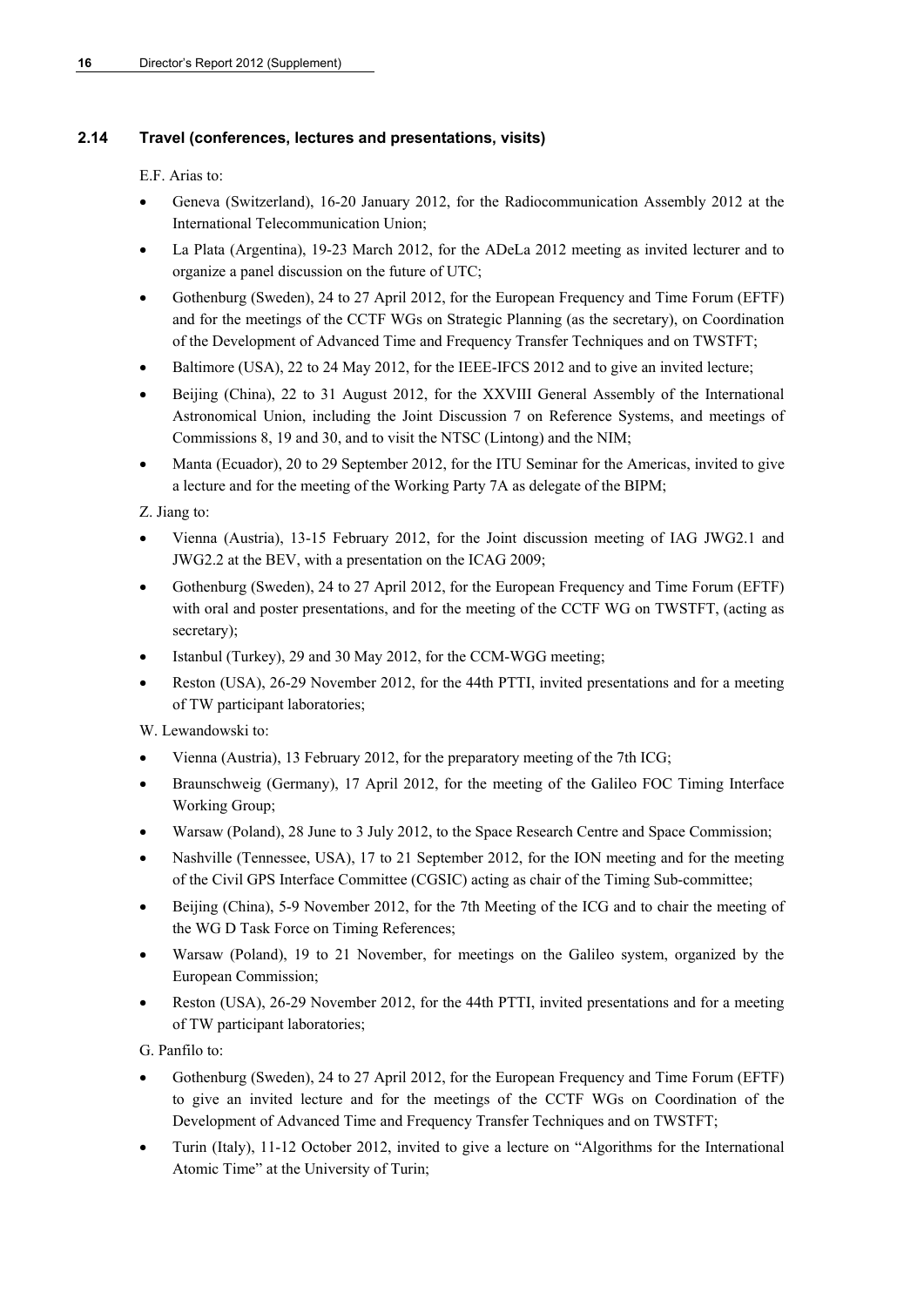### 2.14 Travel (conferences, lectures and presentations, visits)

E.F. Arias to:

- Geneva (Switzerland), 16-20 January 2012, for the Radiocommunication Assembly 2012 at the International Telecommunication Union;
- La Plata (Argentina), 19-23 March 2012, for the ADeLa 2012 meeting as invited lecturer and to organize a panel discussion on the future of UTC;
- Gothenburg (Sweden), 24 to 27 April 2012, for the European Frequency and Time Forum (EFTF) and for the meetings of the CCTF WGs on Strategic Planning (as the secretary), on Coordination of the Development of Advanced Time and Frequency Transfer Techniques and on TWSTFT;
- Baltimore (USA), 22 to 24 May 2012, for the IEEE-IFCS 2012 and to give an invited lecture;
- Beijing (China), 22 to 31 August 2012, for the XXVIII General Assembly of the International Astronomical Union, including the Joint Discussion 7 on Reference Systems, and meetings of Commissions 8, 19 and 30, and to visit the NTSC (Lintong) and the NIM;
- Manta (Ecuador), 20 to 29 September 2012, for the ITU Seminar for the Americas, invited to give a lecture and for the meeting of the Working Party 7A as delegate of the BIPM;

Z. Jiang to:

- Vienna (Austria), 13-15 February 2012, for the Joint discussion meeting of IAG JWG2.1 and JWG2.2 at the BEV, with a presentation on the ICAG 2009;
- Gothenburg (Sweden), 24 to 27 April 2012, for the European Frequency and Time Forum (EFTF) with oral and poster presentations, and for the meeting of the CCTF WG on TWSTFT, (acting as secretary);
- Istanbul (Turkey), 29 and 30 May 2012, for the CCM-WGG meeting;
- Reston (USA), 26-29 November 2012, for the 44th PTTI, invited presentations and for a meeting of TW participant laboratories;

W. Lewandowski to:

- Vienna (Austria), 13 February 2012, for the preparatory meeting of the 7th ICG;
- Braunschweig (Germany), 17 April 2012, for the meeting of the Galileo FOC Timing Interface Working Group;
- Warsaw (Poland), 28 June to 3 July 2012, to the Space Research Centre and Space Commission;
- Nashville (Tennessee, USA), 17 to 21 September 2012, for the ION meeting and for the meeting of the Civil GPS Interface Committee (CGSIC) acting as chair of the Timing Sub-committee;
- Beijing (China), 5-9 November 2012, for the 7th Meeting of the ICG and to chair the meeting of the WG D Task Force on Timing References;
- Warsaw (Poland), 19 to 21 November, for meetings on the Galileo system, organized by the European Commission;
- Reston (USA), 26-29 November 2012, for the 44th PTTI, invited presentations and for a meeting of TW participant laboratories;

G. Panfilo to:

- Gothenburg (Sweden), 24 to 27 April 2012, for the European Frequency and Time Forum (EFTF) to give an invited lecture and for the meetings of the CCTF WGs on Coordination of the Development of Advanced Time and Frequency Transfer Techniques and on TWSTFT;
- Turin (Italy), 11-12 October 2012, invited to give a lecture on "Algorithms for the International Atomic Time" at the University of Turin;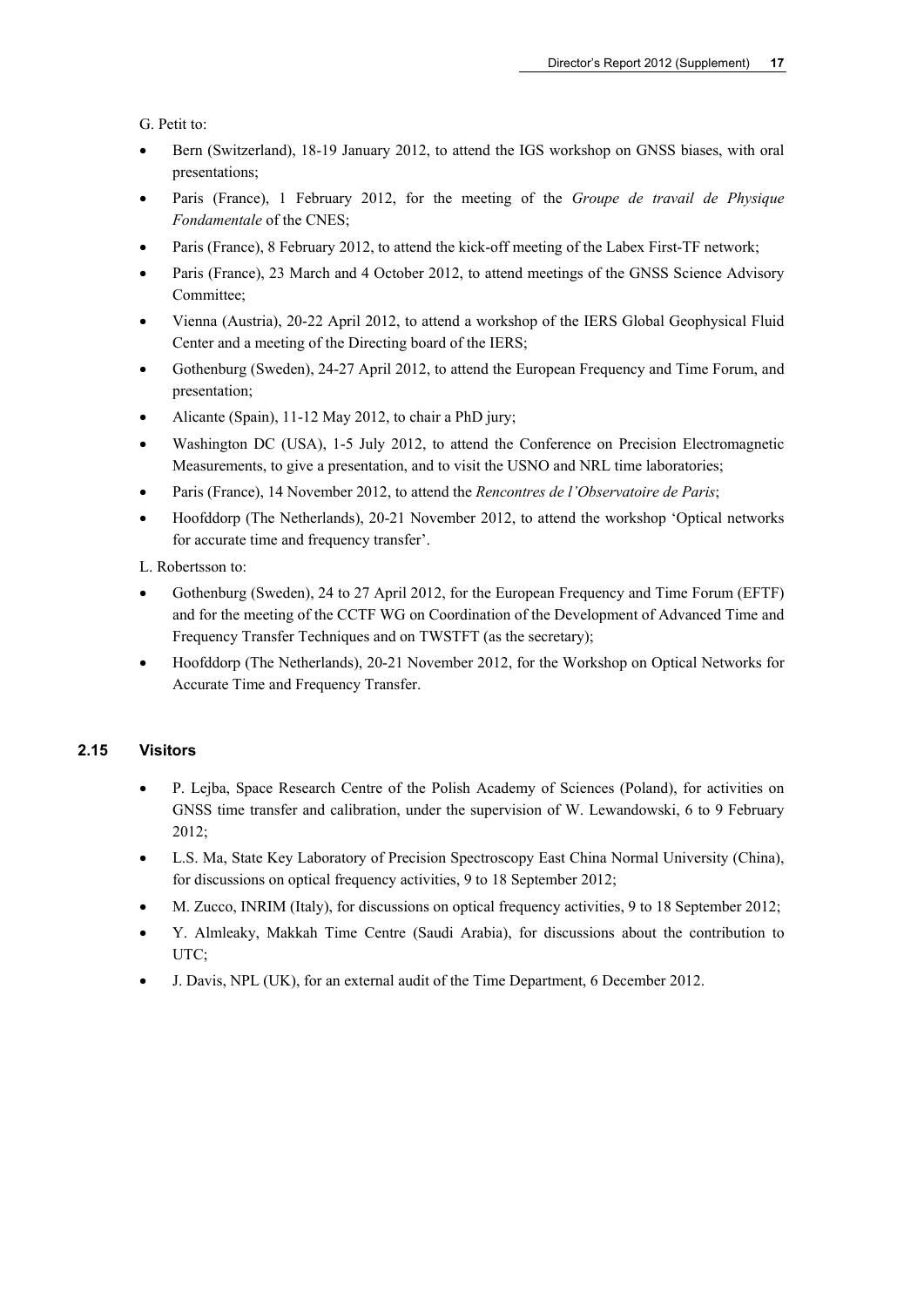G. Petit to:

- Bern (Switzerland), 18-19 January 2012, to attend the IGS workshop on GNSS biases, with oral presentations;
- Paris (France), 1 February 2012, for the meeting of the *Groupe de travail de Physique Fondamentale* of the CNES;
- Paris (France), 8 February 2012, to attend the kick-off meeting of the Labex First-TF network;
- Paris (France), 23 March and 4 October 2012, to attend meetings of the GNSS Science Advisory Committee;
- Vienna (Austria), 20-22 April 2012, to attend a workshop of the IERS Global Geophysical Fluid Center and a meeting of the Directing board of the IERS;
- Gothenburg (Sweden), 24-27 April 2012, to attend the European Frequency and Time Forum, and presentation;
- Alicante (Spain), 11-12 May 2012, to chair a PhD jury;
- Washington DC (USA), 1-5 July 2012, to attend the Conference on Precision Electromagnetic Measurements, to give a presentation, and to visit the USNO and NRL time laboratories;
- Paris (France), 14 November 2012, to attend the *Rencontres de l'Observatoire de Paris*;
- Hoofddorp (The Netherlands), 20-21 November 2012, to attend the workshop 'Optical networks for accurate time and frequency transfer'.

L. Robertsson to:

- Gothenburg (Sweden), 24 to 27 April 2012, for the European Frequency and Time Forum (EFTF) and for the meeting of the CCTF WG on Coordination of the Development of Advanced Time and Frequency Transfer Techniques and on TWSTFT (as the secretary);
- Hoofddorp (The Netherlands), 20-21 November 2012, for the Workshop on Optical Networks for Accurate Time and Frequency Transfer.

### 2.15 Visitors

- P. Lejba, Space Research Centre of the Polish Academy of Sciences (Poland), for activities on GNSS time transfer and calibration, under the supervision of W. Lewandowski, 6 to 9 February 2012;
- L.S. Ma, State Key Laboratory of Precision Spectroscopy East China Normal University (China), for discussions on optical frequency activities, 9 to 18 September 2012;
- M. Zucco, INRIM (Italy), for discussions on optical frequency activities, 9 to 18 September 2012;
- Y. Almleaky, Makkah Time Centre (Saudi Arabia), for discussions about the contribution to UTC;
- J. Davis, NPL (UK), for an external audit of the Time Department, 6 December 2012.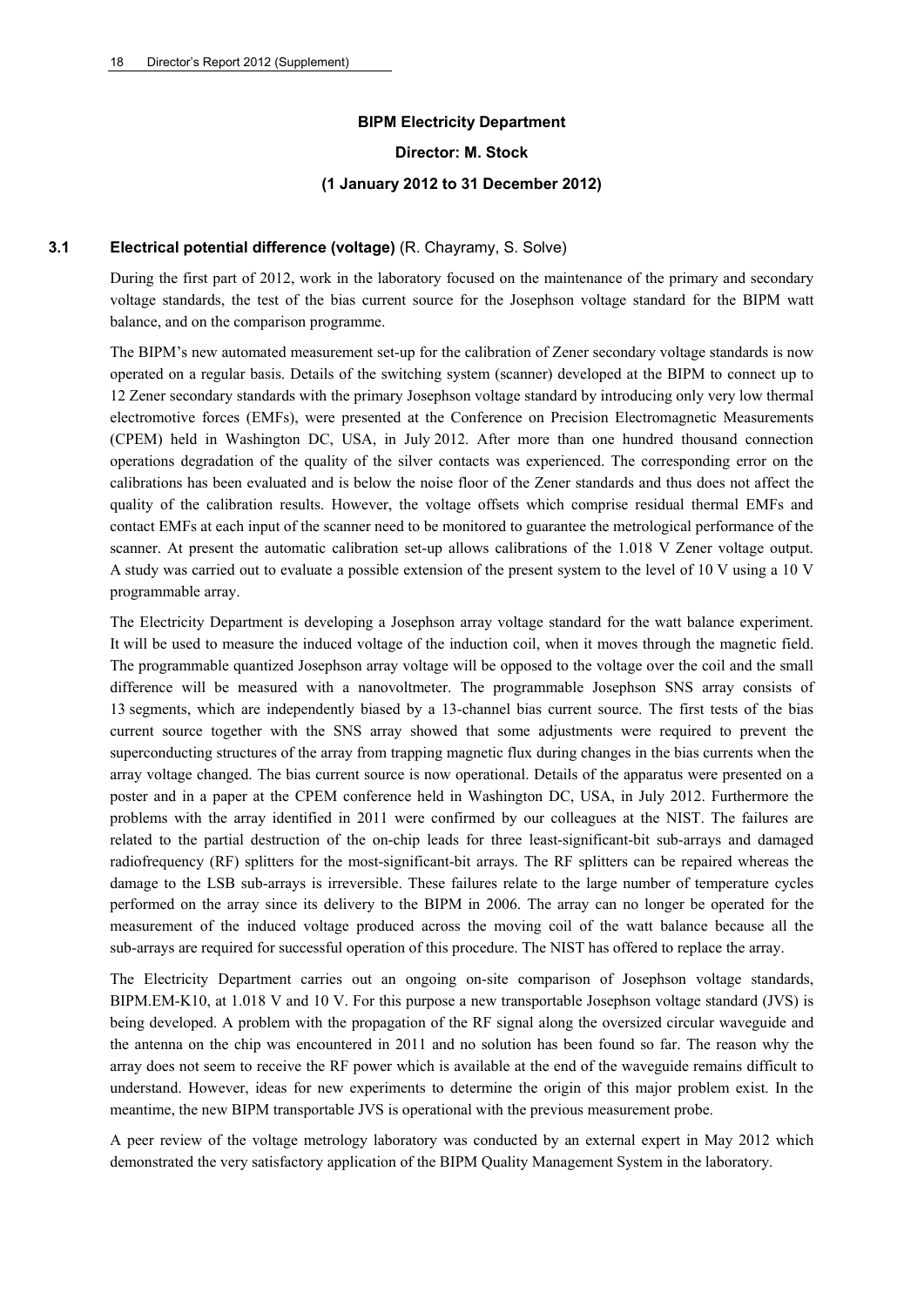**BIPM Electricity Department**

**Director: M. Stock**

**(1 January 2012 to 31 December 2012)**

## 3.1 Electrical potential difference (voltage) (R. Chayramy, S. Solve)

During the first part of 2012, work in the laboratory focused on the maintenance of the primary and secondary voltage standards, the test of the bias current source for the Josephson voltage standard for the BIPM watt balance, and on the comparison programme.

The BIPM's new automated measurement set-up for the calibration of Zener secondary voltage standards is now operated on a regular basis. Details of the switching system (scanner) developed at the BIPM to connect up to 12 Zener secondary standards with the primary Josephson voltage standard by introducing only very low thermal electromotive forces (EMFs), were presented at the Conference on Precision Electromagnetic Measurements (CPEM) held in Washington DC, USA, in July 2012. After more than one hundred thousand connection operations degradation of the quality of the silver contacts was experienced. The corresponding error on the calibrations has been evaluated and is below the noise floor of the Zener standards and thus does not affect the quality of the calibration results. However, the voltage offsets which comprise residual thermal EMFs and contact EMFs at each input of the scanner need to be monitored to guarantee the metrological performance of the scanner. At present the automatic calibration set-up allows calibrations of the 1.018 V Zener voltage output. A study was carried out to evaluate a possible extension of the present system to the level of 10 V using a 10 V programmable array.

The Electricity Department is developing a Josephson array voltage standard for the watt balance experiment. It will be used to measure the induced voltage of the induction coil, when it moves through the magnetic field. The programmable quantized Josephson array voltage will be opposed to the voltage over the coil and the small difference will be measured with a nanovoltmeter. The programmable Josephson SNS array consists of 13 segments, which are independently biased by a 13-channel bias current source. The first tests of the bias current source together with the SNS array showed that some adjustments were required to prevent the superconducting structures of the array from trapping magnetic flux during changes in the bias currents when the array voltage changed. The bias current source is now operational. Details of the apparatus were presented on a poster and in a paper at the CPEM conference held in Washington DC, USA, in July 2012. Furthermore the problems with the array identified in 2011 were confirmed by our colleagues at the NIST. The failures are related to the partial destruction of the on-chip leads for three least-significant-bit sub-arrays and damaged radiofrequency (RF) splitters for the most-significant-bit arrays. The RF splitters can be repaired whereas the damage to the LSB sub-arrays is irreversible. These failures relate to the large number of temperature cycles performed on the array since its delivery to the BIPM in 2006. The array can no longer be operated for the measurement of the induced voltage produced across the moving coil of the watt balance because all the sub-arrays are required for successful operation of this procedure. The NIST has offered to replace the array.

The Electricity Department carries out an ongoing on-site comparison of Josephson voltage standards, BIPM.EM-K10, at 1.018 V and 10 V. For this purpose a new transportable Josephson voltage standard (JVS) is being developed. A problem with the propagation of the RF signal along the oversized circular waveguide and the antenna on the chip was encountered in 2011 and no solution has been found so far. The reason why the array does not seem to receive the RF power which is available at the end of the waveguide remains difficult to understand. However, ideas for new experiments to determine the origin of this major problem exist. In the meantime, the new BIPM transportable JVS is operational with the previous measurement probe.

A peer review of the voltage metrology laboratory was conducted by an external expert in May 2012 which demonstrated the very satisfactory application of the BIPM Quality Management System in the laboratory.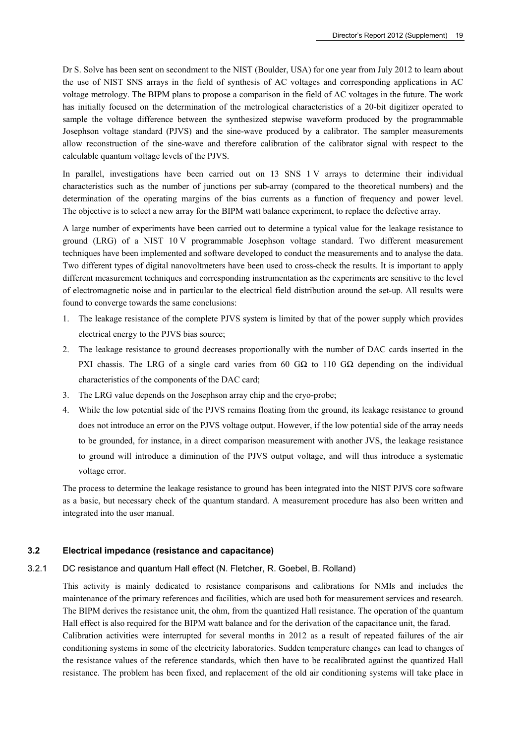Dr S. Solve has been sent on secondment to the NIST (Boulder, USA) for one year from July 2012 to learn about the use of NIST SNS arrays in the field of synthesis of AC voltages and corresponding applications in AC voltage metrology. The BIPM plans to propose a comparison in the field of AC voltages in the future. The work has initially focused on the determination of the metrological characteristics of a 20-bit digitizer operated to sample the voltage difference between the synthesized stepwise waveform produced by the programmable Josephson voltage standard (PJVS) and the sine-wave produced by a calibrator. The sampler measurements allow reconstruction of the sine-wave and therefore calibration of the calibrator signal with respect to the calculable quantum voltage levels of the PJVS.

In parallel, investigations have been carried out on 13 SNS 1 V arrays to determine their individual characteristics such as the number of junctions per sub-array (compared to the theoretical numbers) and the determination of the operating margins of the bias currents as a function of frequency and power level. The objective is to select a new array for the BIPM watt balance experiment, to replace the defective array.

A large number of experiments have been carried out to determine a typical value for the leakage resistance to ground (LRG) of a NIST 10 V programmable Josephson voltage standard. Two different measurement techniques have been implemented and software developed to conduct the measurements and to analyse the data. Two different types of digital nanovoltmeters have been used to cross-check the results. It is important to apply different measurement techniques and corresponding instrumentation as the experiments are sensitive to the level of electromagnetic noise and in particular to the electrical field distribution around the set-up. All results were found to converge towards the same conclusions:

1. The leakage resistance of the complete PJVS system is limited by that of the power supply which provides electrical energy to the PJVS bias source;
2. The leakage resistance to ground decreases proportionally with the number of DAC cards inserted in the PXI chassis. The LRG of a single card varies from 60 GΩ to 110 GΩ depending on the individual characteristics of the components of the DAC card;
3. The LRG value depends on the Josephson array chip and the cryo-probe;
4. While the low potential side of the PJVS remains floating from the ground, its leakage resistance to ground does not introduce an error on the PJVS voltage output. However, if the low potential side of the array needs to be grounded, for instance, in a direct comparison measurement with another JVS, the leakage resistance to ground will introduce a diminution of the PJVS output voltage, and will thus introduce a systematic voltage error.

The process to determine the leakage resistance to ground has been integrated into the NIST PJVS core software as a basic, but necessary check of the quantum standard. A measurement procedure has also been written and integrated into the user manual.

### 3.2 Electrical impedance (resistance and capacitance)

#### 3.2.1 DC resistance and quantum Hall effect (N. Fletcher, R. Goebel, B. Rolland)

This activity is mainly dedicated to resistance comparisons and calibrations for NMIs and includes the maintenance of the primary references and facilities, which are used both for measurement services and research. The BIPM derives the resistance unit, the ohm, from the quantized Hall resistance. The operation of the quantum Hall effect is also required for the BIPM watt balance and for the derivation of the capacitance unit, the farad.

Calibration activities were interrupted for several months in 2012 as a result of repeated failures of the air conditioning systems in some of the electricity laboratories. Sudden temperature changes can lead to changes of the resistance values of the reference standards, which then have to be recalibrated against the quantized Hall resistance. The problem has been fixed, and replacement of the old air conditioning systems will take place in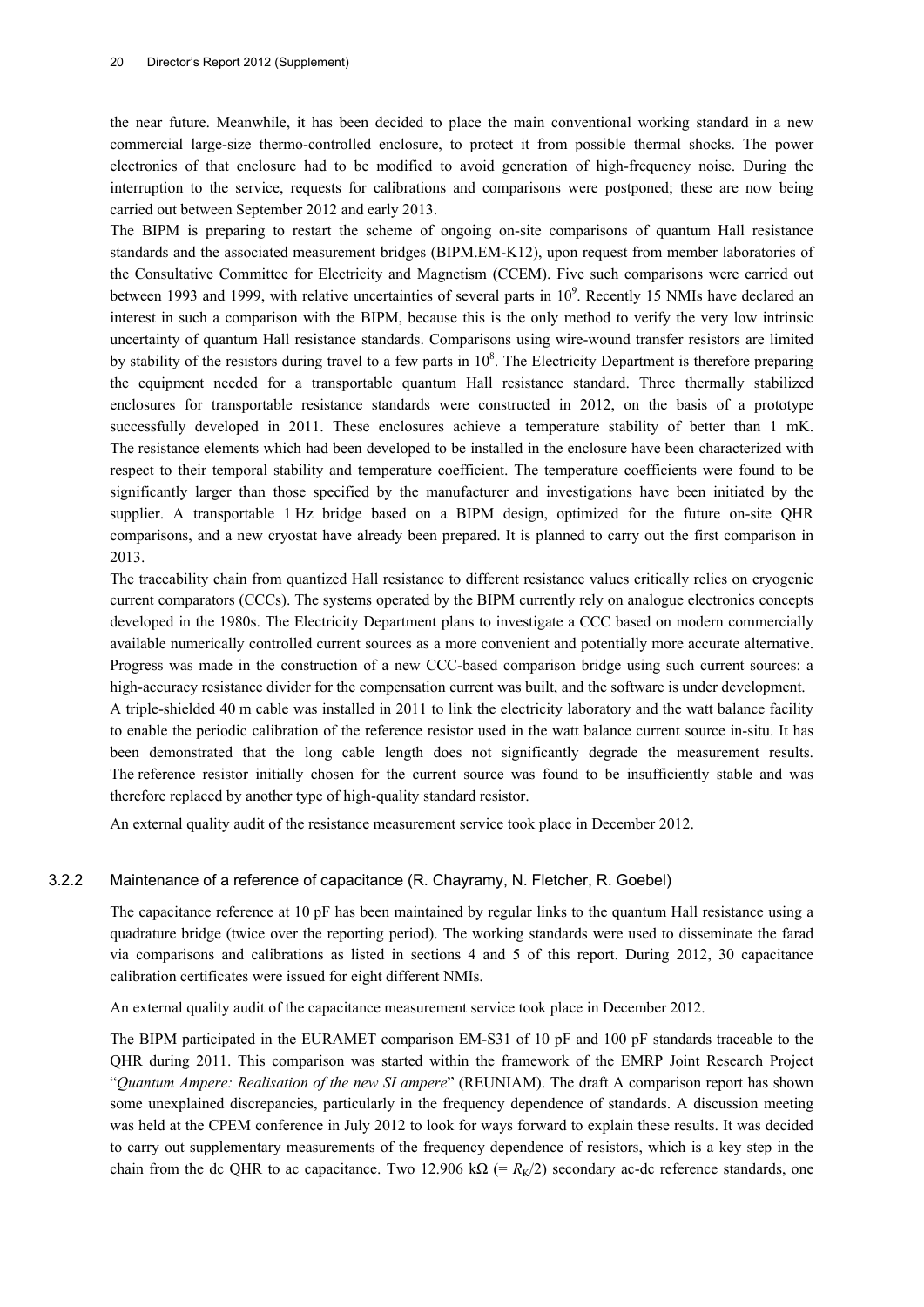the near future. Meanwhile, it has been decided to place the main conventional working standard in a new commercial large-size thermo-controlled enclosure, to protect it from possible thermal shocks. The power electronics of that enclosure had to be modified to avoid generation of high-frequency noise. During the interruption to the service, requests for calibrations and comparisons were postponed; these are now being carried out between September 2012 and early 2013.

The BIPM is preparing to restart the scheme of ongoing on-site comparisons of quantum Hall resistance standards and the associated measurement bridges (BIPM.EM-K12), upon request from member laboratories of the Consultative Committee for Electricity and Magnetism (CCEM). Five such comparisons were carried out between 1993 and 1999, with relative uncertainties of several parts in $10^9$. Recently 15 NMIs have declared an interest in such a comparison with the BIPM, because this is the only method to verify the very low intrinsic uncertainty of quantum Hall resistance standards. Comparisons using wire-wound transfer resistors are limited by stability of the resistors during travel to a few parts in $10^8$. The Electricity Department is therefore preparing the equipment needed for a transportable quantum Hall resistance standard. Three thermally stabilized enclosures for transportable resistance standards were constructed in 2012, on the basis of a prototype successfully developed in 2011. These enclosures achieve a temperature stability of better than 1 mK. The resistance elements which had been developed to be installed in the enclosure have been characterized with respect to their temporal stability and temperature coefficient. The temperature coefficients were found to be significantly larger than those specified by the manufacturer and investigations have been initiated by the supplier. A transportable 1 Hz bridge based on a BIPM design, optimized for the future on-site QHR comparisons, and a new cryostat have already been prepared. It is planned to carry out the first comparison in 2013.

The traceability chain from quantized Hall resistance to different resistance values critically relies on cryogenic current comparators (CCCs). The systems operated by the BIPM currently rely on analogue electronics concepts developed in the 1980s. The Electricity Department plans to investigate a CCC based on modern commercially available numerically controlled current sources as a more convenient and potentially more accurate alternative. Progress was made in the construction of a new CCC-based comparison bridge using such current sources: a high-accuracy resistance divider for the compensation current was built, and the software is under development.

A triple-shielded 40 m cable was installed in 2011 to link the electricity laboratory and the watt balance facility to enable the periodic calibration of the reference resistor used in the watt balance current source in-situ. It has been demonstrated that the long cable length does not significantly degrade the measurement results. The reference resistor initially chosen for the current source was found to be insufficiently stable and was therefore replaced by another type of high-quality standard resistor.

An external quality audit of the resistance measurement service took place in December 2012.

### 3.2.2 Maintenance of a reference of capacitance (R. Chayramy, N. Fletcher, R. Goebel)

The capacitance reference at 10 pF has been maintained by regular links to the quantum Hall resistance using a quadrature bridge (twice over the reporting period). The working standards were used to disseminate the farad via comparisons and calibrations as listed in sections 4 and 5 of this report. During 2012, 30 capacitance calibration certificates were issued for eight different NMIs.

An external quality audit of the capacitance measurement service took place in December 2012.

The BIPM participated in the EURAMET comparison EM-S31 of 10 pF and 100 pF standards traceable to the QHR during 2011. This comparison was started within the framework of the EMRP Joint Research Project "*Quantum Ampere: Realisation of the new SI ampere*" (REUNIAM). The draft A comparison report has shown some unexplained discrepancies, particularly in the frequency dependence of standards. A discussion meeting was held at the CPEM conference in July 2012 to look for ways forward to explain these results. It was decided to carry out supplementary measurements of the frequency dependence of resistors, which is a key step in the chain from the dc QHR to ac capacitance. Two 12.906 kΩ (= $R_K/2$) secondary ac-dc reference standards, one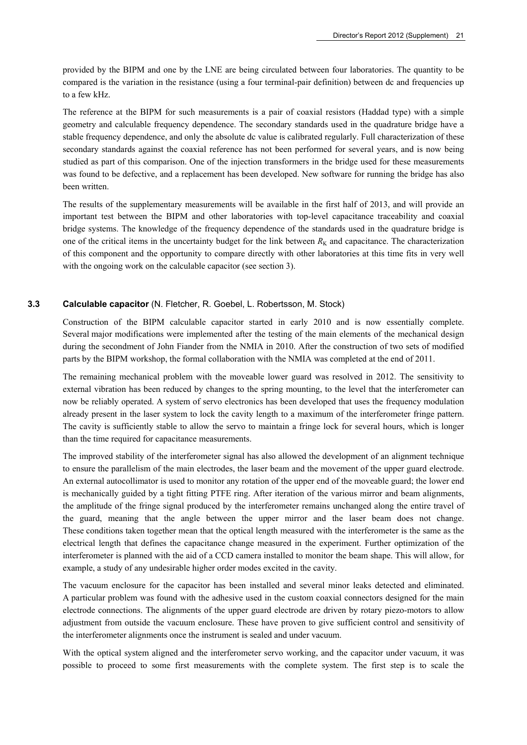provided by the BIPM and one by the LNE are being circulated between four laboratories. The quantity to be compared is the variation in the resistance (using a four terminal-pair definition) between dc and frequencies up to a few kHz.

The reference at the BIPM for such measurements is a pair of coaxial resistors (Haddad type) with a simple geometry and calculable frequency dependence. The secondary standards used in the quadrature bridge have a stable frequency dependence, and only the absolute dc value is calibrated regularly. Full characterization of these secondary standards against the coaxial reference has not been performed for several years, and is now being studied as part of this comparison. One of the injection transformers in the bridge used for these measurements was found to be defective, and a replacement has been developed. New software for running the bridge has also been written.

The results of the supplementary measurements will be available in the first half of 2013, and will provide an important test between the BIPM and other laboratories with top-level capacitance traceability and coaxial bridge systems. The knowledge of the frequency dependence of the standards used in the quadrature bridge is one of the critical items in the uncertainty budget for the link between $R_K$ and capacitance. The characterization of this component and the opportunity to compare directly with other laboratories at this time fits in very well with the ongoing work on the calculable capacitor (see section 3).

### 3.3 Calculable capacitor (N. Fletcher, R. Goebel, L. Robertsson, M. Stock)

Construction of the BIPM calculable capacitor started in early 2010 and is now essentially complete. Several major modifications were implemented after the testing of the main elements of the mechanical design during the secondment of John Fiander from the NMIA in 2010. After the construction of two sets of modified parts by the BIPM workshop, the formal collaboration with the NMIA was completed at the end of 2011.

The remaining mechanical problem with the moveable lower guard was resolved in 2012. The sensitivity to external vibration has been reduced by changes to the spring mounting, to the level that the interferometer can now be reliably operated. A system of servo electronics has been developed that uses the frequency modulation already present in the laser system to lock the cavity length to a maximum of the interferometer fringe pattern. The cavity is sufficiently stable to allow the servo to maintain a fringe lock for several hours, which is longer than the time required for capacitance measurements.

The improved stability of the interferometer signal has also allowed the development of an alignment technique to ensure the parallelism of the main electrodes, the laser beam and the movement of the upper guard electrode. An external autocollimator is used to monitor any rotation of the upper end of the moveable guard; the lower end is mechanically guided by a tight fitting PTFE ring. After iteration of the various mirror and beam alignments, the amplitude of the fringe signal produced by the interferometer remains unchanged along the entire travel of the guard, meaning that the angle between the upper mirror and the laser beam does not change. These conditions taken together mean that the optical length measured with the interferometer is the same as the electrical length that defines the capacitance change measured in the experiment. Further optimization of the interferometer is planned with the aid of a CCD camera installed to monitor the beam shape. This will allow, for example, a study of any undesirable higher order modes excited in the cavity.

The vacuum enclosure for the capacitor has been installed and several minor leaks detected and eliminated. A particular problem was found with the adhesive used in the custom coaxial connectors designed for the main electrode connections. The alignments of the upper guard electrode are driven by rotary piezo-motors to allow adjustment from outside the vacuum enclosure. These have proven to give sufficient control and sensitivity of the interferometer alignments once the instrument is sealed and under vacuum.

With the optical system aligned and the interferometer servo working, and the capacitor under vacuum, it was possible to proceed to some first measurements with the complete system. The first step is to scale the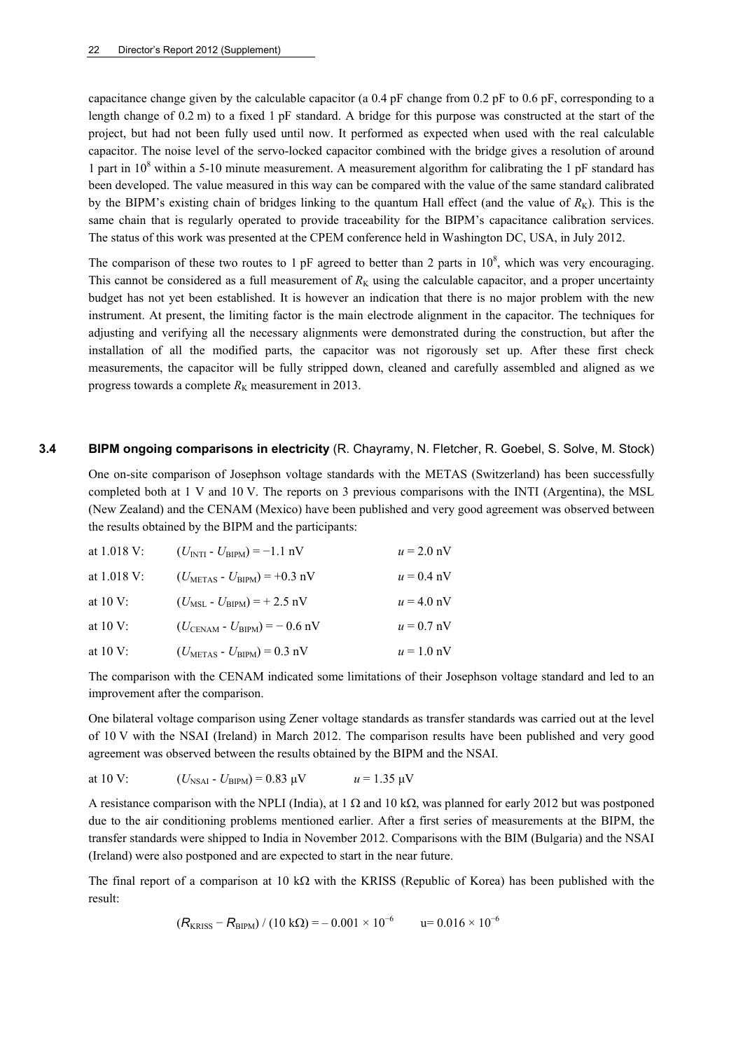capacitance change given by the calculable capacitor (a 0.4 pF change from 0.2 pF to 0.6 pF, corresponding to a length change of 0.2 m) to a fixed 1 pF standard. A bridge for this purpose was constructed at the start of the project, but had not been fully used until now. It performed as expected when used with the real calculable capacitor. The noise level of the servo-locked capacitor combined with the bridge gives a resolution of around 1 part in $10^8$ within a 5-10 minute measurement. A measurement algorithm for calibrating the 1 pF standard has been developed. The value measured in this way can be compared with the value of the same standard calibrated by the BIPM's existing chain of bridges linking to the quantum Hall effect (and the value of $R_K$). This is the same chain that is regularly operated to provide traceability for the BIPM's capacitance calibration services. The status of this work was presented at the CPEM conference held in Washington DC, USA, in July 2012.

The comparison of these two routes to 1 pF agreed to better than 2 parts in $10^8$, which was very encouraging. This cannot be considered as a full measurement of $R_K$ using the calculable capacitor, and a proper uncertainty budget has not yet been established. It is however an indication that there is no major problem with the new instrument. At present, the limiting factor is the main electrode alignment in the capacitor. The techniques for adjusting and verifying all the necessary alignments were demonstrated during the construction, but after the installation of all the modified parts, the capacitor was not rigorously set up. After these first check measurements, the capacitor will be fully stripped down, cleaned and carefully assembled and aligned as we progress towards a complete $R_K$ measurement in 2013.

### 3.4 BIPM ongoing comparisons in electricity (R. Chayramy, N. Fletcher, R. Goebel, S. Solve, M. Stock)

One on-site comparison of Josephson voltage standards with the METAS (Switzerland) has been successfully completed both at 1 V and 10 V. The reports on 3 previous comparisons with the INTI (Argentina), the MSL (New Zealand) and the CENAM (Mexico) have been published and very good agreement was observed between the results obtained by the BIPM and the participants:

| | | |
|---|---|---|
| at 1.018 V: | $(U_{INTI} - U_{BIPM}) = -1.1$ nV | $u = 2.0$ nV |
| at 1.018 V: | $(U_{METAS} - U_{BIPM}) = +0.3$ nV | $u = 0.4$ nV |
| at 10 V: | $(U_{MSL} - U_{BIPM}) = +2.5$ nV | $u = 4.0$ nV |
| at 10 V: | $(U_{CENAM} - U_{BIPM}) = -0.6$ nV | $u = 0.7$ nV |
| at 10 V: | $(U_{METAS} - U_{BIPM}) = 0.3$ nV | $u = 1.0$ nV |

The comparison with the CENAM indicated some limitations of their Josephson voltage standard and led to an improvement after the comparison.

One bilateral voltage comparison using Zener voltage standards as transfer standards was carried out at the level of 10 V with the NSAI (Ireland) in March 2012. The comparison results have been published and very good agreement was observed between the results obtained by the BIPM and the NSAI.

at 10 V: $(U_{NSAI} - U_{BIPM}) = 0.83$ μV $u = 1.35$ μV

A resistance comparison with the NPLI (India), at 1 Ω and 10 kΩ, was planned for early 2012 but was postponed due to the air conditioning problems mentioned earlier. After a first series of measurements at the BIPM, the transfer standards were shipped to India in November 2012. Comparisons with the BIM (Bulgaria) and the NSAI (Ireland) were also postponed and are expected to start in the near future.

The final report of a comparison at 10 kΩ with the KRISS (Republic of Korea) has been published with the result:

$$(R_{KRISS} - R_{BIPM}) / (10\ \text{k}\Omega) = -0.001 \times 10^{-6} \qquad u = 0.016 \times 10^{-6}$$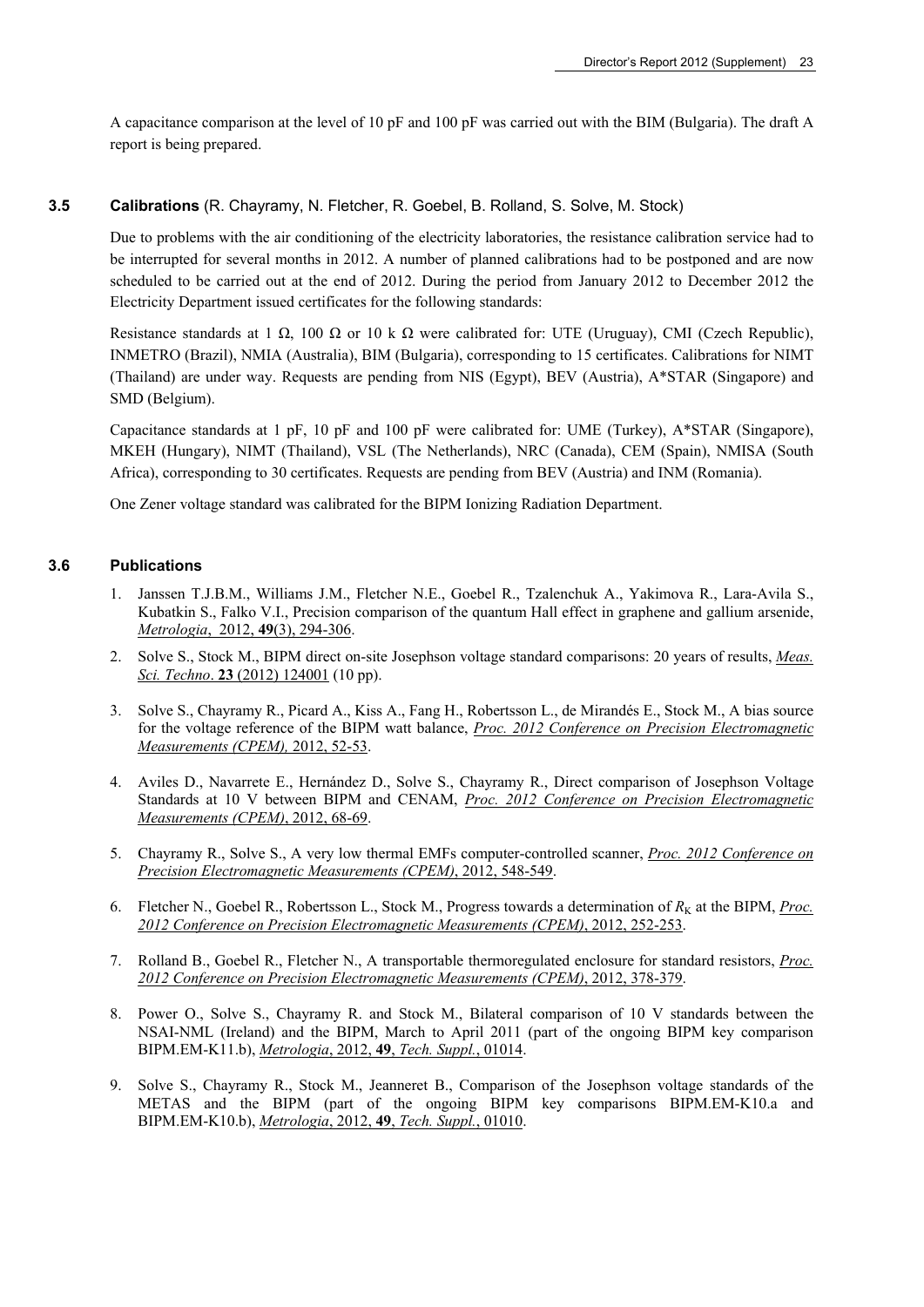A capacitance comparison at the level of 10 pF and 100 pF was carried out with the BIM (Bulgaria). The draft A report is being prepared.

### 3.5 Calibrations (R. Chayramy, N. Fletcher, R. Goebel, B. Rolland, S. Solve, M. Stock)

Due to problems with the air conditioning of the electricity laboratories, the resistance calibration service had to be interrupted for several months in 2012. A number of planned calibrations had to be postponed and are now scheduled to be carried out at the end of 2012. During the period from January 2012 to December 2012 the Electricity Department issued certificates for the following standards:

Resistance standards at 1 Ω, 100 Ω or 10 k Ω were calibrated for: UTE (Uruguay), CMI (Czech Republic), INMETRO (Brazil), NMIA (Australia), BIM (Bulgaria), corresponding to 15 certificates. Calibrations for NIMT (Thailand) are under way. Requests are pending from NIS (Egypt), BEV (Austria), A*STAR (Singapore) and SMD (Belgium).

Capacitance standards at 1 pF, 10 pF and 100 pF were calibrated for: UME (Turkey), A*STAR (Singapore), MKEH (Hungary), NIMT (Thailand), VSL (The Netherlands), NRC (Canada), CEM (Spain), NMISA (South Africa), corresponding to 30 certificates. Requests are pending from BEV (Austria) and INM (Romania).

One Zener voltage standard was calibrated for the BIPM Ionizing Radiation Department.

### 3.6 Publications

1. Janssen T.J.B.M., Williams J.M., Fletcher N.E., Goebel R., Tzalenchuk A., Yakimova R., Lara-Avila S., Kubatkin S., Falko V.I., Precision comparison of the quantum Hall effect in graphene and gallium arsenide, *Metrologia*, 2012, **49**(3), 294-306.
2. Solve S., Stock M., BIPM direct on-site Josephson voltage standard comparisons: 20 years of results, *Meas. Sci. Techno*. **23** (2012) 124001 (10 pp).
3. Solve S., Chayramy R., Picard A., Kiss A., Fang H., Robertsson L., de Mirandés E., Stock M., A bias source for the voltage reference of the BIPM watt balance, *Proc. 2012 Conference on Precision Electromagnetic Measurements (CPEM),* 2012, 52-53.
4. Aviles D., Navarrete E., Hernández D., Solve S., Chayramy R., Direct comparison of Josephson Voltage Standards at 10 V between BIPM and CENAM, *Proc. 2012 Conference on Precision Electromagnetic Measurements (CPEM)*, 2012, 68-69.
5. Chayramy R., Solve S., A very low thermal EMFs computer-controlled scanner, *Proc. 2012 Conference on Precision Electromagnetic Measurements (CPEM)*, 2012, 548-549.
6. Fletcher N., Goebel R., Robertsson L., Stock M., Progress towards a determination of $R_K$ at the BIPM, *Proc. 2012 Conference on Precision Electromagnetic Measurements (CPEM)*, 2012, 252-253.
7. Rolland B., Goebel R., Fletcher N., A transportable thermoregulated enclosure for standard resistors, *Proc. 2012 Conference on Precision Electromagnetic Measurements (CPEM)*, 2012, 378-379.
8. Power O., Solve S., Chayramy R. and Stock M., Bilateral comparison of 10 V standards between the NSAI-NML (Ireland) and the BIPM, March to April 2011 (part of the ongoing BIPM key comparison BIPM.EM-K11.b), *Metrologia*, 2012, **49**, *Tech. Suppl.*, 01014.
9. Solve S., Chayramy R., Stock M., Jeanneret B., Comparison of the Josephson voltage standards of the METAS and the BIPM (part of the ongoing BIPM key comparisons BIPM.EM-K10.a and BIPM.EM-K10.b), *Metrologia*, 2012, **49**, *Tech. Suppl.*, 01010.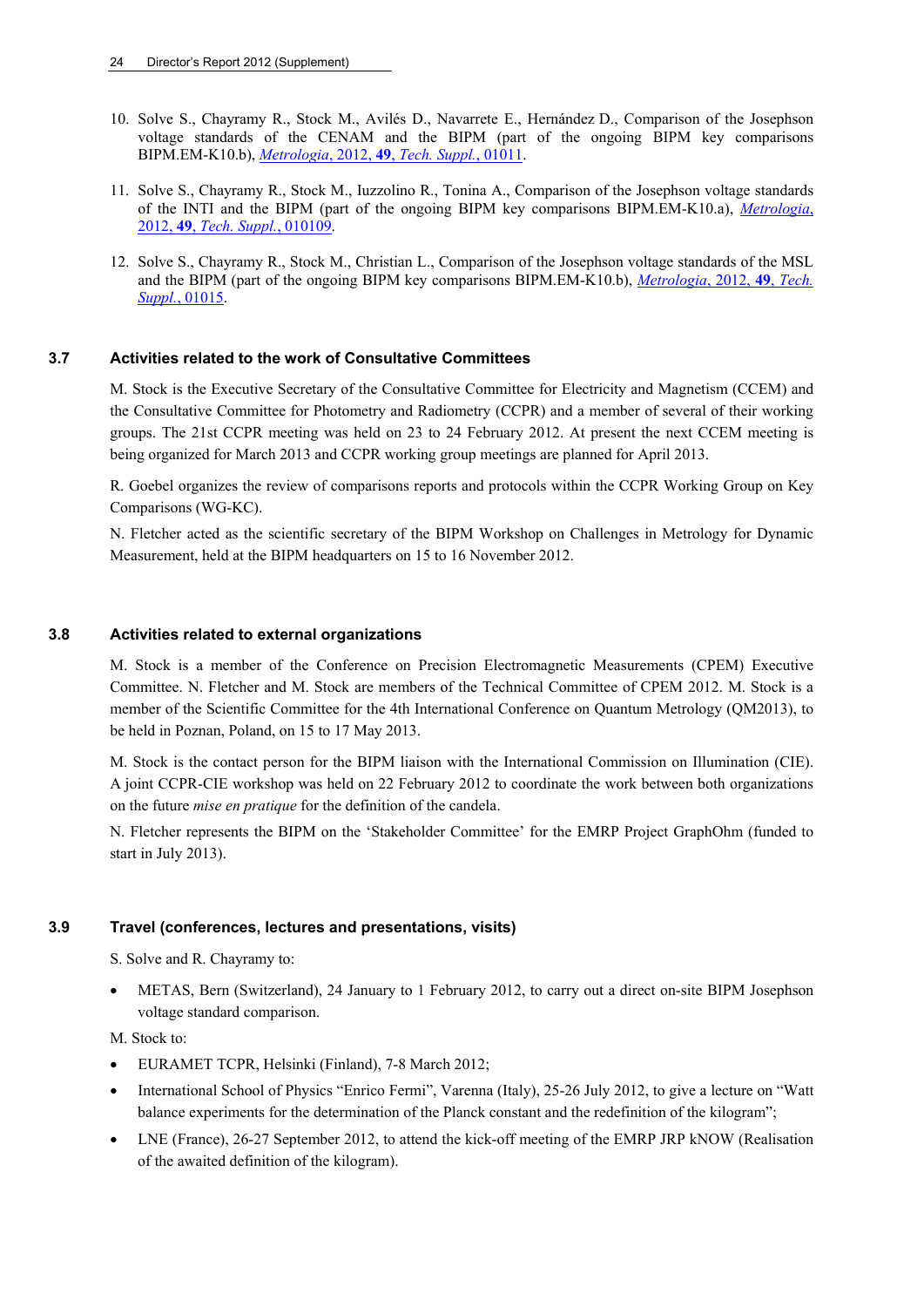10. Solve S., Chayramy R., Stock M., Avilés D., Navarrete E., Hernández D., Comparison of the Josephson voltage standards of the CENAM and the BIPM (part of the ongoing BIPM key comparisons BIPM.EM-K10.b), *Metrologia*, 2012, **49**, *Tech. Suppl.*, 01011.

11. Solve S., Chayramy R., Stock M., Iuzzolino R., Tonina A., Comparison of the Josephson voltage standards of the INTI and the BIPM (part of the ongoing BIPM key comparisons BIPM.EM-K10.a), *Metrologia*, 2012, **49**, *Tech. Suppl.*, 010109.

12. Solve S., Chayramy R., Stock M., Christian L., Comparison of the Josephson voltage standards of the MSL and the BIPM (part of the ongoing BIPM key comparisons BIPM.EM-K10.b), *Metrologia*, 2012, **49**, *Tech. Suppl.*, 01015.

### 3.7 Activities related to the work of Consultative Committees

M. Stock is the Executive Secretary of the Consultative Committee for Electricity and Magnetism (CCEM) and the Consultative Committee for Photometry and Radiometry (CCPR) and a member of several of their working groups. The 21st CCPR meeting was held on 23 to 24 February 2012. At present the next CCEM meeting is being organized for March 2013 and CCPR working group meetings are planned for April 2013.

R. Goebel organizes the review of comparisons reports and protocols within the CCPR Working Group on Key Comparisons (WG-KC).

N. Fletcher acted as the scientific secretary of the BIPM Workshop on Challenges in Metrology for Dynamic Measurement, held at the BIPM headquarters on 15 to 16 November 2012.

### 3.8 Activities related to external organizations

M. Stock is a member of the Conference on Precision Electromagnetic Measurements (CPEM) Executive Committee. N. Fletcher and M. Stock are members of the Technical Committee of CPEM 2012. M. Stock is a member of the Scientific Committee for the 4th International Conference on Quantum Metrology (QM2013), to be held in Poznan, Poland, on 15 to 17 May 2013.

M. Stock is the contact person for the BIPM liaison with the International Commission on Illumination (CIE). A joint CCPR-CIE workshop was held on 22 February 2012 to coordinate the work between both organizations on the future *mise en pratique* for the definition of the candela.

N. Fletcher represents the BIPM on the 'Stakeholder Committee' for the EMRP Project GraphOhm (funded to start in July 2013).

### 3.9 Travel (conferences, lectures and presentations, visits)

S. Solve and R. Chayramy to:

- METAS, Bern (Switzerland), 24 January to 1 February 2012, to carry out a direct on-site BIPM Josephson voltage standard comparison.

M. Stock to:

- EURAMET TCPR, Helsinki (Finland), 7-8 March 2012;
- International School of Physics "Enrico Fermi", Varenna (Italy), 25-26 July 2012, to give a lecture on "Watt balance experiments for the determination of the Planck constant and the redefinition of the kilogram";
- LNE (France), 26-27 September 2012, to attend the kick-off meeting of the EMRP JRP kNOW (Realisation of the awaited definition of the kilogram).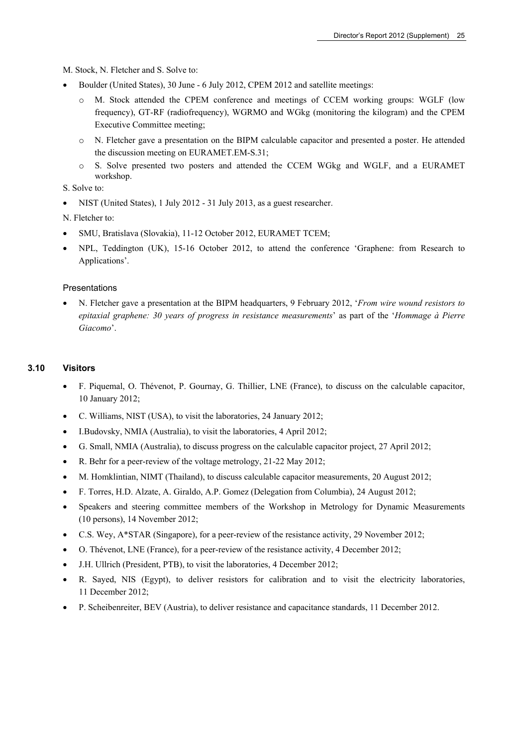M. Stock, N. Fletcher and S. Solve to:

- Boulder (United States), 30 June - 6 July 2012, CPEM 2012 and satellite meetings:
  - M. Stock attended the CPEM conference and meetings of CCEM working groups: WGLF (low frequency), GT-RF (radiofrequency), WGRMO and WGkg (monitoring the kilogram) and the CPEM Executive Committee meeting;
  - N. Fletcher gave a presentation on the BIPM calculable capacitor and presented a poster. He attended the discussion meeting on EURAMET.EM-S.31;
  - S. Solve presented two posters and attended the CCEM WGkg and WGLF, and a EURAMET workshop.

S. Solve to:

- NIST (United States), 1 July 2012 - 31 July 2013, as a guest researcher.

N. Fletcher to:

- SMU, Bratislava (Slovakia), 11-12 October 2012, EURAMET TCEM;
- NPL, Teddington (UK), 15-16 October 2012, to attend the conference 'Graphene: from Research to Applications'.

Presentations

- N. Fletcher gave a presentation at the BIPM headquarters, 9 February 2012, '*From wire wound resistors to epitaxial graphene: 30 years of progress in resistance measurements*' as part of the '*Hommage à Pierre Giacomo*'.

### 3.10 Visitors

- F. Piquemal, O. Thévenot, P. Gournay, G. Thillier, LNE (France), to discuss on the calculable capacitor, 10 January 2012;
- C. Williams, NIST (USA), to visit the laboratories, 24 January 2012;
- I.Budovsky, NMIA (Australia), to visit the laboratories, 4 April 2012;
- G. Small, NMIA (Australia), to discuss progress on the calculable capacitor project, 27 April 2012;
- R. Behr for a peer-review of the voltage metrology, 21-22 May 2012;
- M. Homklintian, NIMT (Thailand), to discuss calculable capacitor measurements, 20 August 2012;
- F. Torres, H.D. Alzate, A. Giraldo, A.P. Gomez (Delegation from Columbia), 24 August 2012;
- Speakers and steering committee members of the Workshop in Metrology for Dynamic Measurements (10 persons), 14 November 2012;
- C.S. Wey, A*STAR (Singapore), for a peer-review of the resistance activity, 29 November 2012;
- O. Thévenot, LNE (France), for a peer-review of the resistance activity, 4 December 2012;
- J.H. Ullrich (President, PTB), to visit the laboratories, 4 December 2012;
- R. Sayed, NIS (Egypt), to deliver resistors for calibration and to visit the electricity laboratories, 11 December 2012;
- P. Scheibenreiter, BEV (Austria), to deliver resistance and capacitance standards, 11 December 2012.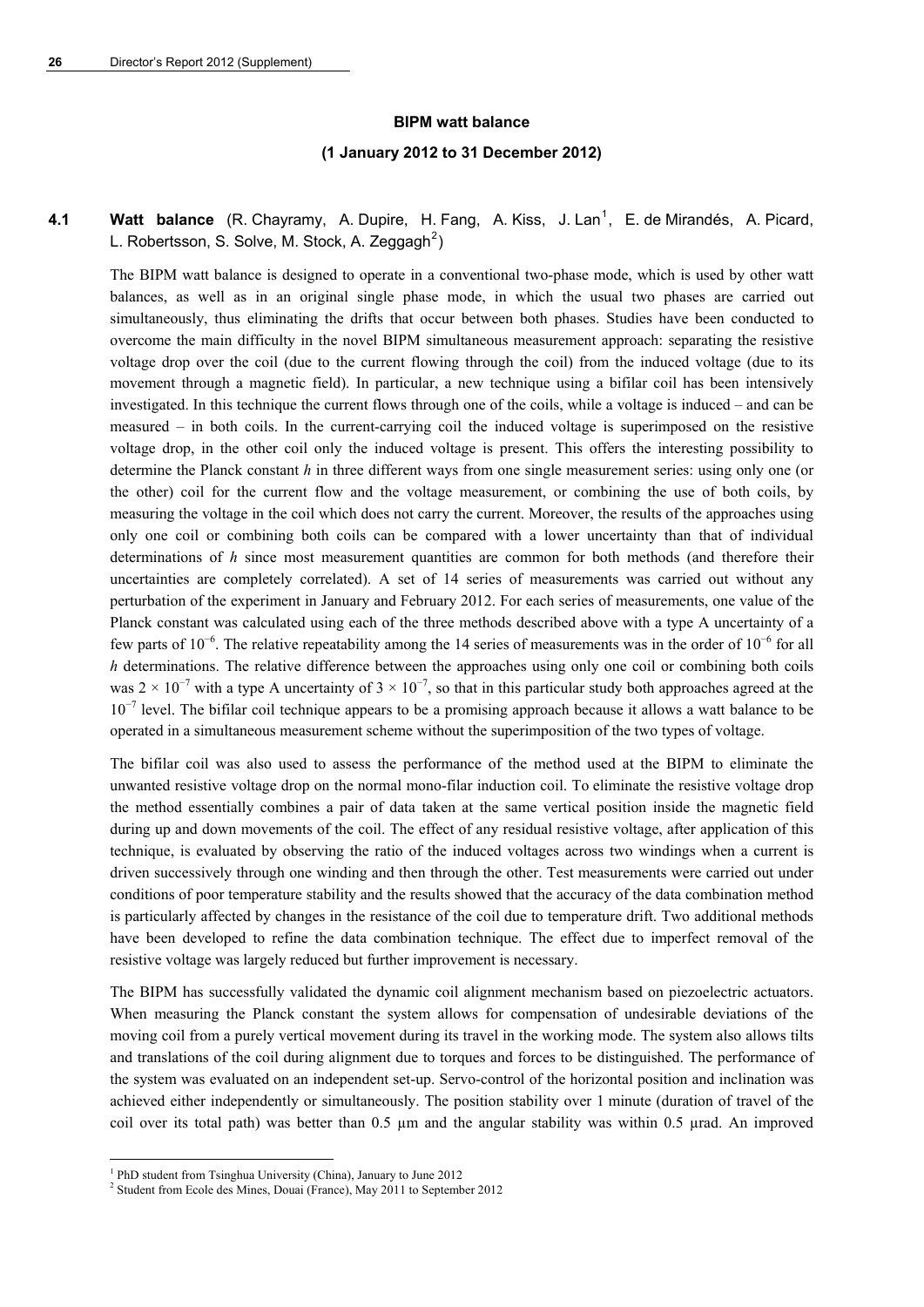## BIPM watt balance

## (1 January 2012 to 31 December 2012)

### 4.1 Watt balance (R. Chayramy, A. Dupire, H. Fang, A. Kiss, J. Lan[1], E. de Mirandés, A. Picard, L. Robertsson, S. Solve, M. Stock, A. Zeggagh[2])

The BIPM watt balance is designed to operate in a conventional two-phase mode, which is used by other watt balances, as well as in an original single phase mode, in which the usual two phases are carried out simultaneously, thus eliminating the drifts that occur between both phases. Studies have been conducted to overcome the main difficulty in the novel BIPM simultaneous measurement approach: separating the resistive voltage drop over the coil (due to the current flowing through the coil) from the induced voltage (due to its movement through a magnetic field). In particular, a new technique using a bifilar coil has been intensively investigated. In this technique the current flows through one of the coils, while a voltage is induced – and can be measured – in both coils. In the current-carrying coil the induced voltage is superimposed on the resistive voltage drop, in the other coil only the induced voltage is present. This offers the interesting possibility to determine the Planck constant $h$ in three different ways from one single measurement series: using only one (or the other) coil for the current flow and the voltage measurement, or combining the use of both coils, by measuring the voltage in the coil which does not carry the current. Moreover, the results of the approaches using only one coil or combining both coils can be compared with a lower uncertainty than that of individual determinations of $h$ since most measurement quantities are common for both methods (and therefore their uncertainties are completely correlated). A set of 14 series of measurements was carried out without any perturbation of the experiment in January and February 2012. For each series of measurements, one value of the Planck constant was calculated using each of the three methods described above with a type A uncertainty of a few parts of $10^{-6}$. The relative repeatability among the 14 series of measurements was in the order of $10^{-6}$ for all $h$ determinations. The relative difference between the approaches using only one coil or combining both coils was $2 \times 10^{-7}$ with a type A uncertainty of $3 \times 10^{-7}$, so that in this particular study both approaches agreed at the $10^{-7}$ level. The bifilar coil technique appears to be a promising approach because it allows a watt balance to be operated in a simultaneous measurement scheme without the superimposition of the two types of voltage.

The bifilar coil was also used to assess the performance of the method used at the BIPM to eliminate the unwanted resistive voltage drop on the normal mono-filar induction coil. To eliminate the resistive voltage drop the method essentially combines a pair of data taken at the same vertical position inside the magnetic field during up and down movements of the coil. The effect of any residual resistive voltage, after application of this technique, is evaluated by observing the ratio of the induced voltages across two windings when a current is driven successively through one winding and then through the other. Test measurements were carried out under conditions of poor temperature stability and the results showed that the accuracy of the data combination method is particularly affected by changes in the resistance of the coil due to temperature drift. Two additional methods have been developed to refine the data combination technique. The effect due to imperfect removal of the resistive voltage was largely reduced but further improvement is necessary.

The BIPM has successfully validated the dynamic coil alignment mechanism based on piezoelectric actuators. When measuring the Planck constant the system allows for compensation of undesirable deviations of the moving coil from a purely vertical movement during its travel in the working mode. The system also allows tilts and translations of the coil during alignment due to torques and forces to be distinguished. The performance of the system was evaluated on an independent set-up. Servo-control of the horizontal position and inclination was achieved either independently or simultaneously. The position stability over 1 minute (duration of travel of the coil over its total path) was better than 0.5 µm and the angular stability was within 0.5 µrad. An improved

---

[1] PhD student from Tsinghua University (China), January to June 2012

[2] Student from Ecole des Mines, Douai (France), May 2011 to September 2012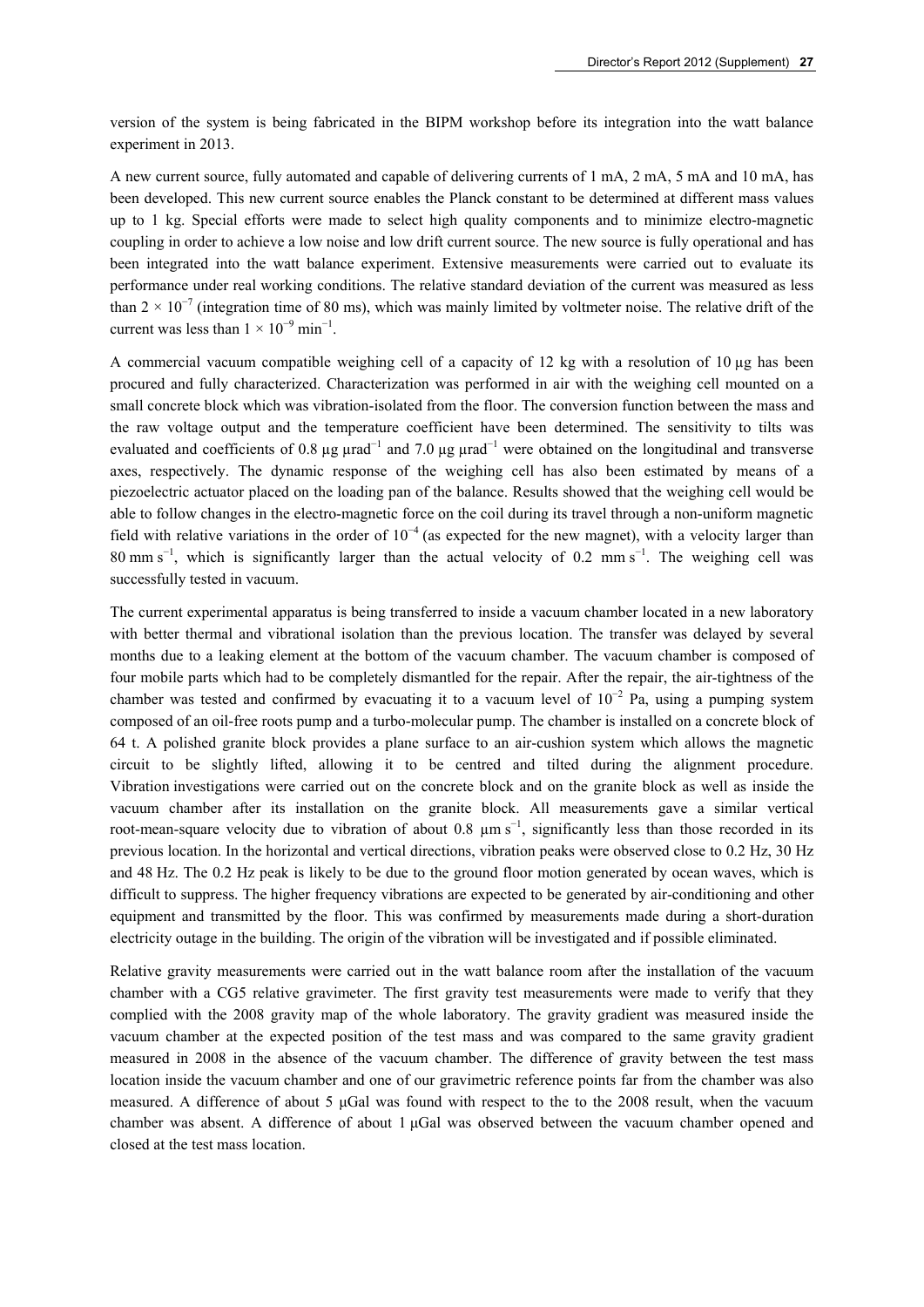version of the system is being fabricated in the BIPM workshop before its integration into the watt balance experiment in 2013.

A new current source, fully automated and capable of delivering currents of 1 mA, 2 mA, 5 mA and 10 mA, has been developed. This new current source enables the Planck constant to be determined at different mass values up to 1 kg. Special efforts were made to select high quality components and to minimize electro-magnetic coupling in order to achieve a low noise and low drift current source. The new source is fully operational and has been integrated into the watt balance experiment. Extensive measurements were carried out to evaluate its performance under real working conditions. The relative standard deviation of the current was measured as less than $2 \times 10^{-7}$ (integration time of 80 ms), which was mainly limited by voltmeter noise. The relative drift of the current was less than $1 \times 10^{-9}$ min$^{-1}$.

A commercial vacuum compatible weighing cell of a capacity of 12 kg with a resolution of 10 µg has been procured and fully characterized. Characterization was performed in air with the weighing cell mounted on a small concrete block which was vibration-isolated from the floor. The conversion function between the mass and the raw voltage output and the temperature coefficient have been determined. The sensitivity to tilts was evaluated and coefficients of 0.8 µg µrad$^{-1}$ and 7.0 µg µrad$^{-1}$ were obtained on the longitudinal and transverse axes, respectively. The dynamic response of the weighing cell has also been estimated by means of a piezoelectric actuator placed on the loading pan of the balance. Results showed that the weighing cell would be able to follow changes in the electro-magnetic force on the coil during its travel through a non-uniform magnetic field with relative variations in the order of $10^{-4}$ (as expected for the new magnet), with a velocity larger than 80 mm s$^{-1}$, which is significantly larger than the actual velocity of 0.2 mm s$^{-1}$. The weighing cell was successfully tested in vacuum.

The current experimental apparatus is being transferred to inside a vacuum chamber located in a new laboratory with better thermal and vibrational isolation than the previous location. The transfer was delayed by several months due to a leaking element at the bottom of the vacuum chamber. The vacuum chamber is composed of four mobile parts which had to be completely dismantled for the repair. After the repair, the air-tightness of the chamber was tested and confirmed by evacuating it to a vacuum level of $10^{-2}$ Pa, using a pumping system composed of an oil-free roots pump and a turbo-molecular pump. The chamber is installed on a concrete block of 64 t. A polished granite block provides a plane surface to an air-cushion system which allows the magnetic circuit to be slightly lifted, allowing it to be centred and tilted during the alignment procedure. Vibration investigations were carried out on the concrete block and on the granite block as well as inside the vacuum chamber after its installation on the granite block. All measurements gave a similar vertical root-mean-square velocity due to vibration of about 0.8 µm s$^{-1}$, significantly less than those recorded in its previous location. In the horizontal and vertical directions, vibration peaks were observed close to 0.2 Hz, 30 Hz and 48 Hz. The 0.2 Hz peak is likely to be due to the ground floor motion generated by ocean waves, which is difficult to suppress. The higher frequency vibrations are expected to be generated by air-conditioning and other equipment and transmitted by the floor. This was confirmed by measurements made during a short-duration electricity outage in the building. The origin of the vibration will be investigated and if possible eliminated.

Relative gravity measurements were carried out in the watt balance room after the installation of the vacuum chamber with a CG5 relative gravimeter. The first gravity test measurements were made to verify that they complied with the 2008 gravity map of the whole laboratory. The gravity gradient was measured inside the vacuum chamber at the expected position of the test mass and was compared to the same gravity gradient measured in 2008 in the absence of the vacuum chamber. The difference of gravity between the test mass location inside the vacuum chamber and one of our gravimetric reference points far from the chamber was also measured. A difference of about 5 µGal was found with respect to the to the 2008 result, when the vacuum chamber was absent. A difference of about 1 µGal was observed between the vacuum chamber opened and closed at the test mass location.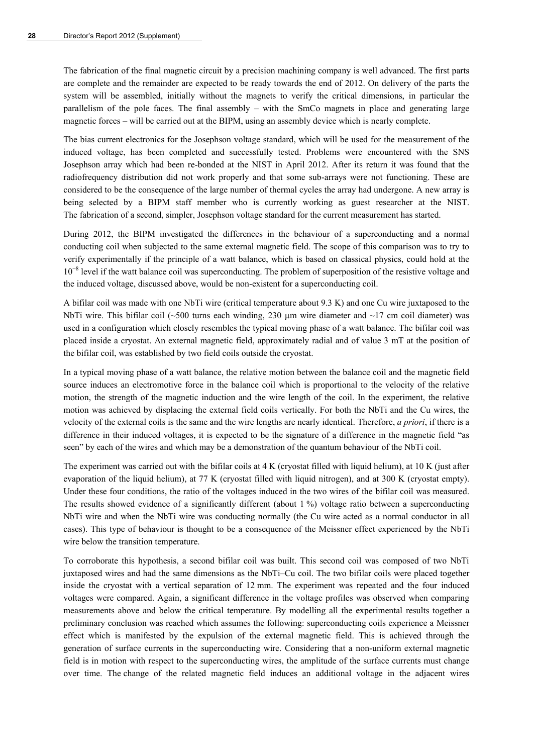The fabrication of the final magnetic circuit by a precision machining company is well advanced. The first parts are complete and the remainder are expected to be ready towards the end of 2012. On delivery of the parts the system will be assembled, initially without the magnets to verify the critical dimensions, in particular the parallelism of the pole faces. The final assembly – with the SmCo magnets in place and generating large magnetic forces – will be carried out at the BIPM, using an assembly device which is nearly complete.

The bias current electronics for the Josephson voltage standard, which will be used for the measurement of the induced voltage, has been completed and successfully tested. Problems were encountered with the SNS Josephson array which had been re-bonded at the NIST in April 2012. After its return it was found that the radiofrequency distribution did not work properly and that some sub-arrays were not functioning. These are considered to be the consequence of the large number of thermal cycles the array had undergone. A new array is being selected by a BIPM staff member who is currently working as guest researcher at the NIST. The fabrication of a second, simpler, Josephson voltage standard for the current measurement has started.

During 2012, the BIPM investigated the differences in the behaviour of a superconducting and a normal conducting coil when subjected to the same external magnetic field. The scope of this comparison was to try to verify experimentally if the principle of a watt balance, which is based on classical physics, could hold at the $10^{-8}$ level if the watt balance coil was superconducting. The problem of superposition of the resistive voltage and the induced voltage, discussed above, would be non-existent for a superconducting coil.

A bifilar coil was made with one NbTi wire (critical temperature about 9.3 K) and one Cu wire juxtaposed to the NbTi wire. This bifilar coil (~500 turns each winding, 230 µm wire diameter and ~17 cm coil diameter) was used in a configuration which closely resembles the typical moving phase of a watt balance. The bifilar coil was placed inside a cryostat. An external magnetic field, approximately radial and of value 3 mT at the position of the bifilar coil, was established by two field coils outside the cryostat.

In a typical moving phase of a watt balance, the relative motion between the balance coil and the magnetic field source induces an electromotive force in the balance coil which is proportional to the velocity of the relative motion, the strength of the magnetic induction and the wire length of the coil. In the experiment, the relative motion was achieved by displacing the external field coils vertically. For both the NbTi and the Cu wires, the velocity of the external coils is the same and the wire lengths are nearly identical. Therefore, *a priori*, if there is a difference in their induced voltages, it is expected to be the signature of a difference in the magnetic field "as seen" by each of the wires and which may be a demonstration of the quantum behaviour of the NbTi coil.

The experiment was carried out with the bifilar coils at 4 K (cryostat filled with liquid helium), at 10 K (just after evaporation of the liquid helium), at 77 K (cryostat filled with liquid nitrogen), and at 300 K (cryostat empty). Under these four conditions, the ratio of the voltages induced in the two wires of the bifilar coil was measured. The results showed evidence of a significantly different (about 1 %) voltage ratio between a superconducting NbTi wire and when the NbTi wire was conducting normally (the Cu wire acted as a normal conductor in all cases). This type of behaviour is thought to be a consequence of the Meissner effect experienced by the NbTi wire below the transition temperature.

To corroborate this hypothesis, a second bifilar coil was built. This second coil was composed of two NbTi juxtaposed wires and had the same dimensions as the NbTi–Cu coil. The two bifilar coils were placed together inside the cryostat with a vertical separation of 12 mm. The experiment was repeated and the four induced voltages were compared. Again, a significant difference in the voltage profiles was observed when comparing measurements above and below the critical temperature. By modelling all the experimental results together a preliminary conclusion was reached which assumes the following: superconducting coils experience a Meissner effect which is manifested by the expulsion of the external magnetic field. This is achieved through the generation of surface currents in the superconducting wire. Considering that a non-uniform external magnetic field is in motion with respect to the superconducting wires, the amplitude of the surface currents must change over time. The change of the related magnetic field induces an additional voltage in the adjacent wires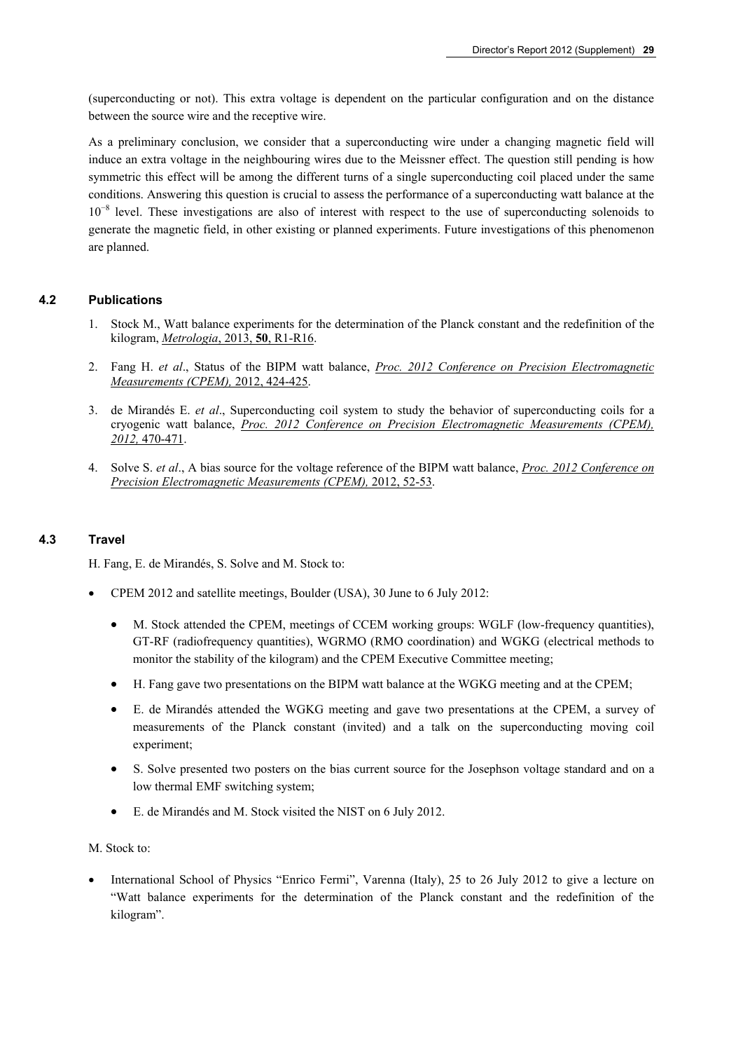(superconducting or not). This extra voltage is dependent on the particular configuration and on the distance between the source wire and the receptive wire.

As a preliminary conclusion, we consider that a superconducting wire under a changing magnetic field will induce an extra voltage in the neighbouring wires due to the Meissner effect. The question still pending is how symmetric this effect will be among the different turns of a single superconducting coil placed under the same conditions. Answering this question is crucial to assess the performance of a superconducting watt balance at the $10^{-8}$ level. These investigations are also of interest with respect to the use of superconducting solenoids to generate the magnetic field, in other existing or planned experiments. Future investigations of this phenomenon are planned.

### 4.2 Publications

1. Stock M., Watt balance experiments for the determination of the Planck constant and the redefinition of the kilogram, *Metrologia*, 2013, **50**, R1-R16.
2. Fang H. *et al*., Status of the BIPM watt balance, *Proc. 2012 Conference on Precision Electromagnetic Measurements (CPEM),* 2012, 424-425.
3. de Mirandés E. *et al*., Superconducting coil system to study the behavior of superconducting coils for a cryogenic watt balance, *Proc. 2012 Conference on Precision Electromagnetic Measurements (CPEM), 2012,* 470-471.
4. Solve S. *et al*., A bias source for the voltage reference of the BIPM watt balance, *Proc. 2012 Conference on Precision Electromagnetic Measurements (CPEM),* 2012, 52-53.

### 4.3 Travel

H. Fang, E. de Mirandés, S. Solve and M. Stock to:

- CPEM 2012 and satellite meetings, Boulder (USA), 30 June to 6 July 2012:
  - M. Stock attended the CPEM, meetings of CCEM working groups: WGLF (low-frequency quantities), GT-RF (radiofrequency quantities), WGRMO (RMO coordination) and WGKG (electrical methods to monitor the stability of the kilogram) and the CPEM Executive Committee meeting;
  - H. Fang gave two presentations on the BIPM watt balance at the WGKG meeting and at the CPEM;
  - E. de Mirandés attended the WGKG meeting and gave two presentations at the CPEM, a survey of measurements of the Planck constant (invited) and a talk on the superconducting moving coil experiment;
  - S. Solve presented two posters on the bias current source for the Josephson voltage standard and on a low thermal EMF switching system;
  - E. de Mirandés and M. Stock visited the NIST on 6 July 2012.

M. Stock to:

- International School of Physics "Enrico Fermi", Varenna (Italy), 25 to 26 July 2012 to give a lecture on "Watt balance experiments for the determination of the Planck constant and the redefinition of the kilogram".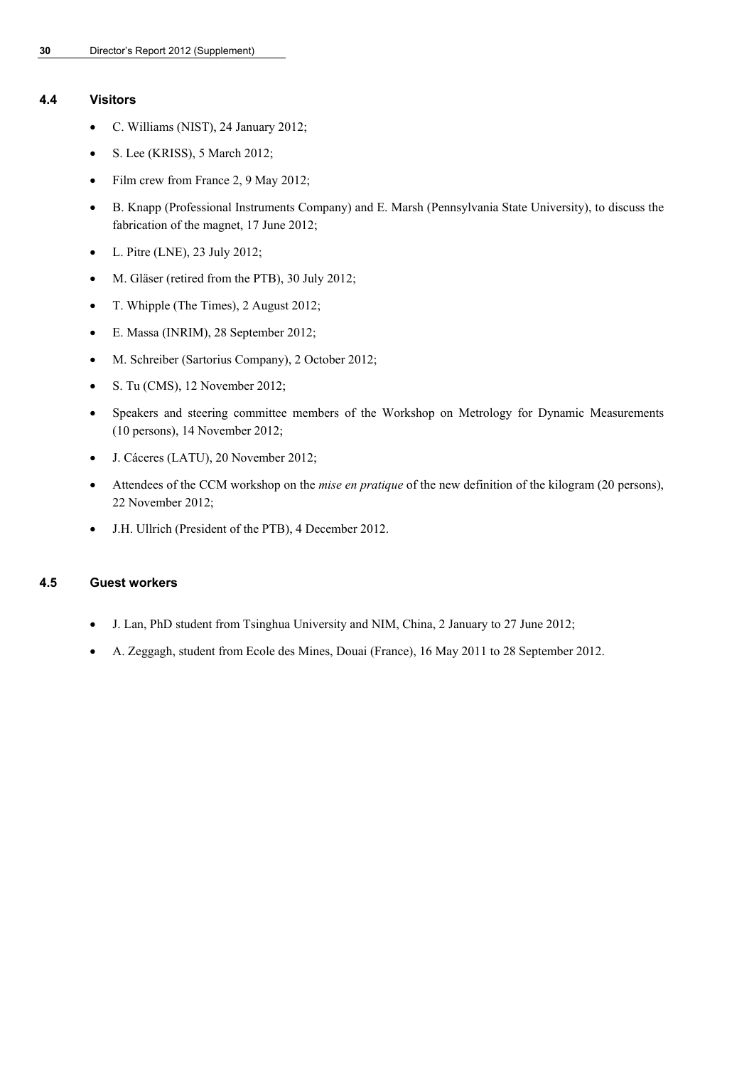### 4.4 Visitors

- C. Williams (NIST), 24 January 2012;
- S. Lee (KRISS), 5 March 2012;
- Film crew from France 2, 9 May 2012;
- B. Knapp (Professional Instruments Company) and E. Marsh (Pennsylvania State University), to discuss the fabrication of the magnet, 17 June 2012;
- L. Pitre (LNE), 23 July 2012;
- M. Gläser (retired from the PTB), 30 July 2012;
- T. Whipple (The Times), 2 August 2012;
- E. Massa (INRIM), 28 September 2012;
- M. Schreiber (Sartorius Company), 2 October 2012;
- S. Tu (CMS), 12 November 2012;
- Speakers and steering committee members of the Workshop on Metrology for Dynamic Measurements (10 persons), 14 November 2012;
- J. Cáceres (LATU), 20 November 2012;
- Attendees of the CCM workshop on the *mise en pratique* of the new definition of the kilogram (20 persons), 22 November 2012;
- J.H. Ullrich (President of the PTB), 4 December 2012.

### 4.5 Guest workers

- J. Lan, PhD student from Tsinghua University and NIM, China, 2 January to 27 June 2012;
- A. Zeggagh, student from Ecole des Mines, Douai (France), 16 May 2011 to 28 September 2012.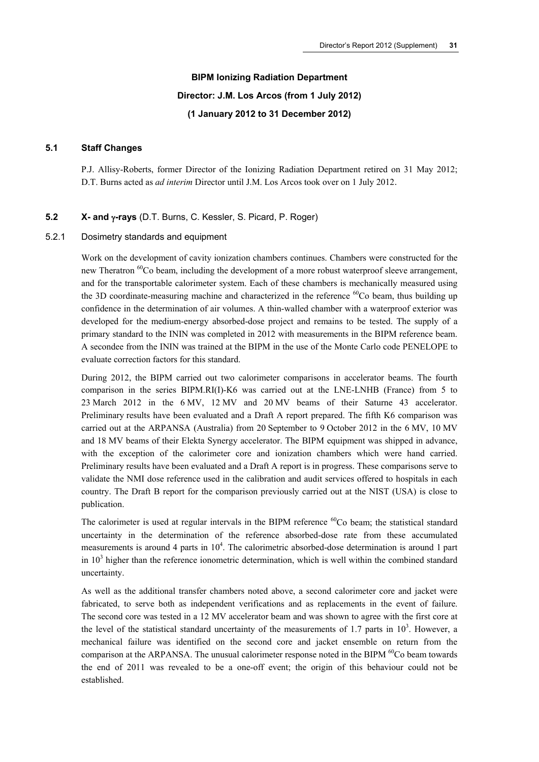## BIPM Ionizing Radiation Department

**Director: J.M. Los Arcos (from 1 July 2012)**

**(1 January 2012 to 31 December 2012)**

### 5.1 Staff Changes

P.J. Allisy-Roberts, former Director of the Ionizing Radiation Department retired on 31 May 2012; D.T. Burns acted as *ad interim* Director until J.M. Los Arcos took over on 1 July 2012.

### 5.2 X- and γ-rays (D.T. Burns, C. Kessler, S. Picard, P. Roger)

#### 5.2.1 Dosimetry standards and equipment

Work on the development of cavity ionization chambers continues. Chambers were constructed for the new Theratron $^{60}$Co beam, including the development of a more robust waterproof sleeve arrangement, and for the transportable calorimeter system. Each of these chambers is mechanically measured using the 3D coordinate-measuring machine and characterized in the reference $^{60}$Co beam, thus building up confidence in the determination of air volumes. A thin-walled chamber with a waterproof exterior was developed for the medium-energy absorbed-dose project and remains to be tested. The supply of a primary standard to the ININ was completed in 2012 with measurements in the BIPM reference beam. A secondee from the ININ was trained at the BIPM in the use of the Monte Carlo code PENELOPE to evaluate correction factors for this standard.

During 2012, the BIPM carried out two calorimeter comparisons in accelerator beams. The fourth comparison in the series BIPM.RI(I)-K6 was carried out at the LNE-LNHB (France) from 5 to 23 March 2012 in the 6 MV, 12 MV and 20 MV beams of their Saturne 43 accelerator. Preliminary results have been evaluated and a Draft A report prepared. The fifth K6 comparison was carried out at the ARPANSA (Australia) from 20 September to 9 October 2012 in the 6 MV, 10 MV and 18 MV beams of their Elekta Synergy accelerator. The BIPM equipment was shipped in advance, with the exception of the calorimeter core and ionization chambers which were hand carried. Preliminary results have been evaluated and a Draft A report is in progress. These comparisons serve to validate the NMI dose reference used in the calibration and audit services offered to hospitals in each country. The Draft B report for the comparison previously carried out at the NIST (USA) is close to publication.

The calorimeter is used at regular intervals in the BIPM reference $^{60}$Co beam; the statistical standard uncertainty in the determination of the reference absorbed-dose rate from these accumulated measurements is around 4 parts in $10^4$. The calorimetric absorbed-dose determination is around 1 part in $10^3$ higher than the reference ionometric determination, which is well within the combined standard uncertainty.

As well as the additional transfer chambers noted above, a second calorimeter core and jacket were fabricated, to serve both as independent verifications and as replacements in the event of failure. The second core was tested in a 12 MV accelerator beam and was shown to agree with the first core at the level of the statistical standard uncertainty of the measurements of 1.7 parts in $10^3$. However, a mechanical failure was identified on the second core and jacket ensemble on return from the comparison at the ARPANSA. The unusual calorimeter response noted in the BIPM $^{60}$Co beam towards the end of 2011 was revealed to be a one-off event; the origin of this behaviour could not be established.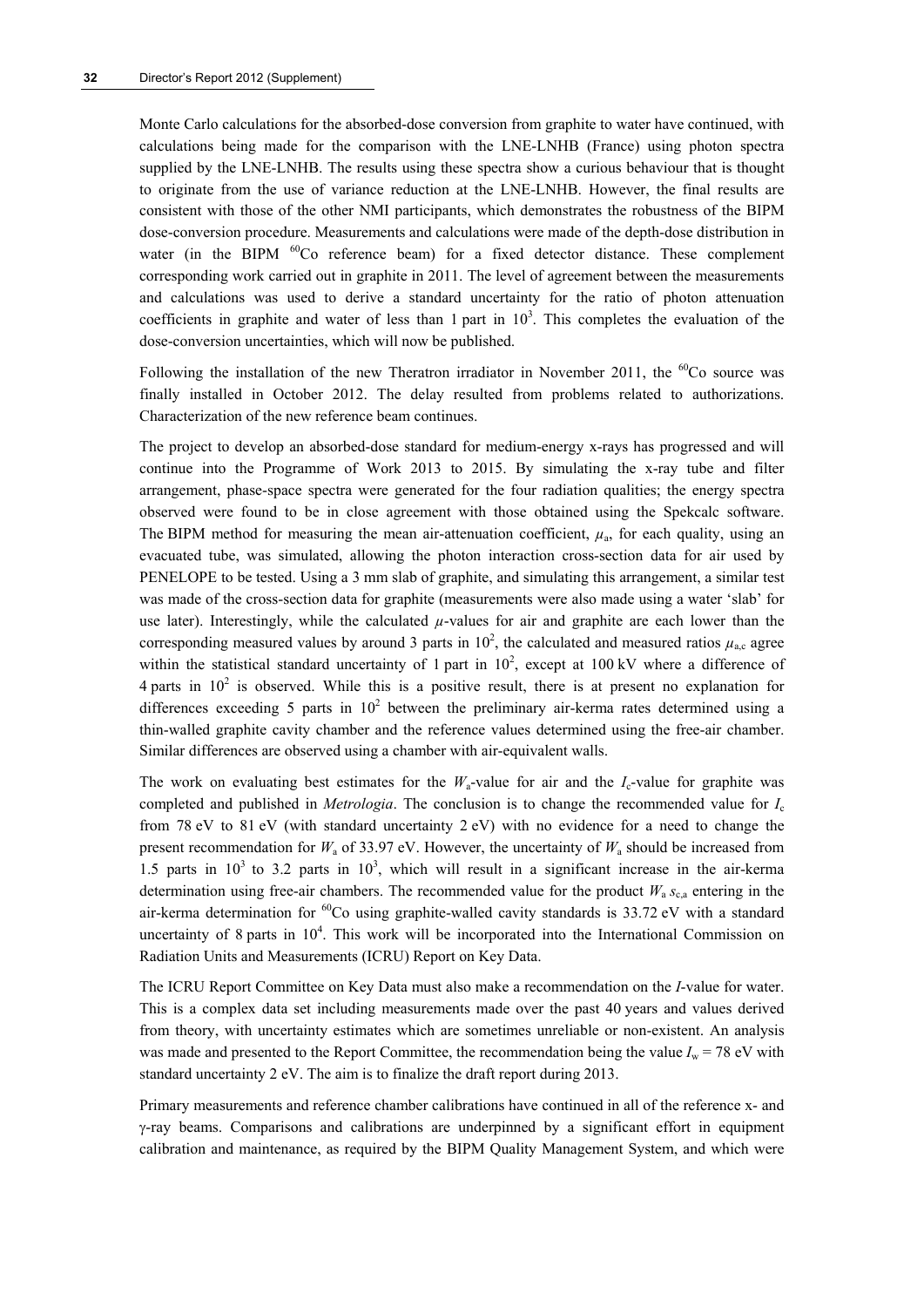Monte Carlo calculations for the absorbed-dose conversion from graphite to water have continued, with calculations being made for the comparison with the LNE-LNHB (France) using photon spectra supplied by the LNE-LNHB. The results using these spectra show a curious behaviour that is thought to originate from the use of variance reduction at the LNE-LNHB. However, the final results are consistent with those of the other NMI participants, which demonstrates the robustness of the BIPM dose-conversion procedure. Measurements and calculations were made of the depth-dose distribution in water (in the BIPM $^{60}$Co reference beam) for a fixed detector distance. These complement corresponding work carried out in graphite in 2011. The level of agreement between the measurements and calculations was used to derive a standard uncertainty for the ratio of photon attenuation coefficients in graphite and water of less than 1 part in $10^3$. This completes the evaluation of the dose-conversion uncertainties, which will now be published.

Following the installation of the new Theratron irradiator in November 2011, the $^{60}$Co source was finally installed in October 2012. The delay resulted from problems related to authorizations. Characterization of the new reference beam continues.

The project to develop an absorbed-dose standard for medium-energy x-rays has progressed and will continue into the Programme of Work 2013 to 2015. By simulating the x-ray tube and filter arrangement, phase-space spectra were generated for the four radiation qualities; the energy spectra observed were found to be in close agreement with those obtained using the Spekcalc software. The BIPM method for measuring the mean air-attenuation coefficient, $\mu_a$, for each quality, using an evacuated tube, was simulated, allowing the photon interaction cross-section data for air used by PENELOPE to be tested. Using a 3 mm slab of graphite, and simulating this arrangement, a similar test was made of the cross-section data for graphite (measurements were also made using a water 'slab' for use later). Interestingly, while the calculated $\mu$-values for air and graphite are each lower than the corresponding measured values by around 3 parts in $10^2$, the calculated and measured ratios $\mu_{a,c}$ agree within the statistical standard uncertainty of 1 part in $10^2$, except at 100 kV where a difference of 4 parts in $10^2$ is observed. While this is a positive result, there is at present no explanation for differences exceeding 5 parts in $10^2$ between the preliminary air-kerma rates determined using a thin-walled graphite cavity chamber and the reference values determined using the free-air chamber. Similar differences are observed using a chamber with air-equivalent walls.

The work on evaluating best estimates for the $W_a$-value for air and the $I_c$-value for graphite was completed and published in *Metrologia*. The conclusion is to change the recommended value for $I_c$ from 78 eV to 81 eV (with standard uncertainty 2 eV) with no evidence for a need to change the present recommendation for $W_a$ of 33.97 eV. However, the uncertainty of $W_a$ should be increased from 1.5 parts in $10^3$ to 3.2 parts in $10^3$, which will result in a significant increase in the air-kerma determination using free-air chambers. The recommended value for the product $W_a\, s_{c,a}$ entering in the air-kerma determination for $^{60}$Co using graphite-walled cavity standards is 33.72 eV with a standard uncertainty of 8 parts in $10^4$. This work will be incorporated into the International Commission on Radiation Units and Measurements (ICRU) Report on Key Data.

The ICRU Report Committee on Key Data must also make a recommendation on the *I*-value for water. This is a complex data set including measurements made over the past 40 years and values derived from theory, with uncertainty estimates which are sometimes unreliable or non-existent. An analysis was made and presented to the Report Committee, the recommendation being the value $I_w = 78$ eV with standard uncertainty 2 eV. The aim is to finalize the draft report during 2013.

Primary measurements and reference chamber calibrations have continued in all of the reference x- and γ-ray beams. Comparisons and calibrations are underpinned by a significant effort in equipment calibration and maintenance, as required by the BIPM Quality Management System, and which were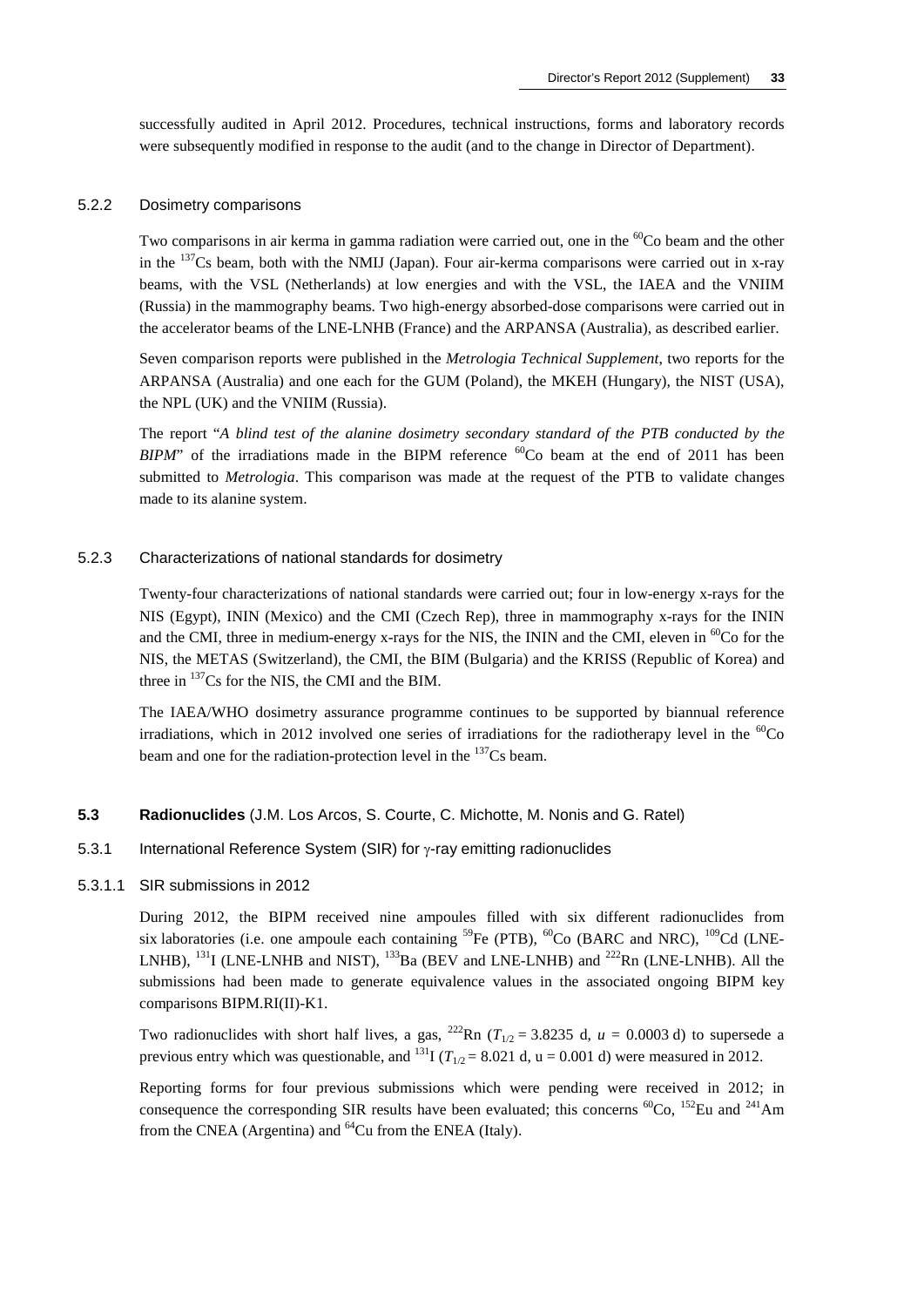successfully audited in April 2012. Procedures, technical instructions, forms and laboratory records were subsequently modified in response to the audit (and to the change in Director of Department).

### 5.2.2 Dosimetry comparisons

Two comparisons in air kerma in gamma radiation were carried out, one in the $^{60}$Co beam and the other in the $^{137}$Cs beam, both with the NMIJ (Japan). Four air-kerma comparisons were carried out in x-ray beams, with the VSL (Netherlands) at low energies and with the VSL, the IAEA and the VNIIM (Russia) in the mammography beams. Two high-energy absorbed-dose comparisons were carried out in the accelerator beams of the LNE-LNHB (France) and the ARPANSA (Australia), as described earlier.

Seven comparison reports were published in the *Metrologia Technical Supplement*, two reports for the ARPANSA (Australia) and one each for the GUM (Poland), the MKEH (Hungary), the NIST (USA), the NPL (UK) and the VNIIM (Russia).

The report "*A blind test of the alanine dosimetry secondary standard of the PTB conducted by the BIPM*" of the irradiations made in the BIPM reference $^{60}$Co beam at the end of 2011 has been submitted to *Metrologia*. This comparison was made at the request of the PTB to validate changes made to its alanine system.

### 5.2.3 Characterizations of national standards for dosimetry

Twenty-four characterizations of national standards were carried out; four in low-energy x-rays for the NIS (Egypt), ININ (Mexico) and the CMI (Czech Rep), three in mammography x-rays for the ININ and the CMI, three in medium-energy x-rays for the NIS, the ININ and the CMI, eleven in $^{60}$Co for the NIS, the METAS (Switzerland), the CMI, the BIM (Bulgaria) and the KRISS (Republic of Korea) and three in $^{137}$Cs for the NIS, the CMI and the BIM.

The IAEA/WHO dosimetry assurance programme continues to be supported by biannual reference irradiations, which in 2012 involved one series of irradiations for the radiotherapy level in the $^{60}$Co beam and one for the radiation-protection level in the $^{137}$Cs beam.

## 5.3 Radionuclides (J.M. Los Arcos, S. Courte, C. Michotte, M. Nonis and G. Ratel)

### 5.3.1 International Reference System (SIR) for γ-ray emitting radionuclides

#### 5.3.1.1 SIR submissions in 2012

During 2012, the BIPM received nine ampoules filled with six different radionuclides from six laboratories (i.e. one ampoule each containing $^{59}$Fe (PTB), $^{60}$Co (BARC and NRC), $^{109}$Cd (LNE-LNHB), $^{131}$I (LNE-LNHB and NIST), $^{133}$Ba (BEV and LNE-LNHB) and $^{222}$Rn (LNE-LNHB). All the submissions had been made to generate equivalence values in the associated ongoing BIPM key comparisons BIPM.RI(II)-K1.

Two radionuclides with short half lives, a gas, $^{222}$Rn ($T_{1/2}$ = 3.8235 d, $u$ = 0.0003 d) to supersede a previous entry which was questionable, and $^{131}$I ($T_{1/2}$ = 8.021 d, u = 0.001 d) were measured in 2012.

Reporting forms for four previous submissions which were pending were received in 2012; in consequence the corresponding SIR results have been evaluated; this concerns $^{60}$Co, $^{152}$Eu and $^{241}$Am from the CNEA (Argentina) and $^{64}$Cu from the ENEA (Italy).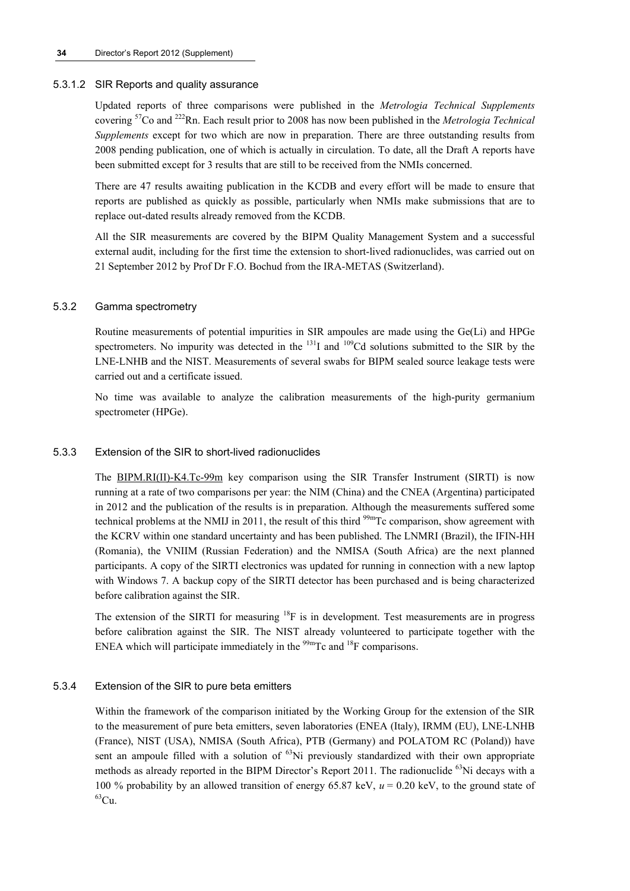#### 5.3.1.2 SIR Reports and quality assurance

Updated reports of three comparisons were published in the *Metrologia Technical Supplements* covering $^{57}Co$ and $^{222}Rn$. Each result prior to 2008 has now been published in the *Metrologia Technical Supplements* except for two which are now in preparation. There are three outstanding results from 2008 pending publication, one of which is actually in circulation. To date, all the Draft A reports have been submitted except for 3 results that are still to be received from the NMIs concerned.

There are 47 results awaiting publication in the KCDB and every effort will be made to ensure that reports are published as quickly as possible, particularly when NMIs make submissions that are to replace out-dated results already removed from the KCDB.

All the SIR measurements are covered by the BIPM Quality Management System and a successful external audit, including for the first time the extension to short-lived radionuclides, was carried out on 21 September 2012 by Prof Dr F.O. Bochud from the IRA-METAS (Switzerland).

### 5.3.2 Gamma spectrometry

Routine measurements of potential impurities in SIR ampoules are made using the Ge(Li) and HPGe spectrometers. No impurity was detected in the $^{131}I$ and $^{109}Cd$ solutions submitted to the SIR by the LNE-LNHB and the NIST. Measurements of several swabs for BIPM sealed source leakage tests were carried out and a certificate issued.

No time was available to analyze the calibration measurements of the high-purity germanium spectrometer (HPGe).

### 5.3.3 Extension of the SIR to short-lived radionuclides

The BIPM.RI(II)-K4.Tc-99m key comparison using the SIR Transfer Instrument (SIRTI) is now running at a rate of two comparisons per year: the NIM (China) and the CNEA (Argentina) participated in 2012 and the publication of the results is in preparation. Although the measurements suffered some technical problems at the NMIJ in 2011, the result of this third $^{99m}Tc$ comparison, show agreement with the KCRV within one standard uncertainty and has been published. The LNMRI (Brazil), the IFIN-HH (Romania), the VNIIM (Russian Federation) and the NMISA (South Africa) are the next planned participants. A copy of the SIRTI electronics was updated for running in connection with a new laptop with Windows 7. A backup copy of the SIRTI detector has been purchased and is being characterized before calibration against the SIR.

The extension of the SIRTI for measuring $^{18}F$ is in development. Test measurements are in progress before calibration against the SIR. The NIST already volunteered to participate together with the ENEA which will participate immediately in the $^{99m}Tc$ and $^{18}F$ comparisons.

### 5.3.4 Extension of the SIR to pure beta emitters

Within the framework of the comparison initiated by the Working Group for the extension of the SIR to the measurement of pure beta emitters, seven laboratories (ENEA (Italy), IRMM (EU), LNE-LNHB (France), NIST (USA), NMISA (South Africa), PTB (Germany) and POLATOM RC (Poland)) have sent an ampoule filled with a solution of $^{63}Ni$ previously standardized with their own appropriate methods as already reported in the BIPM Director's Report 2011. The radionuclide $^{63}Ni$ decays with a 100 % probability by an allowed transition of energy 65.87 keV, $u = 0.20$ keV, to the ground state of $^{63}Cu$.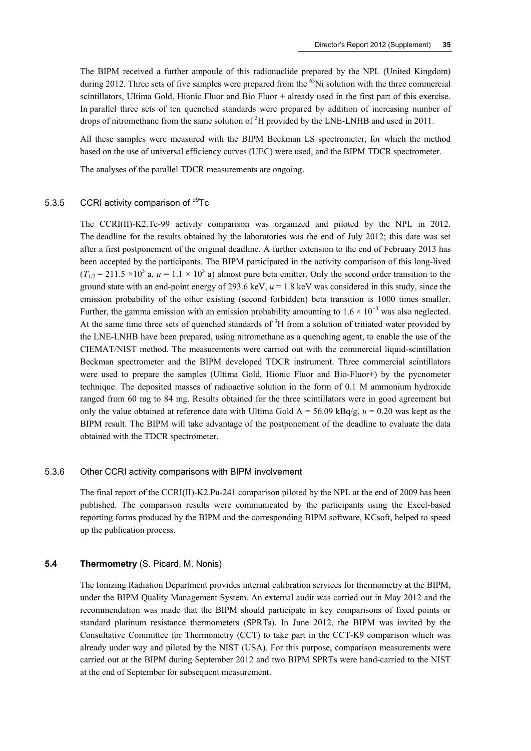The BIPM received a further ampoule of this radionuclide prepared by the NPL (United Kingdom) during 2012. Three sets of five samples were prepared from the $^{63}$Ni solution with the three commercial scintillators, Ultima Gold, Hionic Fluor and Bio Fluor + already used in the first part of this exercise. In parallel three sets of ten quenched standards were prepared by addition of increasing number of drops of nitromethane from the same solution of $^{3}$H provided by the LNE-LNHB and used in 2011.

All these samples were measured with the BIPM Beckman LS spectrometer, for which the method based on the use of universal efficiency curves (UEC) were used, and the BIPM TDCR spectrometer.

The analyses of the parallel TDCR measurements are ongoing.

### 5.3.5 CCRI activity comparison of $^{99}$Tc

The CCRI(II)-K2.Tc-99 activity comparison was organized and piloted by the NPL in 2012. The deadline for the results obtained by the laboratories was the end of July 2012; this date was set after a first postponement of the original deadline. A further extension to the end of February 2013 has been accepted by the participants. The BIPM participated in the activity comparison of this long-lived ($T_{1/2} = 211.5 \times 10^3$ a, $u = 1.1 \times 10^3$ a) almost pure beta emitter. Only the second order transition to the ground state with an end-point energy of 293.6 keV, $u = 1.8$ keV was considered in this study, since the emission probability of the other existing (second forbidden) beta transition is 1000 times smaller. Further, the gamma emission with an emission probability amounting to $1.6 \times 10^{-3}$ was also neglected. At the same time three sets of quenched standards of $^{3}$H from a solution of tritiated water provided by the LNE-LNHB have been prepared, using nitromethane as a quenching agent, to enable the use of the CIEMAT/NIST method. The measurements were carried out with the commercial liquid-scintillation Beckman spectrometer and the BIPM developed TDCR instrument. Three commercial scintillators were used to prepare the samples (Ultima Gold, Hionic Fluor and Bio-Fluor+) by the pycnometer technique. The deposited masses of radioactive solution in the form of 0.1 M ammonium hydroxide ranged from 60 mg to 84 mg. Results obtained for the three scintillators were in good agreement but only the value obtained at reference date with Ultima Gold A = 56.09 kBq/g, $u = 0.20$ was kept as the BIPM result. The BIPM will take advantage of the postponement of the deadline to evaluate the data obtained with the TDCR spectrometer.

### 5.3.6 Other CCRI activity comparisons with BIPM involvement

The final report of the CCRI(II)-K2.Pu-241 comparison piloted by the NPL at the end of 2009 has been published. The comparison results were communicated by the participants using the Excel-based reporting forms produced by the BIPM and the corresponding BIPM software, KCsoft, helped to speed up the publication process.

## 5.4 Thermometry (S. Picard, M. Nonis)

The Ionizing Radiation Department provides internal calibration services for thermometry at the BIPM, under the BIPM Quality Management System. An external audit was carried out in May 2012 and the recommendation was made that the BIPM should participate in key comparisons of fixed points or standard platinum resistance thermometers (SPRTs). In June 2012, the BIPM was invited by the Consultative Committee for Thermometry (CCT) to take part in the CCT-K9 comparison which was already under way and piloted by the NIST (USA). For this purpose, comparison measurements were carried out at the BIPM during September 2012 and two BIPM SPRTs were hand-carried to the NIST at the end of September for subsequent measurement.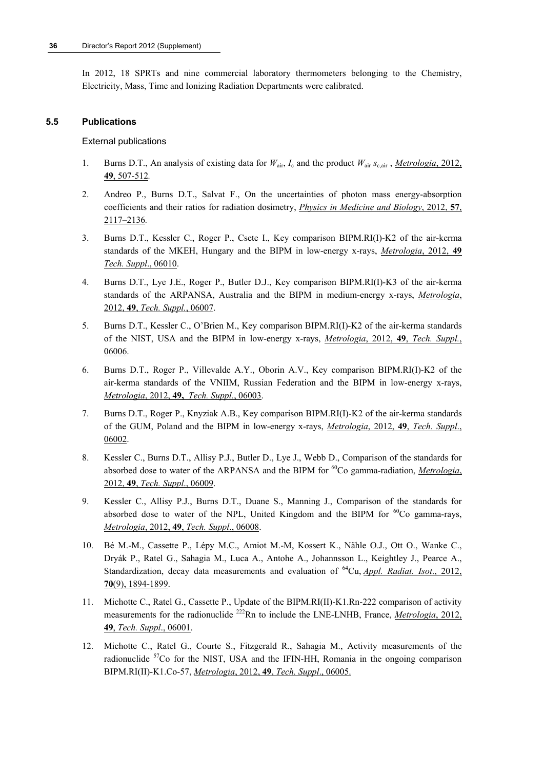In 2012, 18 SPRTs and nine commercial laboratory thermometers belonging to the Chemistry, Electricity, Mass, Time and Ionizing Radiation Departments were calibrated.

### 5.5 Publications

External publications

1. Burns D.T., An analysis of existing data for $W_{\mathrm{air}}$, $I_{\mathrm{c}}$ and the product $W_{\mathrm{air}}\, s_{\mathrm{c,air}}$, *Metrologia*, 2012, **49**, 507-512.
2. Andreo P., Burns D.T., Salvat F., On the uncertainties of photon mass energy-absorption coefficients and their ratios for radiation dosimetry, *Physics in Medicine and Biology*, 2012, **57**, 2117–2136.
3. Burns D.T., Kessler C., Roger P., Csete I., Key comparison BIPM.RI(I)-K2 of the air-kerma standards of the MKEH, Hungary and the BIPM in low-energy x-rays, *Metrologia*, 2012, **49** *Tech. Suppl*., 06010.
4. Burns D.T., Lye J.E., Roger P., Butler D.J., Key comparison BIPM.RI(I)-K3 of the air-kerma standards of the ARPANSA, Australia and the BIPM in medium-energy x-rays, *Metrologia*, 2012, **49**, *Tech. Suppl*., 06007.
5. Burns D.T., Kessler C., O'Brien M., Key comparison BIPM.RI(I)-K2 of the air-kerma standards of the NIST, USA and the BIPM in low-energy x-rays, *Metrologia*, 2012, **49**, *Tech. Suppl*., 06006.
6. Burns D.T., Roger P., Villevalde A.Y., Oborin A.V., Key comparison BIPM.RI(I)-K2 of the air-kerma standards of the VNIIM, Russian Federation and the BIPM in low-energy x-rays, *Metrologia*, 2012, **49**, *Tech. Suppl*., 06003.
7. Burns D.T., Roger P., Knyziak A.B., Key comparison BIPM.RI(I)-K2 of the air-kerma standards of the GUM, Poland and the BIPM in low-energy x-rays, *Metrologia*, 2012, **49**, *Tech*. *Suppl*., 06002.
8. Kessler C., Burns D.T., Allisy P.J., Butler D., Lye J., Webb D., Comparison of the standards for absorbed dose to water of the ARPANSA and the BIPM for $^{60}$Co gamma-radiation, *Metrologia*, 2012, **49**, *Tech. Suppl*., 06009.
9. Kessler C., Allisy P.J., Burns D.T., Duane S., Manning J., Comparison of the standards for absorbed dose to water of the NPL, United Kingdom and the BIPM for $^{60}$Co gamma-rays, *Metrologia*, 2012, **49**, *Tech. Suppl*., 06008.
10. Bé M.-M., Cassette P., Lépy M.C., Amiot M.-M, Kossert K., Nähle O.J., Ott O., Wanke C., Dryák P., Ratel G., Sahagia M., Luca A., Antohe A., Johannsson L., Keightley J., Pearce A., Standardization, decay data measurements and evaluation of $^{64}$Cu, *Appl. Radiat. Isot*., 2012, **70**(9), 1894-1899.
11. Michotte C., Ratel G., Cassette P., Update of the BIPM.RI(II)-K1.Rn-222 comparison of activity measurements for the radionuclide $^{222}$Rn to include the LNE-LNHB, France, *Metrologia*, 2012, **49**, *Tech. Suppl*., 06001.
12. Michotte C., Ratel G., Courte S., Fitzgerald R., Sahagia M., Activity measurements of the radionuclide $^{57}$Co for the NIST, USA and the IFIN-HH, Romania in the ongoing comparison BIPM.RI(II)-K1.Co-57, *Metrologia*, 2012, **49**, *Tech. Suppl*., 06005.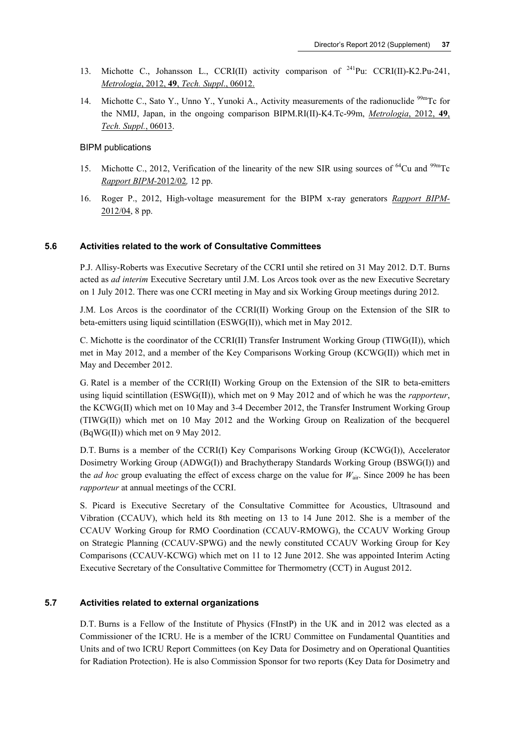13. Michotte C., Johansson L., CCRI(II) activity comparison of $^{241}Pu$: CCRI(II)-K2.Pu-241, *Metrologia*, 2012, **49**, *Tech. Suppl*., 06012.

14. Michotte C., Sato Y., Unno Y., Yunoki A., Activity measurements of the radionuclide $^{99m}Tc$ for the NMIJ, Japan, in the ongoing comparison BIPM.RI(II)-K4.Tc-99m, *Metrologia*, 2012, **49**, *Tech. Suppl*., 06013.

BIPM publications

15. Michotte C., 2012, Verification of the linearity of the new SIR using sources of $^{64}Cu$ and $^{99m}Tc$ *Rapport BIPM*-2012/02*,* 12 pp.

16. Roger P., 2012, High-voltage measurement for the BIPM x-ray generators *Rapport BIPM*-2012/04, 8 pp.

### 5.6 Activities related to the work of Consultative Committees

P.J. Allisy-Roberts was Executive Secretary of the CCRI until she retired on 31 May 2012. D.T. Burns acted as *ad interim* Executive Secretary until J.M. Los Arcos took over as the new Executive Secretary on 1 July 2012. There was one CCRI meeting in May and six Working Group meetings during 2012.

J.M. Los Arcos is the coordinator of the CCRI(II) Working Group on the Extension of the SIR to beta-emitters using liquid scintillation (ESWG(II)), which met in May 2012.

C. Michotte is the coordinator of the CCRI(II) Transfer Instrument Working Group (TIWG(II)), which met in May 2012, and a member of the Key Comparisons Working Group (KCWG(II)) which met in May and December 2012.

G. Ratel is a member of the CCRI(II) Working Group on the Extension of the SIR to beta-emitters using liquid scintillation (ESWG(II)), which met on 9 May 2012 and of which he was the *rapporteur*, the KCWG(II) which met on 10 May and 3-4 December 2012, the Transfer Instrument Working Group (TIWG(II)) which met on 10 May 2012 and the Working Group on Realization of the becquerel (BqWG(II)) which met on 9 May 2012.

D.T. Burns is a member of the CCRI(I) Key Comparisons Working Group (KCWG(I)), Accelerator Dosimetry Working Group (ADWG(I)) and Brachytherapy Standards Working Group (BSWG(I)) and the *ad hoc* group evaluating the effect of excess charge on the value for $W_{air}$. Since 2009 he has been *rapporteur* at annual meetings of the CCRI.

S. Picard is Executive Secretary of the Consultative Committee for Acoustics, Ultrasound and Vibration (CCAUV), which held its 8th meeting on 13 to 14 June 2012. She is a member of the CCAUV Working Group for RMO Coordination (CCAUV-RMOWG), the CCAUV Working Group on Strategic Planning (CCAUV-SPWG) and the newly constituted CCAUV Working Group for Key Comparisons (CCAUV-KCWG) which met on 11 to 12 June 2012. She was appointed Interim Acting Executive Secretary of the Consultative Committee for Thermometry (CCT) in August 2012.

### 5.7 Activities related to external organizations

D.T. Burns is a Fellow of the Institute of Physics (FInstP) in the UK and in 2012 was elected as a Commissioner of the ICRU. He is a member of the ICRU Committee on Fundamental Quantities and Units and of two ICRU Report Committees (on Key Data for Dosimetry and on Operational Quantities for Radiation Protection). He is also Commission Sponsor for two reports (Key Data for Dosimetry and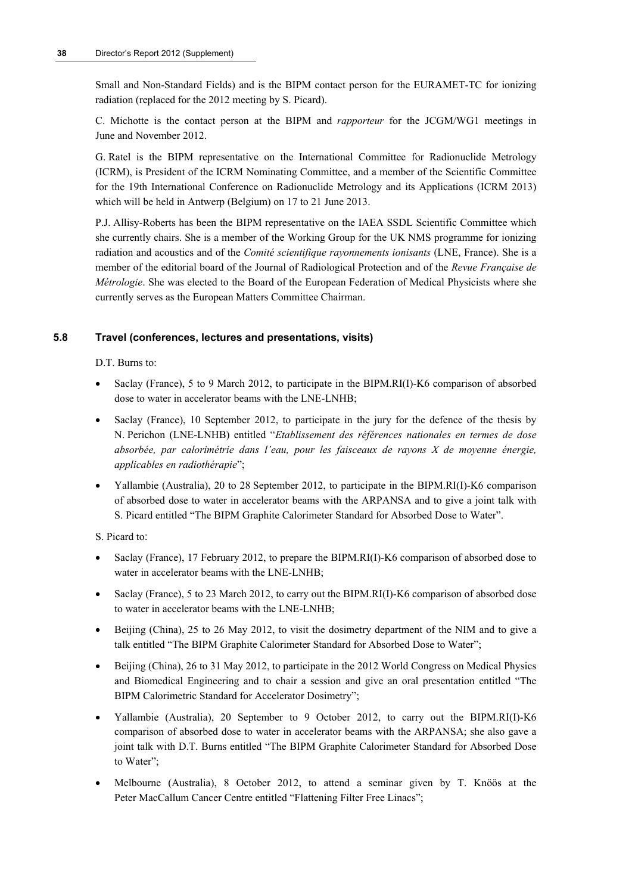Small and Non-Standard Fields) and is the BIPM contact person for the EURAMET-TC for ionizing radiation (replaced for the 2012 meeting by S. Picard).

C. Michotte is the contact person at the BIPM and *rapporteur* for the JCGM/WG1 meetings in June and November 2012.

G. Ratel is the BIPM representative on the International Committee for Radionuclide Metrology (ICRM), is President of the ICRM Nominating Committee, and a member of the Scientific Committee for the 19th International Conference on Radionuclide Metrology and its Applications (ICRM 2013) which will be held in Antwerp (Belgium) on 17 to 21 June 2013.

P.J. Allisy-Roberts has been the BIPM representative on the IAEA SSDL Scientific Committee which she currently chairs. She is a member of the Working Group for the UK NMS programme for ionizing radiation and acoustics and of the *Comité scientifique rayonnements ionisants* (LNE, France). She is a member of the editorial board of the Journal of Radiological Protection and of the *Revue Française de Métrologie*. She was elected to the Board of the European Federation of Medical Physicists where she currently serves as the European Matters Committee Chairman.

### 5.8 Travel (conferences, lectures and presentations, visits)

D.T. Burns to:

- Saclay (France), 5 to 9 March 2012, to participate in the BIPM.RI(I)-K6 comparison of absorbed dose to water in accelerator beams with the LNE-LNHB;
- Saclay (France), 10 September 2012, to participate in the jury for the defence of the thesis by N. Perichon (LNE-LNHB) entitled "*Etablissement des références nationales en termes de dose absorbée, par calorimétrie dans l'eau, pour les faisceaux de rayons X de moyenne énergie, applicables en radiothérapie*";
- Yallambie (Australia), 20 to 28 September 2012, to participate in the BIPM.RI(I)-K6 comparison of absorbed dose to water in accelerator beams with the ARPANSA and to give a joint talk with S. Picard entitled "The BIPM Graphite Calorimeter Standard for Absorbed Dose to Water".

S. Picard to:

- Saclay (France), 17 February 2012, to prepare the BIPM.RI(I)-K6 comparison of absorbed dose to water in accelerator beams with the LNE-LNHB;
- Saclay (France), 5 to 23 March 2012, to carry out the BIPM.RI(I)-K6 comparison of absorbed dose to water in accelerator beams with the LNE-LNHB;
- Beijing (China), 25 to 26 May 2012, to visit the dosimetry department of the NIM and to give a talk entitled "The BIPM Graphite Calorimeter Standard for Absorbed Dose to Water";
- Beijing (China), 26 to 31 May 2012, to participate in the 2012 World Congress on Medical Physics and Biomedical Engineering and to chair a session and give an oral presentation entitled "The BIPM Calorimetric Standard for Accelerator Dosimetry";
- Yallambie (Australia), 20 September to 9 October 2012, to carry out the BIPM.RI(I)-K6 comparison of absorbed dose to water in accelerator beams with the ARPANSA; she also gave a joint talk with D.T. Burns entitled "The BIPM Graphite Calorimeter Standard for Absorbed Dose to Water";
- Melbourne (Australia), 8 October 2012, to attend a seminar given by T. Knöös at the Peter MacCallum Cancer Centre entitled "Flattening Filter Free Linacs";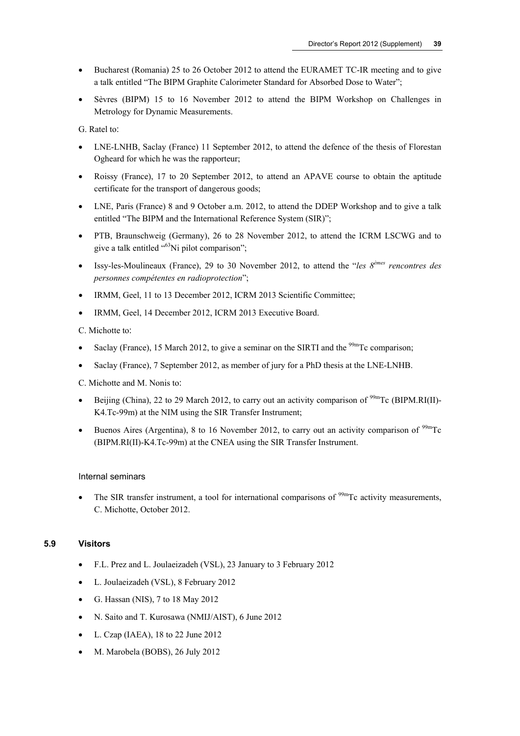- Bucharest (Romania) 25 to 26 October 2012 to attend the EURAMET TC-IR meeting and to give a talk entitled "The BIPM Graphite Calorimeter Standard for Absorbed Dose to Water";
- Sèvres (BIPM) 15 to 16 November 2012 to attend the BIPM Workshop on Challenges in Metrology for Dynamic Measurements.

G. Ratel to:

- LNE-LNHB, Saclay (France) 11 September 2012, to attend the defence of the thesis of Florestan Ogheard for which he was the rapporteur;
- Roissy (France), 17 to 20 September 2012, to attend an APAVE course to obtain the aptitude certificate for the transport of dangerous goods;
- LNE, Paris (France) 8 and 9 October a.m. 2012, to attend the DDEP Workshop and to give a talk entitled "The BIPM and the International Reference System (SIR)";
- PTB, Braunschweig (Germany), 26 to 28 November 2012, to attend the ICRM LSCWG and to give a talk entitled "$^{63}$Ni pilot comparison";
- Issy-les-Moulineaux (France), 29 to 30 November 2012, to attend the "*les 8$^{èmes}$ rencontres des personnes compétentes en radioprotection*";
- IRMM, Geel, 11 to 13 December 2012, ICRM 2013 Scientific Committee;
- IRMM, Geel, 14 December 2012, ICRM 2013 Executive Board.

C. Michotte to:

- Saclay (France), 15 March 2012, to give a seminar on the SIRTI and the $^{99m}$Tc comparison;
- Saclay (France), 7 September 2012, as member of jury for a PhD thesis at the LNE-LNHB.

C. Michotte and M. Nonis to:

- Beijing (China), 22 to 29 March 2012, to carry out an activity comparison of $^{99m}$Tc (BIPM.RI(II)-K4.Tc-99m) at the NIM using the SIR Transfer Instrument;
- Buenos Aires (Argentina), 8 to 16 November 2012, to carry out an activity comparison of $^{99m}$Tc (BIPM.RI(II)-K4.Tc-99m) at the CNEA using the SIR Transfer Instrument.

Internal seminars

- The SIR transfer instrument, a tool for international comparisons of $^{99m}$Tc activity measurements, C. Michotte, October 2012.

### 5.9 Visitors

- F.L. Prez and L. Joulaeizadeh (VSL), 23 January to 3 February 2012
- L. Joulaeizadeh (VSL), 8 February 2012
- G. Hassan (NIS), 7 to 18 May 2012
- N. Saito and T. Kurosawa (NMIJ/AIST), 6 June 2012
- L. Czap (IAEA), 18 to 22 June 2012
- M. Marobela (BOBS), 26 July 2012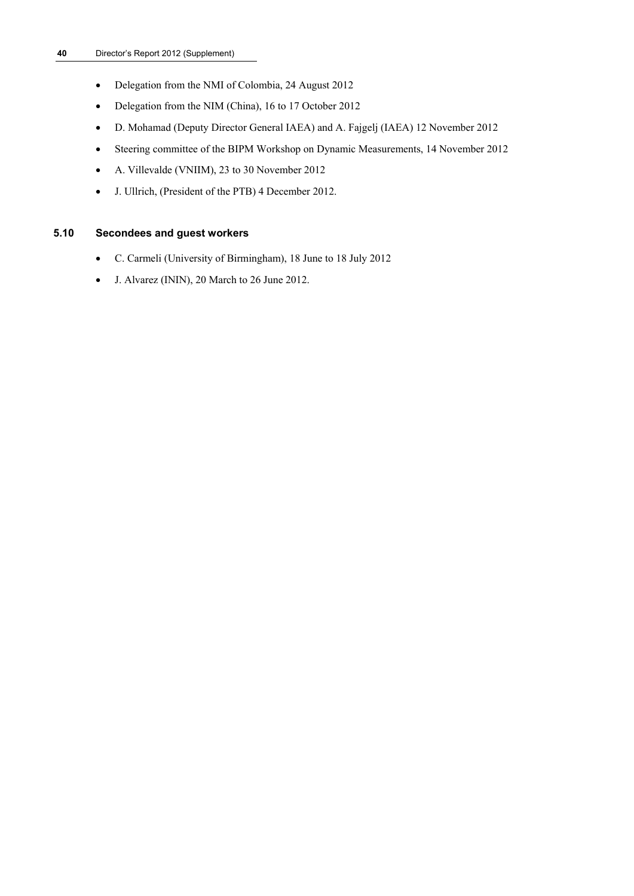- Delegation from the NMI of Colombia, 24 August 2012
- Delegation from the NIM (China), 16 to 17 October 2012
- D. Mohamad (Deputy Director General IAEA) and A. Fajgelj (IAEA) 12 November 2012
- Steering committee of the BIPM Workshop on Dynamic Measurements, 14 November 2012
- A. Villevalde (VNIIM), 23 to 30 November 2012
- J. Ullrich, (President of the PTB) 4 December 2012.

## 5.10 Secondees and guest workers

- C. Carmeli (University of Birmingham), 18 June to 18 July 2012
- J. Alvarez (ININ), 20 March to 26 June 2012.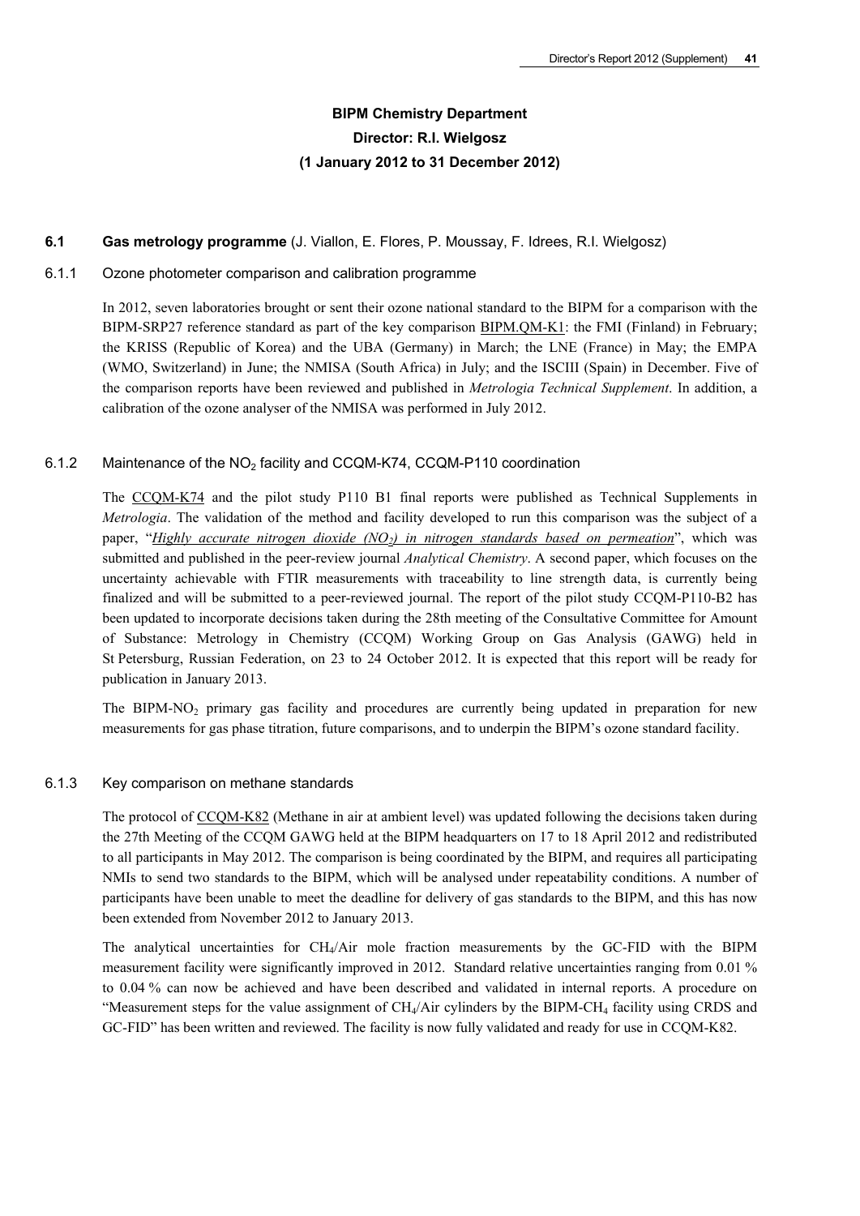# BIPM Chemistry Department

**Director: R.I. Wielgosz**

**(1 January 2012 to 31 December 2012)**

## 6.1 Gas metrology programme (J. Viallon, E. Flores, P. Moussay, F. Idrees, R.I. Wielgosz)

### 6.1.1 Ozone photometer comparison and calibration programme

In 2012, seven laboratories brought or sent their ozone national standard to the BIPM for a comparison with the BIPM-SRP27 reference standard as part of the key comparison BIPM.QM-K1: the FMI (Finland) in February; the KRISS (Republic of Korea) and the UBA (Germany) in March; the LNE (France) in May; the EMPA (WMO, Switzerland) in June; the NMISA (South Africa) in July; and the ISCIII (Spain) in December. Five of the comparison reports have been reviewed and published in *Metrologia Technical Supplement*. In addition, a calibration of the ozone analyser of the NMISA was performed in July 2012.

### 6.1.2 Maintenance of the $NO_2$ facility and CCQM-K74, CCQM-P110 coordination

The CCQM-K74 and the pilot study P110 B1 final reports were published as Technical Supplements in *Metrologia*. The validation of the method and facility developed to run this comparison was the subject of a paper, "*Highly accurate nitrogen dioxide ($NO_2$) in nitrogen standards based on permeation*", which was submitted and published in the peer-review journal *Analytical Chemistry*. A second paper, which focuses on the uncertainty achievable with FTIR measurements with traceability to line strength data, is currently being finalized and will be submitted to a peer-reviewed journal. The report of the pilot study CCQM-P110-B2 has been updated to incorporate decisions taken during the 28th meeting of the Consultative Committee for Amount of Substance: Metrology in Chemistry (CCQM) Working Group on Gas Analysis (GAWG) held in St Petersburg, Russian Federation, on 23 to 24 October 2012. It is expected that this report will be ready for publication in January 2013.

The BIPM-$NO_2$ primary gas facility and procedures are currently being updated in preparation for new measurements for gas phase titration, future comparisons, and to underpin the BIPM's ozone standard facility.

### 6.1.3 Key comparison on methane standards

The protocol of CCQM-K82 (Methane in air at ambient level) was updated following the decisions taken during the 27th Meeting of the CCQM GAWG held at the BIPM headquarters on 17 to 18 April 2012 and redistributed to all participants in May 2012. The comparison is being coordinated by the BIPM, and requires all participating NMIs to send two standards to the BIPM, which will be analysed under repeatability conditions. A number of participants have been unable to meet the deadline for delivery of gas standards to the BIPM, and this has now been extended from November 2012 to January 2013.

The analytical uncertainties for $CH_4$/Air mole fraction measurements by the GC-FID with the BIPM measurement facility were significantly improved in 2012. Standard relative uncertainties ranging from 0.01 % to 0.04 % can now be achieved and have been described and validated in internal reports. A procedure on "Measurement steps for the value assignment of $CH_4$/Air cylinders by the BIPM-$CH_4$ facility using CRDS and GC-FID" has been written and reviewed. The facility is now fully validated and ready for use in CCQM-K82.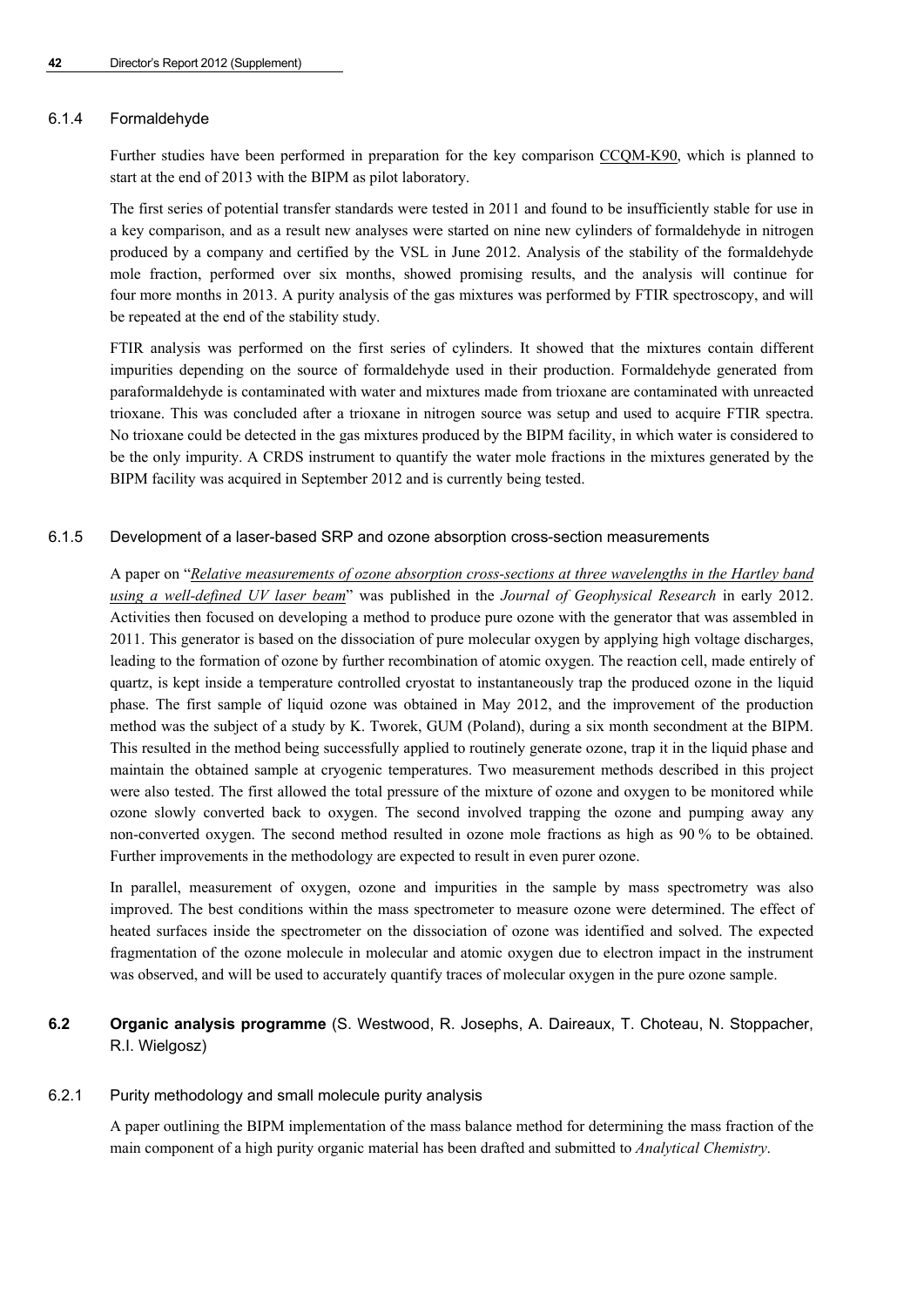### 6.1.4 Formaldehyde

Further studies have been performed in preparation for the key comparison CCQM-K90, which is planned to start at the end of 2013 with the BIPM as pilot laboratory.

The first series of potential transfer standards were tested in 2011 and found to be insufficiently stable for use in a key comparison, and as a result new analyses were started on nine new cylinders of formaldehyde in nitrogen produced by a company and certified by the VSL in June 2012. Analysis of the stability of the formaldehyde mole fraction, performed over six months, showed promising results, and the analysis will continue for four more months in 2013. A purity analysis of the gas mixtures was performed by FTIR spectroscopy, and will be repeated at the end of the stability study.

FTIR analysis was performed on the first series of cylinders. It showed that the mixtures contain different impurities depending on the source of formaldehyde used in their production. Formaldehyde generated from paraformaldehyde is contaminated with water and mixtures made from trioxane are contaminated with unreacted trioxane. This was concluded after a trioxane in nitrogen source was setup and used to acquire FTIR spectra. No trioxane could be detected in the gas mixtures produced by the BIPM facility, in which water is considered to be the only impurity. A CRDS instrument to quantify the water mole fractions in the mixtures generated by the BIPM facility was acquired in September 2012 and is currently being tested.

### 6.1.5 Development of a laser-based SRP and ozone absorption cross-section measurements

A paper on "*Relative measurements of ozone absorption cross-sections at three wavelengths in the Hartley band using a well-defined UV laser beam*" was published in the *Journal of Geophysical Research* in early 2012. Activities then focused on developing a method to produce pure ozone with the generator that was assembled in 2011. This generator is based on the dissociation of pure molecular oxygen by applying high voltage discharges, leading to the formation of ozone by further recombination of atomic oxygen. The reaction cell, made entirely of quartz, is kept inside a temperature controlled cryostat to instantaneously trap the produced ozone in the liquid phase. The first sample of liquid ozone was obtained in May 2012, and the improvement of the production method was the subject of a study by K. Tworek, GUM (Poland), during a six month secondment at the BIPM. This resulted in the method being successfully applied to routinely generate ozone, trap it in the liquid phase and maintain the obtained sample at cryogenic temperatures. Two measurement methods described in this project were also tested. The first allowed the total pressure of the mixture of ozone and oxygen to be monitored while ozone slowly converted back to oxygen. The second involved trapping the ozone and pumping away any non-converted oxygen. The second method resulted in ozone mole fractions as high as 90 % to be obtained. Further improvements in the methodology are expected to result in even purer ozone.

In parallel, measurement of oxygen, ozone and impurities in the sample by mass spectrometry was also improved. The best conditions within the mass spectrometer to measure ozone were determined. The effect of heated surfaces inside the spectrometer on the dissociation of ozone was identified and solved. The expected fragmentation of the ozone molecule in molecular and atomic oxygen due to electron impact in the instrument was observed, and will be used to accurately quantify traces of molecular oxygen in the pure ozone sample.

## 6.2 Organic analysis programme (S. Westwood, R. Josephs, A. Daireaux, T. Choteau, N. Stoppacher, R.I. Wielgosz)

### 6.2.1 Purity methodology and small molecule purity analysis

A paper outlining the BIPM implementation of the mass balance method for determining the mass fraction of the main component of a high purity organic material has been drafted and submitted to *Analytical Chemistry*.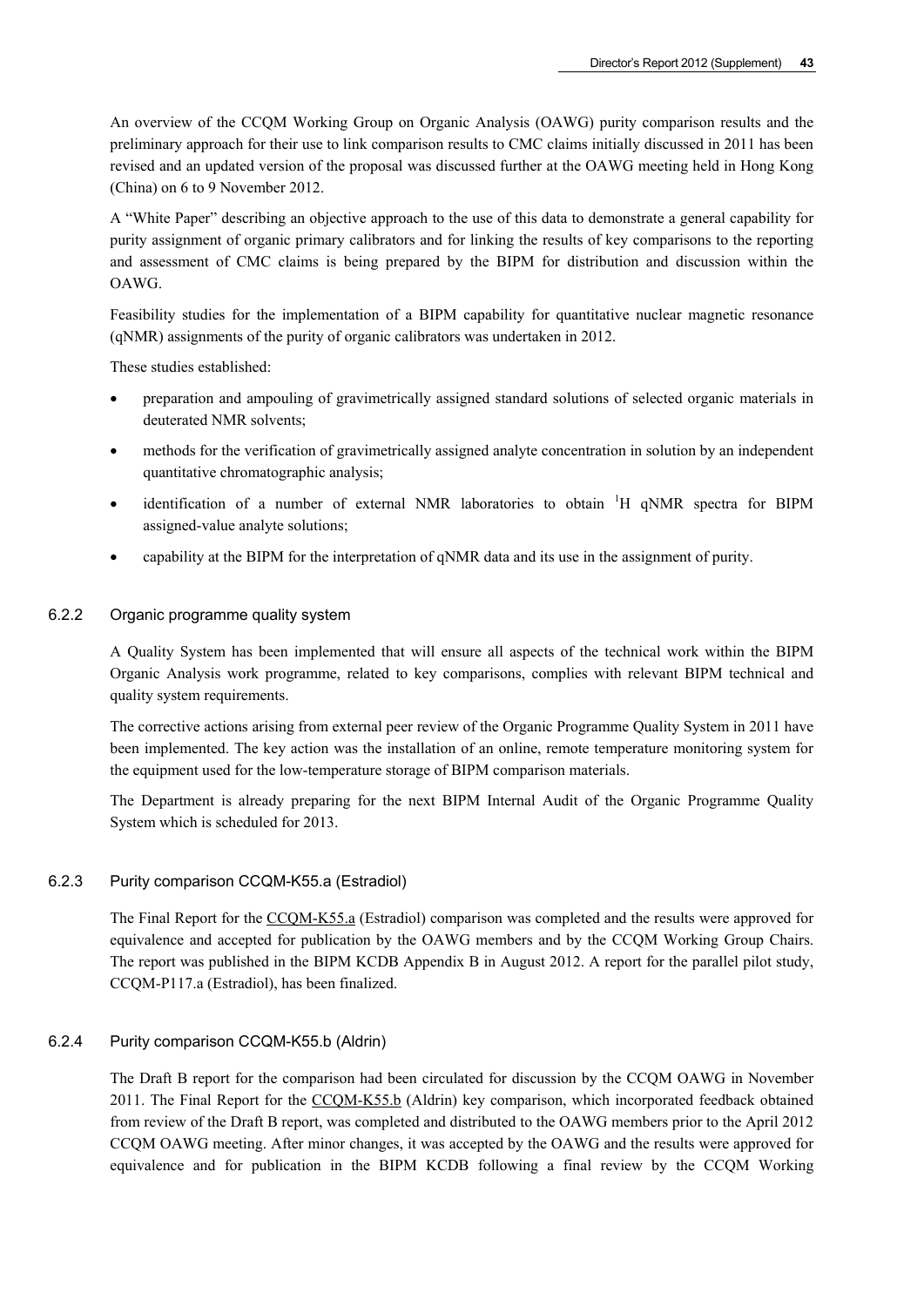An overview of the CCQM Working Group on Organic Analysis (OAWG) purity comparison results and the preliminary approach for their use to link comparison results to CMC claims initially discussed in 2011 has been revised and an updated version of the proposal was discussed further at the OAWG meeting held in Hong Kong (China) on 6 to 9 November 2012.

A "White Paper" describing an objective approach to the use of this data to demonstrate a general capability for purity assignment of organic primary calibrators and for linking the results of key comparisons to the reporting and assessment of CMC claims is being prepared by the BIPM for distribution and discussion within the OAWG.

Feasibility studies for the implementation of a BIPM capability for quantitative nuclear magnetic resonance (qNMR) assignments of the purity of organic calibrators was undertaken in 2012.

These studies established:

- preparation and ampouling of gravimetrically assigned standard solutions of selected organic materials in deuterated NMR solvents;
- methods for the verification of gravimetrically assigned analyte concentration in solution by an independent quantitative chromatographic analysis;
- identification of a number of external NMR laboratories to obtain $^{1}H$ qNMR spectra for BIPM assigned-value analyte solutions;
- capability at the BIPM for the interpretation of qNMR data and its use in the assignment of purity.

### 6.2.2 Organic programme quality system

A Quality System has been implemented that will ensure all aspects of the technical work within the BIPM Organic Analysis work programme, related to key comparisons, complies with relevant BIPM technical and quality system requirements.

The corrective actions arising from external peer review of the Organic Programme Quality System in 2011 have been implemented. The key action was the installation of an online, remote temperature monitoring system for the equipment used for the low-temperature storage of BIPM comparison materials.

The Department is already preparing for the next BIPM Internal Audit of the Organic Programme Quality System which is scheduled for 2013.

### 6.2.3 Purity comparison CCQM-K55.a (Estradiol)

The Final Report for the CCQM-K55.a (Estradiol) comparison was completed and the results were approved for equivalence and accepted for publication by the OAWG members and by the CCQM Working Group Chairs. The report was published in the BIPM KCDB Appendix B in August 2012. A report for the parallel pilot study, CCQM-P117.a (Estradiol), has been finalized.

### 6.2.4 Purity comparison CCQM-K55.b (Aldrin)

The Draft B report for the comparison had been circulated for discussion by the CCQM OAWG in November 2011. The Final Report for the CCQM-K55.b (Aldrin) key comparison, which incorporated feedback obtained from review of the Draft B report, was completed and distributed to the OAWG members prior to the April 2012 CCQM OAWG meeting. After minor changes, it was accepted by the OAWG and the results were approved for equivalence and for publication in the BIPM KCDB following a final review by the CCQM Working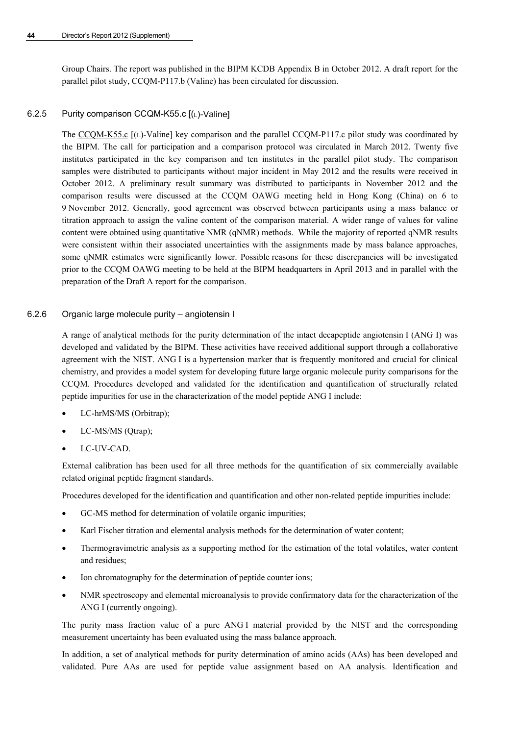Group Chairs. The report was published in the BIPM KCDB Appendix B in October 2012. A draft report for the parallel pilot study, CCQM-P117.b (Valine) has been circulated for discussion.

### 6.2.5 Purity comparison CCQM-K55.c [(L)-Valine]

The CCQM-K55.c [(L)-Valine] key comparison and the parallel CCQM-P117.c pilot study was coordinated by the BIPM. The call for participation and a comparison protocol was circulated in March 2012. Twenty five institutes participated in the key comparison and ten institutes in the parallel pilot study. The comparison samples were distributed to participants without major incident in May 2012 and the results were received in October 2012. A preliminary result summary was distributed to participants in November 2012 and the comparison results were discussed at the CCQM OAWG meeting held in Hong Kong (China) on 6 to 9 November 2012. Generally, good agreement was observed between participants using a mass balance or titration approach to assign the valine content of the comparison material. A wider range of values for valine content were obtained using quantitative NMR (qNMR) methods. While the majority of reported qNMR results were consistent within their associated uncertainties with the assignments made by mass balance approaches, some qNMR estimates were significantly lower. Possible reasons for these discrepancies will be investigated prior to the CCQM OAWG meeting to be held at the BIPM headquarters in April 2013 and in parallel with the preparation of the Draft A report for the comparison.

### 6.2.6 Organic large molecule purity – angiotensin I

A range of analytical methods for the purity determination of the intact decapeptide angiotensin I (ANG I) was developed and validated by the BIPM. These activities have received additional support through a collaborative agreement with the NIST. ANG I is a hypertension marker that is frequently monitored and crucial for clinical chemistry, and provides a model system for developing future large organic molecule purity comparisons for the CCQM. Procedures developed and validated for the identification and quantification of structurally related peptide impurities for use in the characterization of the model peptide ANG I include:

- LC-hrMS/MS (Orbitrap);
- LC-MS/MS (Qtrap);
- LC-UV-CAD.

External calibration has been used for all three methods for the quantification of six commercially available related original peptide fragment standards.

Procedures developed for the identification and quantification and other non-related peptide impurities include:

- GC-MS method for determination of volatile organic impurities;
- Karl Fischer titration and elemental analysis methods for the determination of water content;
- Thermogravimetric analysis as a supporting method for the estimation of the total volatiles, water content and residues;
- Ion chromatography for the determination of peptide counter ions;
- NMR spectroscopy and elemental microanalysis to provide confirmatory data for the characterization of the ANG I (currently ongoing).

The purity mass fraction value of a pure ANG I material provided by the NIST and the corresponding measurement uncertainty has been evaluated using the mass balance approach.

In addition, a set of analytical methods for purity determination of amino acids (AAs) has been developed and validated. Pure AAs are used for peptide value assignment based on AA analysis. Identification and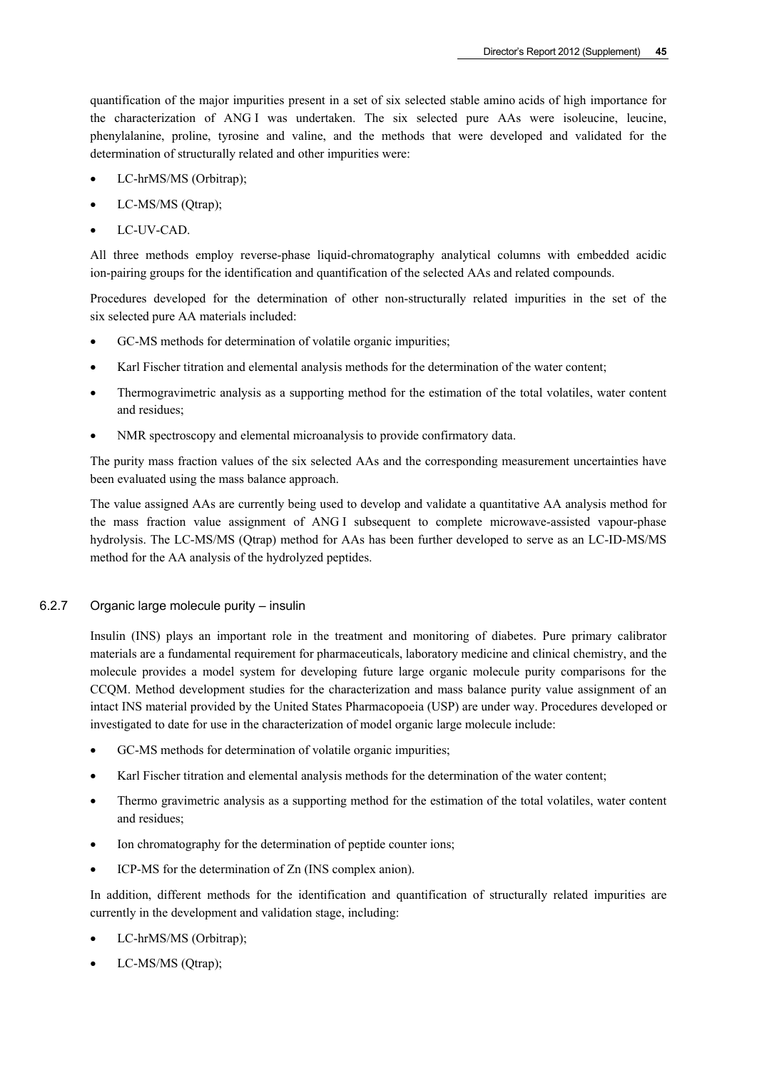quantification of the major impurities present in a set of six selected stable amino acids of high importance for the characterization of ANG I was undertaken. The six selected pure AAs were isoleucine, leucine, phenylalanine, proline, tyrosine and valine, and the methods that were developed and validated for the determination of structurally related and other impurities were:

- LC-hrMS/MS (Orbitrap);
- LC-MS/MS (Qtrap);
- LC-UV-CAD.

All three methods employ reverse-phase liquid-chromatography analytical columns with embedded acidic ion-pairing groups for the identification and quantification of the selected AAs and related compounds.

Procedures developed for the determination of other non-structurally related impurities in the set of the six selected pure AA materials included:

- GC-MS methods for determination of volatile organic impurities;
- Karl Fischer titration and elemental analysis methods for the determination of the water content;
- Thermogravimetric analysis as a supporting method for the estimation of the total volatiles, water content and residues;
- NMR spectroscopy and elemental microanalysis to provide confirmatory data.

The purity mass fraction values of the six selected AAs and the corresponding measurement uncertainties have been evaluated using the mass balance approach.

The value assigned AAs are currently being used to develop and validate a quantitative AA analysis method for the mass fraction value assignment of ANG I subsequent to complete microwave-assisted vapour-phase hydrolysis. The LC-MS/MS (Qtrap) method for AAs has been further developed to serve as an LC-ID-MS/MS method for the AA analysis of the hydrolyzed peptides.

### 6.2.7 Organic large molecule purity – insulin

Insulin (INS) plays an important role in the treatment and monitoring of diabetes. Pure primary calibrator materials are a fundamental requirement for pharmaceuticals, laboratory medicine and clinical chemistry, and the molecule provides a model system for developing future large organic molecule purity comparisons for the CCQM. Method development studies for the characterization and mass balance purity value assignment of an intact INS material provided by the United States Pharmacopoeia (USP) are under way. Procedures developed or investigated to date for use in the characterization of model organic large molecule include:

- GC-MS methods for determination of volatile organic impurities;
- Karl Fischer titration and elemental analysis methods for the determination of the water content;
- Thermo gravimetric analysis as a supporting method for the estimation of the total volatiles, water content and residues;
- Ion chromatography for the determination of peptide counter ions;
- ICP-MS for the determination of Zn (INS complex anion).

In addition, different methods for the identification and quantification of structurally related impurities are currently in the development and validation stage, including:

- LC-hrMS/MS (Orbitrap);
- LC-MS/MS (Qtrap);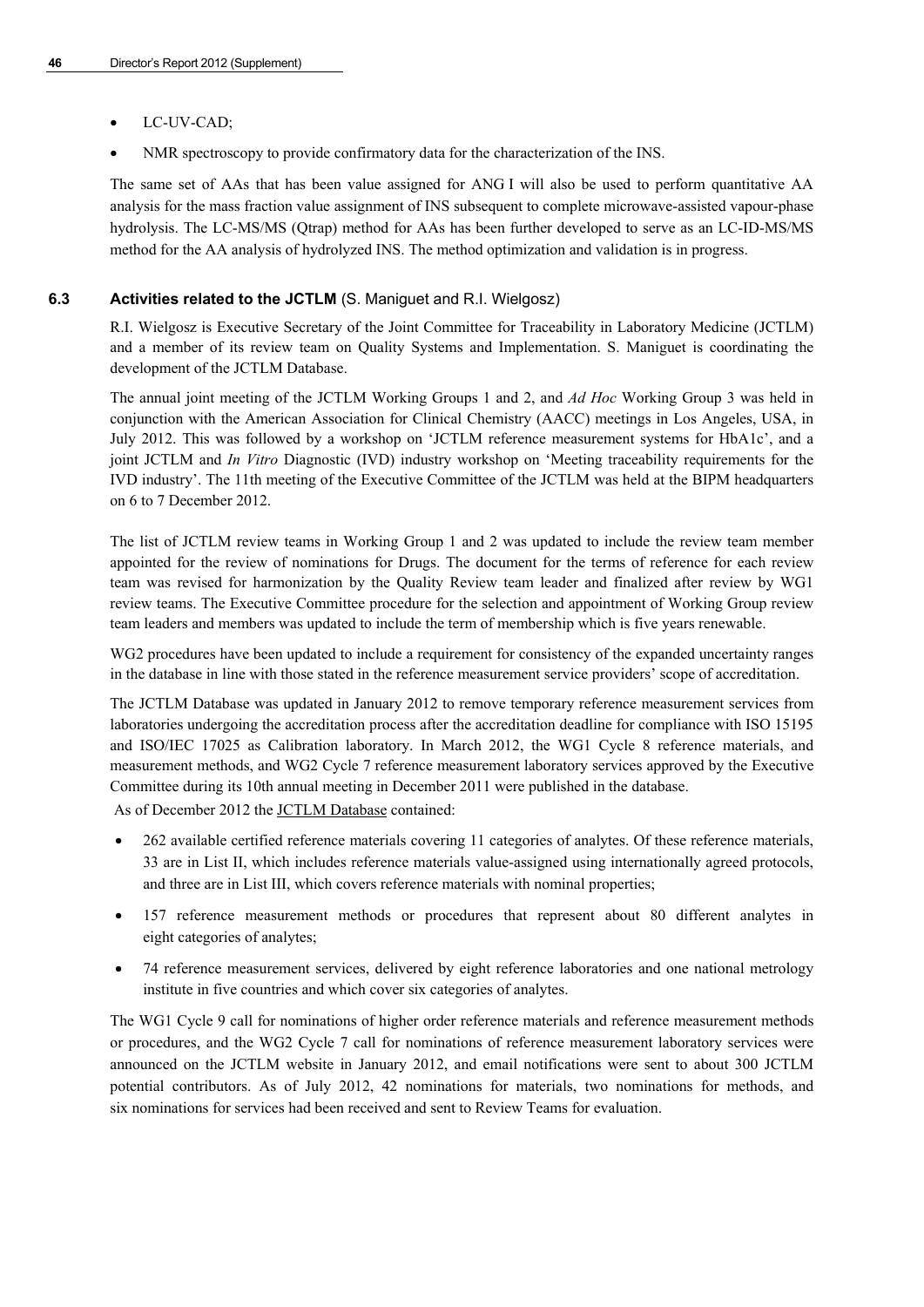- LC-UV-CAD;
- NMR spectroscopy to provide confirmatory data for the characterization of the INS.

The same set of AAs that has been value assigned for ANG I will also be used to perform quantitative AA analysis for the mass fraction value assignment of INS subsequent to complete microwave-assisted vapour-phase hydrolysis. The LC-MS/MS (Qtrap) method for AAs has been further developed to serve as an LC-ID-MS/MS method for the AA analysis of hydrolyzed INS. The method optimization and validation is in progress.

### 6.3 Activities related to the JCTLM (S. Maniguet and R.I. Wielgosz)

R.I. Wielgosz is Executive Secretary of the Joint Committee for Traceability in Laboratory Medicine (JCTLM) and a member of its review team on Quality Systems and Implementation. S. Maniguet is coordinating the development of the JCTLM Database.

The annual joint meeting of the JCTLM Working Groups 1 and 2, and *Ad Hoc* Working Group 3 was held in conjunction with the American Association for Clinical Chemistry (AACC) meetings in Los Angeles, USA, in July 2012. This was followed by a workshop on 'JCTLM reference measurement systems for HbA1c', and a joint JCTLM and *In Vitro* Diagnostic (IVD) industry workshop on 'Meeting traceability requirements for the IVD industry'. The 11th meeting of the Executive Committee of the JCTLM was held at the BIPM headquarters on 6 to 7 December 2012.

The list of JCTLM review teams in Working Group 1 and 2 was updated to include the review team member appointed for the review of nominations for Drugs. The document for the terms of reference for each review team was revised for harmonization by the Quality Review team leader and finalized after review by WG1 review teams. The Executive Committee procedure for the selection and appointment of Working Group review team leaders and members was updated to include the term of membership which is five years renewable.

WG2 procedures have been updated to include a requirement for consistency of the expanded uncertainty ranges in the database in line with those stated in the reference measurement service providers' scope of accreditation.

The JCTLM Database was updated in January 2012 to remove temporary reference measurement services from laboratories undergoing the accreditation process after the accreditation deadline for compliance with ISO 15195 and ISO/IEC 17025 as Calibration laboratory. In March 2012, the WG1 Cycle 8 reference materials, and measurement methods, and WG2 Cycle 7 reference measurement laboratory services approved by the Executive Committee during its 10th annual meeting in December 2011 were published in the database.

As of December 2012 the JCTLM Database contained:

- 262 available certified reference materials covering 11 categories of analytes. Of these reference materials, 33 are in List II, which includes reference materials value-assigned using internationally agreed protocols, and three are in List III, which covers reference materials with nominal properties;
- 157 reference measurement methods or procedures that represent about 80 different analytes in eight categories of analytes;
- 74 reference measurement services, delivered by eight reference laboratories and one national metrology institute in five countries and which cover six categories of analytes.

The WG1 Cycle 9 call for nominations of higher order reference materials and reference measurement methods or procedures, and the WG2 Cycle 7 call for nominations of reference measurement laboratory services were announced on the JCTLM website in January 2012, and email notifications were sent to about 300 JCTLM potential contributors. As of July 2012, 42 nominations for materials, two nominations for methods, and six nominations for services had been received and sent to Review Teams for evaluation.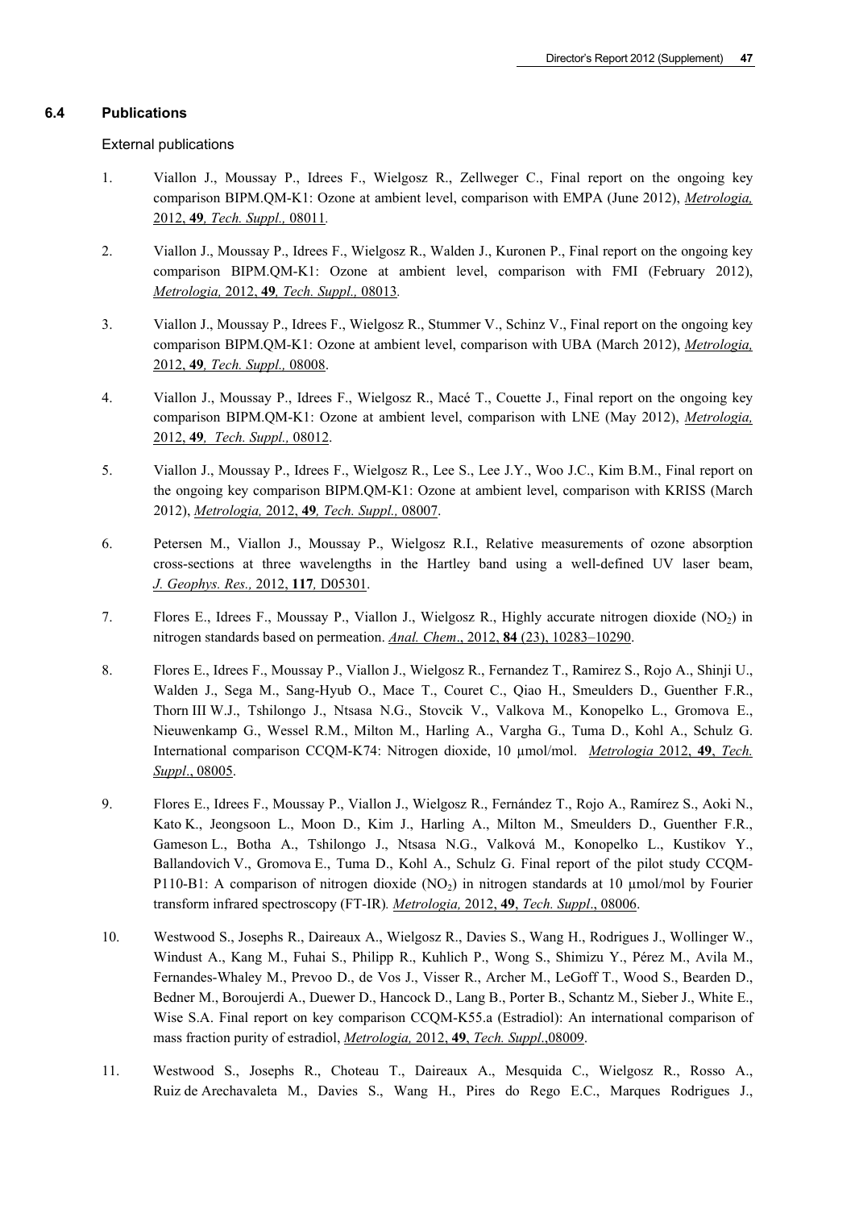### 6.4 Publications

External publications

1. Viallon J., Moussay P., Idrees F., Wielgosz R., Zellweger C., Final report on the ongoing key comparison BIPM.QM-K1: Ozone at ambient level, comparison with EMPA (June 2012), *Metrologia,* 2012, **49***, Tech. Suppl.,* 08011*.*

2. Viallon J., Moussay P., Idrees F., Wielgosz R., Walden J., Kuronen P., Final report on the ongoing key comparison BIPM.QM-K1: Ozone at ambient level, comparison with FMI (February 2012), *Metrologia,* 2012, **49***, Tech. Suppl.,* 08013*.*

3. Viallon J., Moussay P., Idrees F., Wielgosz R., Stummer V., Schinz V., Final report on the ongoing key comparison BIPM.QM-K1: Ozone at ambient level, comparison with UBA (March 2012), *Metrologia,* 2012, **49***, Tech. Suppl.,* 08008.

4. Viallon J., Moussay P., Idrees F., Wielgosz R., Macé T., Couette J., Final report on the ongoing key comparison BIPM.QM-K1: Ozone at ambient level, comparison with LNE (May 2012), *Metrologia,* 2012, **49***, Tech. Suppl.,* 08012.

5. Viallon J., Moussay P., Idrees F., Wielgosz R., Lee S., Lee J.Y., Woo J.C., Kim B.M., Final report on the ongoing key comparison BIPM.QM-K1: Ozone at ambient level, comparison with KRISS (March 2012), *Metrologia,* 2012, **49***, Tech. Suppl.,* 08007.

6. Petersen M., Viallon J., Moussay P., Wielgosz R.I., Relative measurements of ozone absorption cross-sections at three wavelengths in the Hartley band using a well-defined UV laser beam, *J. Geophys. Res.,* 2012, **117***,* D05301.

7. Flores E., Idrees F., Moussay P., Viallon J., Wielgosz R., Highly accurate nitrogen dioxide ($NO_2$) in nitrogen standards based on permeation. *Anal. Chem*., 2012, **84** (23), 10283–10290.

8. Flores E., Idrees F., Moussay P., Viallon J., Wielgosz R., Fernandez T., Ramirez S., Rojo A., Shinji U., Walden J., Sega M., Sang-Hyub O., Mace T., Couret C., Qiao H., Smeulders D., Guenther F.R., Thorn III W.J., Tshilongo J., Ntsasa N.G., Stovcik V., Valkova M., Konopelko L., Gromova E., Nieuwenkamp G., Wessel R.M., Milton M., Harling A., Vargha G., Tuma D., Kohl A., Schulz G. International comparison CCQM-K74: Nitrogen dioxide, 10 μmol/mol. *Metrologia* 2012, **49**, *Tech. Suppl*., 08005.

9. Flores E., Idrees F., Moussay P., Viallon J., Wielgosz R., Fernández T., Rojo A., Ramírez S., Aoki N., Kato K., Jeongsoon L., Moon D., Kim J., Harling A., Milton M., Smeulders D., Guenther F.R., Gameson L., Botha A., Tshilongo J., Ntsasa N.G., Valková M., Konopelko L., Kustikov Y., Ballandovich V., Gromova E., Tuma D., Kohl A., Schulz G. Final report of the pilot study CCQM-P110-B1: A comparison of nitrogen dioxide ($NO_2$) in nitrogen standards at 10 μmol/mol by Fourier transform infrared spectroscopy (FT-IR)*. Metrologia,* 2012, **49**, *Tech. Suppl*., 08006.

10. Westwood S., Josephs R., Daireaux A., Wielgosz R., Davies S., Wang H., Rodrigues J., Wollinger W., Windust A., Kang M., Fuhai S., Philipp R., Kuhlich P., Wong S., Shimizu Y., Pérez M., Avila M., Fernandes-Whaley M., Prevoo D., de Vos J., Visser R., Archer M., LeGoff T., Wood S., Bearden D., Bedner M., Boroujerdi A., Duewer D., Hancock D., Lang B., Porter B., Schantz M., Sieber J., White E., Wise S.A. Final report on key comparison CCQM-K55.a (Estradiol): An international comparison of mass fraction purity of estradiol, *Metrologia,* 2012, **49**, *Tech. Suppl*.,08009.

11. Westwood S., Josephs R., Choteau T., Daireaux A., Mesquida C., Wielgosz R., Rosso A., Ruiz de Arechavaleta M., Davies S., Wang H., Pires do Rego E.C., Marques Rodrigues J.,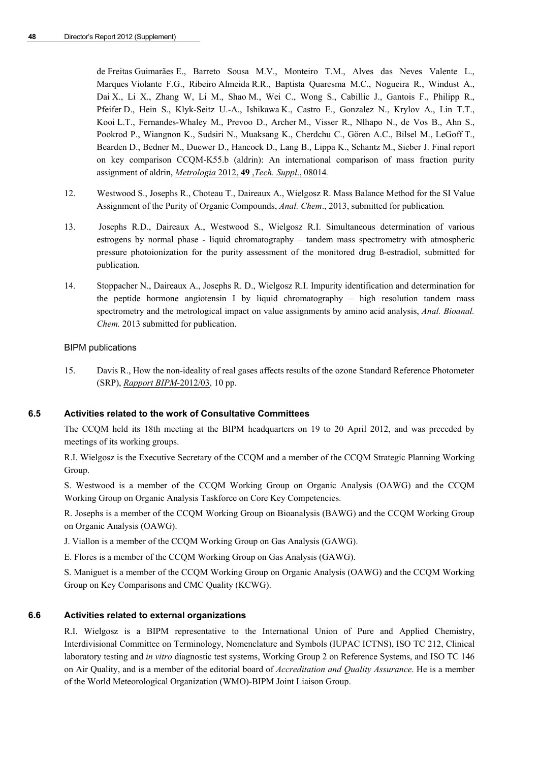de Freitas Guimarães E., Barreto Sousa M.V., Monteiro T.M., Alves das Neves Valente L., Marques Violante F.G., Ribeiro Almeida R.R., Baptista Quaresma M.C., Nogueira R., Windust A., Dai X., Li X., Zhang W, Li M., Shao M., Wei C., Wong S., Cabillic J., Gantois F., Philipp R., Pfeifer D., Hein S., Klyk-Seitz U.-A., Ishikawa K., Castro E., Gonzalez N., Krylov A., Lin T.T., Kooi L.T., Fernandes-Whaley M., Prevoo D., Archer M., Visser R., Nlhapo N., de Vos B., Ahn S., Pookrod P., Wiangnon K., Sudsiri N., Muaksang K., Cherdchu C., Gören A.C., Bilsel M., LeGoff T., Bearden D., Bedner M., Duewer D., Hancock D., Lang B., Lippa K., Schantz M., Sieber J. Final report on key comparison CCQM-K55.b (aldrin): An international comparison of mass fraction purity assignment of aldrin, *Metrologia* 2012, **49** ,*Tech. Suppl*., 08014*.*

12. Westwood S., Josephs R., Choteau T., Daireaux A., Wielgosz R. Mass Balance Method for the SI Value Assignment of the Purity of Organic Compounds, *Anal. Chem*., 2013, submitted for publication*.*

13. Josephs R.D., Daireaux A., Westwood S., Wielgosz R.I. Simultaneous determination of various estrogens by normal phase - liquid chromatography – tandem mass spectrometry with atmospheric pressure photoionization for the purity assessment of the monitored drug ß-estradiol, submitted for publication*.*

14. Stoppacher N., Daireaux A., Josephs R. D., Wielgosz R.I. Impurity identification and determination for the peptide hormone angiotensin I by liquid chromatography – high resolution tandem mass spectrometry and the metrological impact on value assignments by amino acid analysis, *Anal. Bioanal. Chem.* 2013 submitted for publication.

BIPM publications

15. Davis R., How the non-ideality of real gases affects results of the ozone Standard Reference Photometer (SRP), *Rapport BIPM*-2012/03, 10 pp.

### 6.5 Activities related to the work of Consultative Committees

The CCQM held its 18th meeting at the BIPM headquarters on 19 to 20 April 2012, and was preceded by meetings of its working groups.

R.I. Wielgosz is the Executive Secretary of the CCQM and a member of the CCQM Strategic Planning Working Group.

S. Westwood is a member of the CCQM Working Group on Organic Analysis (OAWG) and the CCQM Working Group on Organic Analysis Taskforce on Core Key Competencies.

R. Josephs is a member of the CCQM Working Group on Bioanalysis (BAWG) and the CCQM Working Group on Organic Analysis (OAWG).

J. Viallon is a member of the CCQM Working Group on Gas Analysis (GAWG).

E. Flores is a member of the CCQM Working Group on Gas Analysis (GAWG).

S. Maniguet is a member of the CCQM Working Group on Organic Analysis (OAWG) and the CCQM Working Group on Key Comparisons and CMC Quality (KCWG).

### 6.6 Activities related to external organizations

R.I. Wielgosz is a BIPM representative to the International Union of Pure and Applied Chemistry, Interdivisional Committee on Terminology, Nomenclature and Symbols (IUPAC ICTNS), ISO TC 212, Clinical laboratory testing and *in vitro* diagnostic test systems, Working Group 2 on Reference Systems, and ISO TC 146 on Air Quality, and is a member of the editorial board of *Accreditation and Quality Assurance*. He is a member of the World Meteorological Organization (WMO)-BIPM Joint Liaison Group.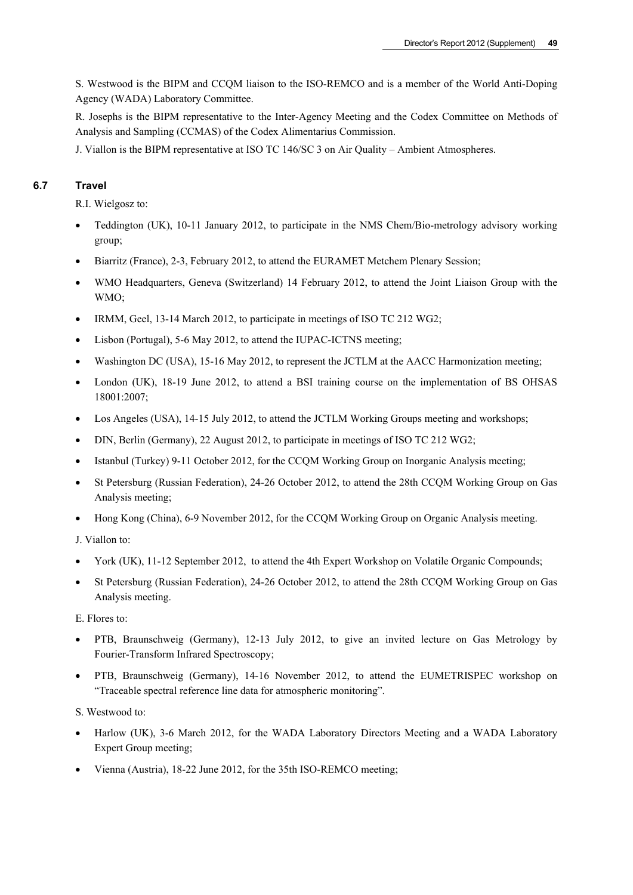S. Westwood is the BIPM and CCQM liaison to the ISO-REMCO and is a member of the World Anti-Doping Agency (WADA) Laboratory Committee.

R. Josephs is the BIPM representative to the Inter-Agency Meeting and the Codex Committee on Methods of Analysis and Sampling (CCMAS) of the Codex Alimentarius Commission.

J. Viallon is the BIPM representative at ISO TC 146/SC 3 on Air Quality – Ambient Atmospheres.

### 6.7 Travel

R.I. Wielgosz to:

- Teddington (UK), 10-11 January 2012, to participate in the NMS Chem/Bio-metrology advisory working group;
- Biarritz (France), 2-3, February 2012, to attend the EURAMET Metchem Plenary Session;
- WMO Headquarters, Geneva (Switzerland) 14 February 2012, to attend the Joint Liaison Group with the WMO;
- IRMM, Geel, 13-14 March 2012, to participate in meetings of ISO TC 212 WG2;
- Lisbon (Portugal), 5-6 May 2012, to attend the IUPAC-ICTNS meeting;
- Washington DC (USA), 15-16 May 2012, to represent the JCTLM at the AACC Harmonization meeting;
- London (UK), 18-19 June 2012, to attend a BSI training course on the implementation of BS OHSAS 18001:2007;
- Los Angeles (USA), 14-15 July 2012, to attend the JCTLM Working Groups meeting and workshops;
- DIN, Berlin (Germany), 22 August 2012, to participate in meetings of ISO TC 212 WG2;
- Istanbul (Turkey) 9-11 October 2012, for the CCQM Working Group on Inorganic Analysis meeting;
- St Petersburg (Russian Federation), 24-26 October 2012, to attend the 28th CCQM Working Group on Gas Analysis meeting;
- Hong Kong (China), 6-9 November 2012, for the CCQM Working Group on Organic Analysis meeting.

J. Viallon to:

- York (UK), 11-12 September 2012, to attend the 4th Expert Workshop on Volatile Organic Compounds;
- St Petersburg (Russian Federation), 24-26 October 2012, to attend the 28th CCQM Working Group on Gas Analysis meeting.

E. Flores to:

- PTB, Braunschweig (Germany), 12-13 July 2012, to give an invited lecture on Gas Metrology by Fourier-Transform Infrared Spectroscopy;
- PTB, Braunschweig (Germany), 14-16 November 2012, to attend the EUMETRISPEC workshop on "Traceable spectral reference line data for atmospheric monitoring".

S. Westwood to:

- Harlow (UK), 3-6 March 2012, for the WADA Laboratory Directors Meeting and a WADA Laboratory Expert Group meeting;
- Vienna (Austria), 18-22 June 2012, for the 35th ISO-REMCO meeting;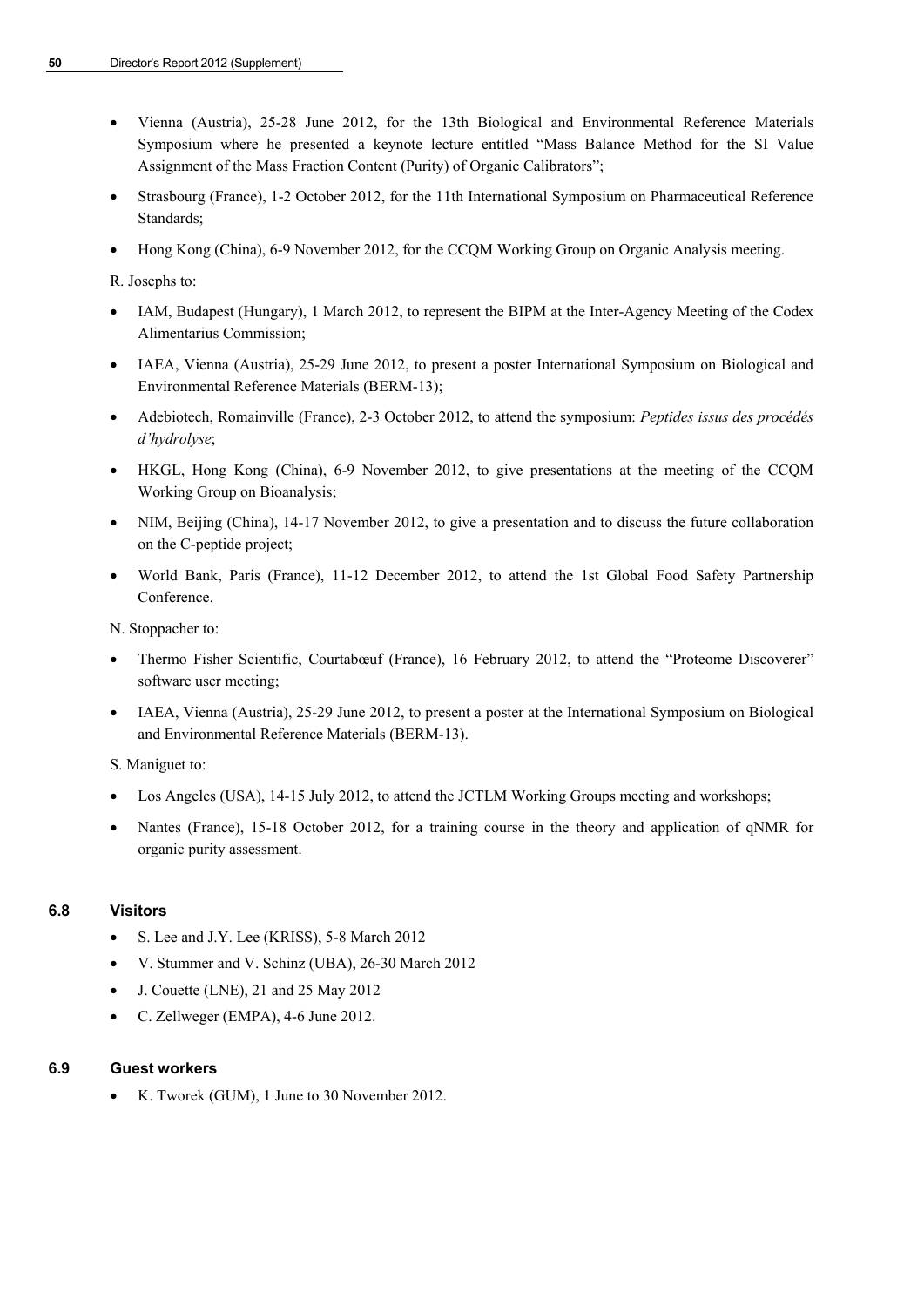- Vienna (Austria), 25-28 June 2012, for the 13th Biological and Environmental Reference Materials Symposium where he presented a keynote lecture entitled "Mass Balance Method for the SI Value Assignment of the Mass Fraction Content (Purity) of Organic Calibrators";
- Strasbourg (France), 1-2 October 2012, for the 11th International Symposium on Pharmaceutical Reference Standards;
- Hong Kong (China), 6-9 November 2012, for the CCQM Working Group on Organic Analysis meeting.

R. Josephs to:

- IAM, Budapest (Hungary), 1 March 2012, to represent the BIPM at the Inter-Agency Meeting of the Codex Alimentarius Commission;
- IAEA, Vienna (Austria), 25-29 June 2012, to present a poster International Symposium on Biological and Environmental Reference Materials (BERM-13);
- Adebiotech, Romainville (France), 2-3 October 2012, to attend the symposium: *Peptides issus des procédés d'hydrolyse*;
- HKGL, Hong Kong (China), 6-9 November 2012, to give presentations at the meeting of the CCQM Working Group on Bioanalysis;
- NIM, Beijing (China), 14-17 November 2012, to give a presentation and to discuss the future collaboration on the C-peptide project;
- World Bank, Paris (France), 11-12 December 2012, to attend the 1st Global Food Safety Partnership Conference.

N. Stoppacher to:

- Thermo Fisher Scientific, Courtabœuf (France), 16 February 2012, to attend the "Proteome Discoverer" software user meeting;
- IAEA, Vienna (Austria), 25-29 June 2012, to present a poster at the International Symposium on Biological and Environmental Reference Materials (BERM-13).

S. Maniguet to:

- Los Angeles (USA), 14-15 July 2012, to attend the JCTLM Working Groups meeting and workshops;
- Nantes (France), 15-18 October 2012, for a training course in the theory and application of qNMR for organic purity assessment.

### 6.8 Visitors

- S. Lee and J.Y. Lee (KRISS), 5-8 March 2012
- V. Stummer and V. Schinz (UBA), 26-30 March 2012
- J. Couette (LNE), 21 and 25 May 2012
- C. Zellweger (EMPA), 4-6 June 2012.

### 6.9 Guest workers

- K. Tworek (GUM), 1 June to 30 November 2012.